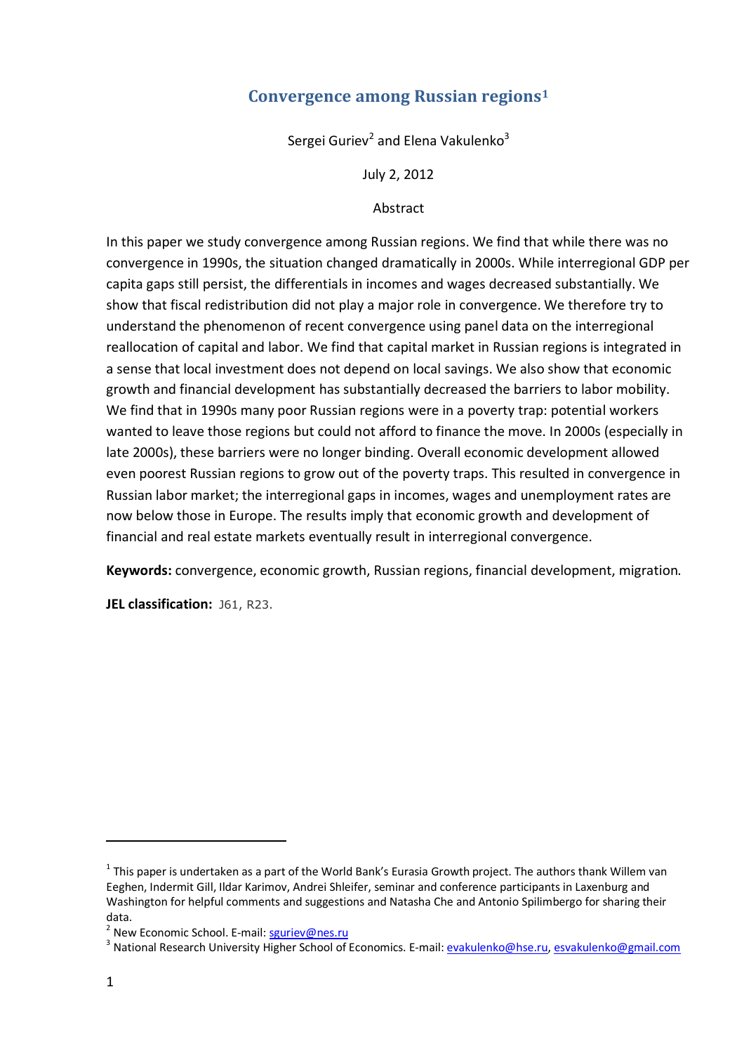# Convergence among Russian regions[1]

Sergei Guriev[2] and Elena Vakulenko[3]

July 2, 2012

Abstract

In this paper we study convergence among Russian regions. We find that while there was no convergence in 1990s, the situation changed dramatically in 2000s. While interregional GDP per capita gaps still persist, the differentials in incomes and wages decreased substantially. We show that fiscal redistribution did not play a major role in convergence. We therefore try to understand the phenomenon of recent convergence using panel data on the interregional reallocation of capital and labor. We find that capital market in Russian regions is integrated in a sense that local investment does not depend on local savings. We also show that economic growth and financial development has substantially decreased the barriers to labor mobility. We find that in 1990s many poor Russian regions were in a poverty trap: potential workers wanted to leave those regions but could not afford to finance the move. In 2000s (especially in late 2000s), these barriers were no longer binding. Overall economic development allowed even poorest Russian regions to grow out of the poverty traps. This resulted in convergence in Russian labor market; the interregional gaps in incomes, wages and unemployment rates are now below those in Europe. The results imply that economic growth and development of financial and real estate markets eventually result in interregional convergence.

**Keywords:** convergence, economic growth, Russian regions, financial development, migration.

**JEL classification:** J61, R23.

---

[1] This paper is undertaken as a part of the World Bank's Eurasia Growth project. The authors thank Willem van Eeghen, Indermit Gill, Ildar Karimov, Andrei Shleifer, seminar and conference participants in Laxenburg and Washington for helpful comments and suggestions and Natasha Che and Antonio Spilimbergo for sharing their data.

[2] New Economic School. E-mail: sguriev@nes.ru

[3] National Research University Higher School of Economics. E-mail: evakulenko@hse.ru, esvakulenko@gmail.com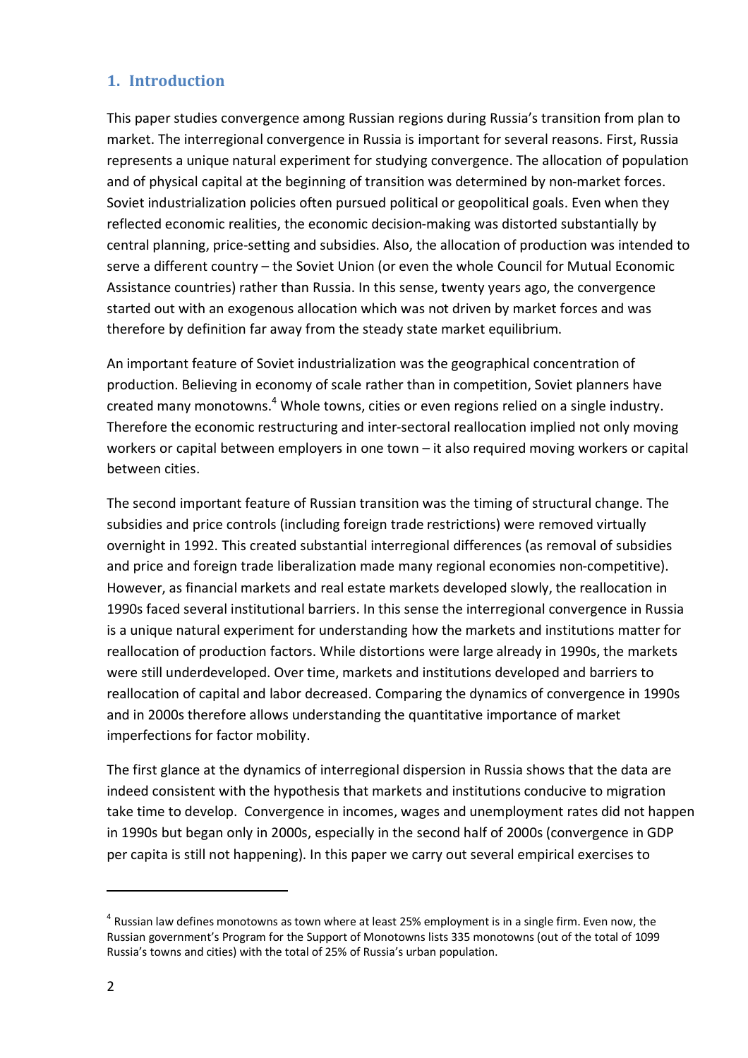## 1. Introduction

This paper studies convergence among Russian regions during Russia's transition from plan to market. The interregional convergence in Russia is important for several reasons. First, Russia represents a unique natural experiment for studying convergence. The allocation of population and of physical capital at the beginning of transition was determined by non-market forces. Soviet industrialization policies often pursued political or geopolitical goals. Even when they reflected economic realities, the economic decision-making was distorted substantially by central planning, price-setting and subsidies. Also, the allocation of production was intended to serve a different country – the Soviet Union (or even the whole Council for Mutual Economic Assistance countries) rather than Russia. In this sense, twenty years ago, the convergence started out with an exogenous allocation which was not driven by market forces and was therefore by definition far away from the steady state market equilibrium.

An important feature of Soviet industrialization was the geographical concentration of production. Believing in economy of scale rather than in competition, Soviet planners have created many monotowns.[4] Whole towns, cities or even regions relied on a single industry. Therefore the economic restructuring and inter-sectoral reallocation implied not only moving workers or capital between employers in one town – it also required moving workers or capital between cities.

The second important feature of Russian transition was the timing of structural change. The subsidies and price controls (including foreign trade restrictions) were removed virtually overnight in 1992. This created substantial interregional differences (as removal of subsidies and price and foreign trade liberalization made many regional economies non-competitive). However, as financial markets and real estate markets developed slowly, the reallocation in 1990s faced several institutional barriers. In this sense the interregional convergence in Russia is a unique natural experiment for understanding how the markets and institutions matter for reallocation of production factors. While distortions were large already in 1990s, the markets were still underdeveloped. Over time, markets and institutions developed and barriers to reallocation of capital and labor decreased. Comparing the dynamics of convergence in 1990s and in 2000s therefore allows understanding the quantitative importance of market imperfections for factor mobility.

The first glance at the dynamics of interregional dispersion in Russia shows that the data are indeed consistent with the hypothesis that markets and institutions conducive to migration take time to develop. Convergence in incomes, wages and unemployment rates did not happen in 1990s but began only in 2000s, especially in the second half of 2000s (convergence in GDP per capita is still not happening). In this paper we carry out several empirical exercises to

[4] Russian law defines monotowns as town where at least 25% employment is in a single firm. Even now, the Russian government's Program for the Support of Monotowns lists 335 monotowns (out of the total of 1099 Russia's towns and cities) with the total of 25% of Russia's urban population.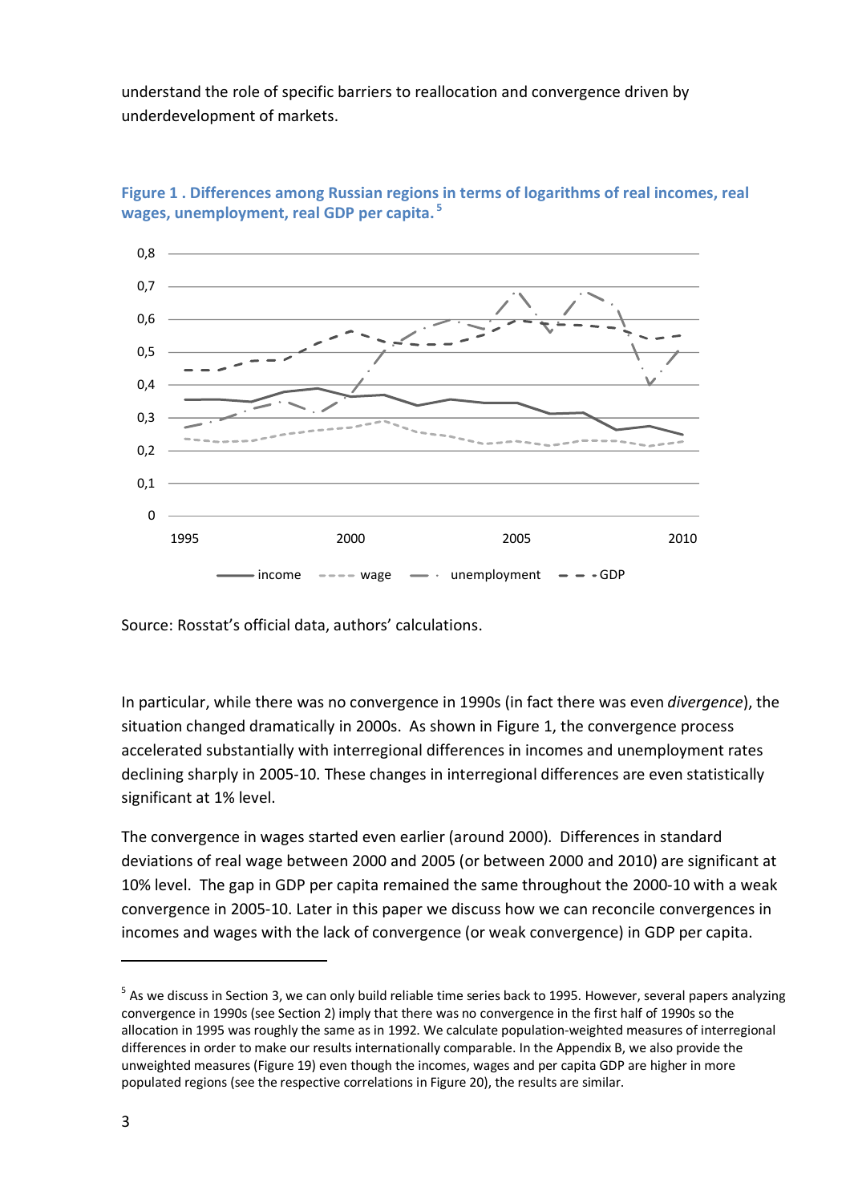understand the role of specific barriers to reallocation and convergence driven by underdevelopment of markets.

**Figure 1 . Differences among Russian regions in terms of logarithms of real incomes, real wages, unemployment, real GDP per capita.** [5]

Source: Rosstat's official data, authors' calculations.

In particular, while there was no convergence in 1990s (in fact there was even *divergence*), the situation changed dramatically in 2000s. As shown in Figure 1, the convergence process accelerated substantially with interregional differences in incomes and unemployment rates declining sharply in 2005-10. These changes in interregional differences are even statistically significant at 1% level.

The convergence in wages started even earlier (around 2000). Differences in standard deviations of real wage between 2000 and 2005 (or between 2000 and 2010) are significant at 10% level. The gap in GDP per capita remained the same throughout the 2000-10 with a weak convergence in 2005-10. Later in this paper we discuss how we can reconcile convergences in incomes and wages with the lack of convergence (or weak convergence) in GDP per capita.

---

[5] As we discuss in Section 3, we can only build reliable time series back to 1995. However, several papers analyzing convergence in 1990s (see Section 2) imply that there was no convergence in the first half of 1990s so the allocation in 1995 was roughly the same as in 1992. We calculate population-weighted measures of interregional differences in order to make our results internationally comparable. In the Appendix B, we also provide the unweighted measures (Figure 19) even though the incomes, wages and per capita GDP are higher in more populated regions (see the respective correlations in Figure 20), the results are similar.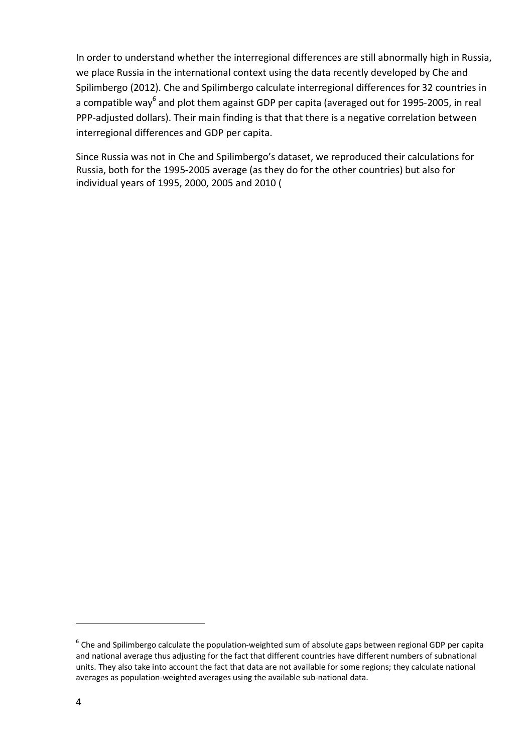In order to understand whether the interregional differences are still abnormally high in Russia, we place Russia in the international context using the data recently developed by Che and Spilimbergo (2012). Che and Spilimbergo calculate interregional differences for 32 countries in a compatible way[6] and plot them against GDP per capita (averaged out for 1995-2005, in real PPP-adjusted dollars). Their main finding is that that there is a negative correlation between interregional differences and GDP per capita.

Since Russia was not in Che and Spilimbergo's dataset, we reproduced their calculations for Russia, both for the 1995-2005 average (as they do for the other countries) but also for individual years of 1995, 2000, 2005 and 2010 (

---

[6] Che and Spilimbergo calculate the population-weighted sum of absolute gaps between regional GDP per capita and national average thus adjusting for the fact that different countries have different numbers of subnational units. They also take into account the fact that data are not available for some regions; they calculate national averages as population-weighted averages using the available sub-national data.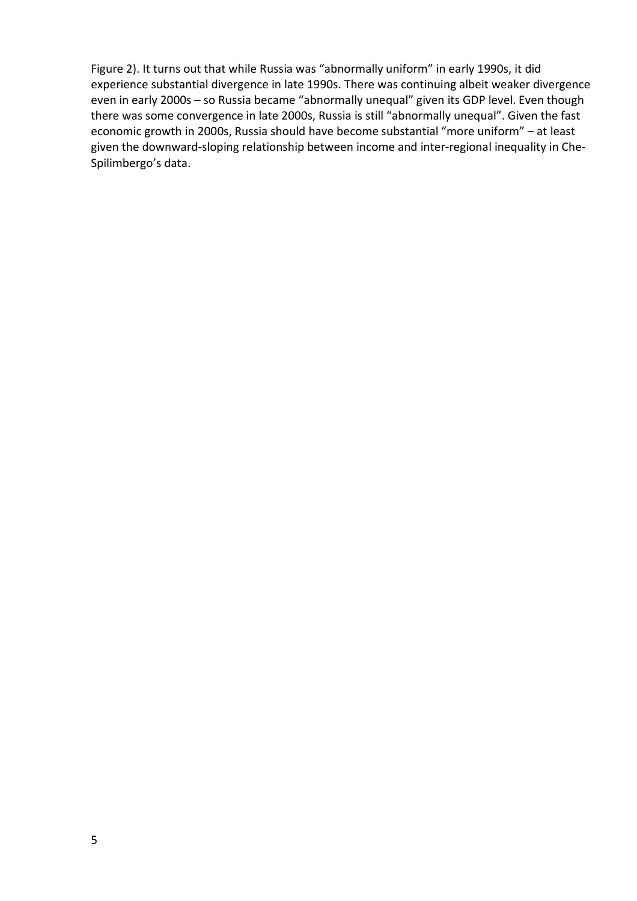Figure 2). It turns out that while Russia was "abnormally uniform" in early 1990s, it did experience substantial divergence in late 1990s. There was continuing albeit weaker divergence even in early 2000s – so Russia became "abnormally unequal" given its GDP level. Even though there was some convergence in late 2000s, Russia is still "abnormally unequal". Given the fast economic growth in 2000s, Russia should have become substantial "more uniform" – at least given the downward-sloping relationship between income and inter-regional inequality in Che-Spilimbergo's data.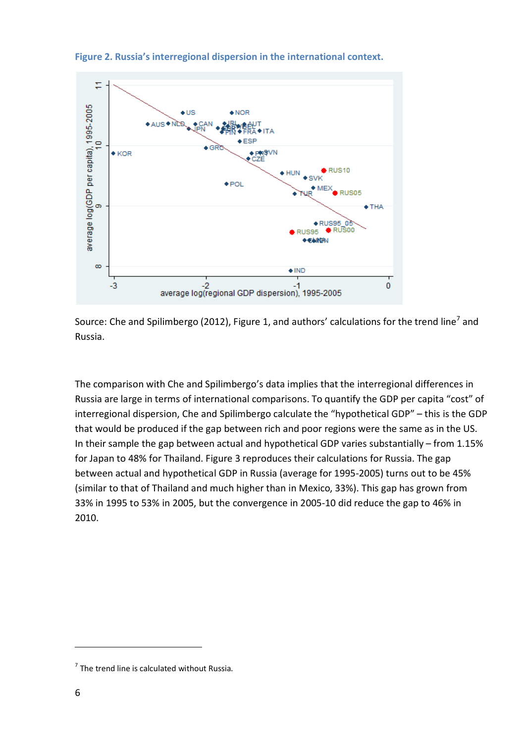**Figure 2. Russia's interregional dispersion in the international context.**

Source: Che and Spilimbergo (2012), Figure 1, and authors' calculations for the trend line[7] and Russia.

The comparison with Che and Spilimbergo's data implies that the interregional differences in Russia are large in terms of international comparisons. To quantify the GDP per capita "cost" of interregional dispersion, Che and Spilimbergo calculate the "hypothetical GDP" – this is the GDP that would be produced if the gap between rich and poor regions were the same as in the US. In their sample the gap between actual and hypothetical GDP varies substantially – from 1.15% for Japan to 48% for Thailand. Figure 3 reproduces their calculations for Russia. The gap between actual and hypothetical GDP in Russia (average for 1995-2005) turns out to be 45% (similar to that of Thailand and much higher than in Mexico, 33%). This gap has grown from 33% in 1995 to 53% in 2005, but the convergence in 2005-10 did reduce the gap to 46% in 2010.

[7] The trend line is calculated without Russia.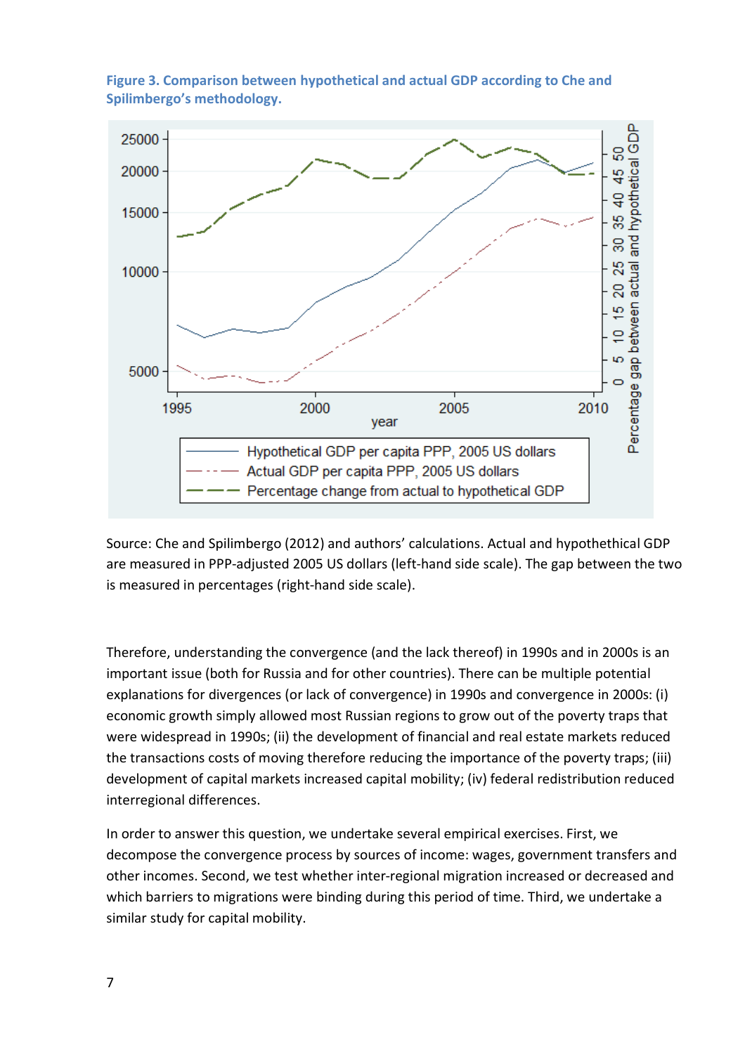**Figure 3. Comparison between hypothetical and actual GDP according to Che and Spilimbergo's methodology.**

Source: Che and Spilimbergo (2012) and authors' calculations. Actual and hypothetical GDP are measured in PPP-adjusted 2005 US dollars (left-hand side scale). The gap between the two is measured in percentages (right-hand side scale).

Therefore, understanding the convergence (and the lack thereof) in 1990s and in 2000s is an important issue (both for Russia and for other countries). There can be multiple potential explanations for divergences (or lack of convergence) in 1990s and convergence in 2000s: (i) economic growth simply allowed most Russian regions to grow out of the poverty traps that were widespread in 1990s; (ii) the development of financial and real estate markets reduced the transactions costs of moving therefore reducing the importance of the poverty traps; (iii) development of capital markets increased capital mobility; (iv) federal redistribution reduced interregional differences.

In order to answer this question, we undertake several empirical exercises. First, we decompose the convergence process by sources of income: wages, government transfers and other incomes. Second, we test whether inter-regional migration increased or decreased and which barriers to migrations were binding during this period of time. Third, we undertake a similar study for capital mobility.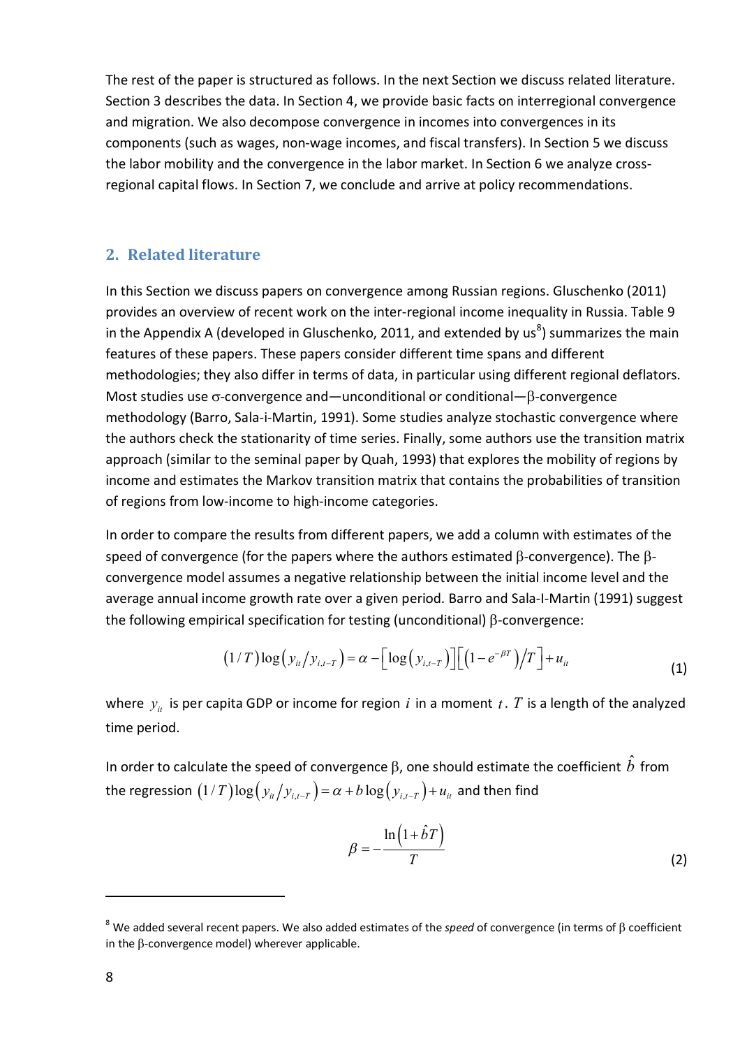The rest of the paper is structured as follows. In the next Section we discuss related literature. Section 3 describes the data. In Section 4, we provide basic facts on interregional convergence and migration. We also decompose convergence in incomes into convergences in its components (such as wages, non-wage incomes, and fiscal transfers). In Section 5 we discuss the labor mobility and the convergence in the labor market. In Section 6 we analyze cross-regional capital flows. In Section 7, we conclude and arrive at policy recommendations.

## 2. Related literature

In this Section we discuss papers on convergence among Russian regions. Gluschenko (2011) provides an overview of recent work on the inter-regional income inequality in Russia. Table 9 in the Appendix A (developed in Gluschenko, 2011, and extended by us[8]) summarizes the main features of these papers. These papers consider different time spans and different methodologies; they also differ in terms of data, in particular using different regional deflators. Most studies use σ-convergence and—unconditional or conditional—β-convergence methodology (Barro, Sala-i-Martin, 1991). Some studies analyze stochastic convergence where the authors check the stationarity of time series. Finally, some authors use the transition matrix approach (similar to the seminal paper by Quah, 1993) that explores the mobility of regions by income and estimates the Markov transition matrix that contains the probabilities of transition of regions from low-income to high-income categories.

In order to compare the results from different papers, we add a column with estimates of the speed of convergence (for the papers where the authors estimated β-convergence). The β-convergence model assumes a negative relationship between the initial income level and the average annual income growth rate over a given period. Barro and Sala-I-Martin (1991) suggest the following empirical specification for testing (unconditional) β-convergence:

$$(1/T)\log\left(y_{it}/y_{i,t-T}\right)=\alpha-\left[\log\left(y_{i,t-T}\right)\right]\left[\left(1-e^{-\beta T}\right)/T\right]+u_{it} \tag{1}$$

where $y_{it}$ is per capita GDP or income for region $i$ in a moment $t$. $T$ is a length of the analyzed time period.

In order to calculate the speed of convergence β, one should estimate the coefficient $\hat{b}$ from the regression $(1/T)\log\left(y_{it}/y_{i,t-T}\right)=\alpha+b\log\left(y_{i,t-T}\right)+u_{it}$ and then find

$$\beta=-\frac{\ln\left(1+\hat{b}T\right)}{T} \tag{2}$$

[8] We added several recent papers. We also added estimates of the *speed* of convergence (in terms of β coefficient in the β-convergence model) wherever applicable.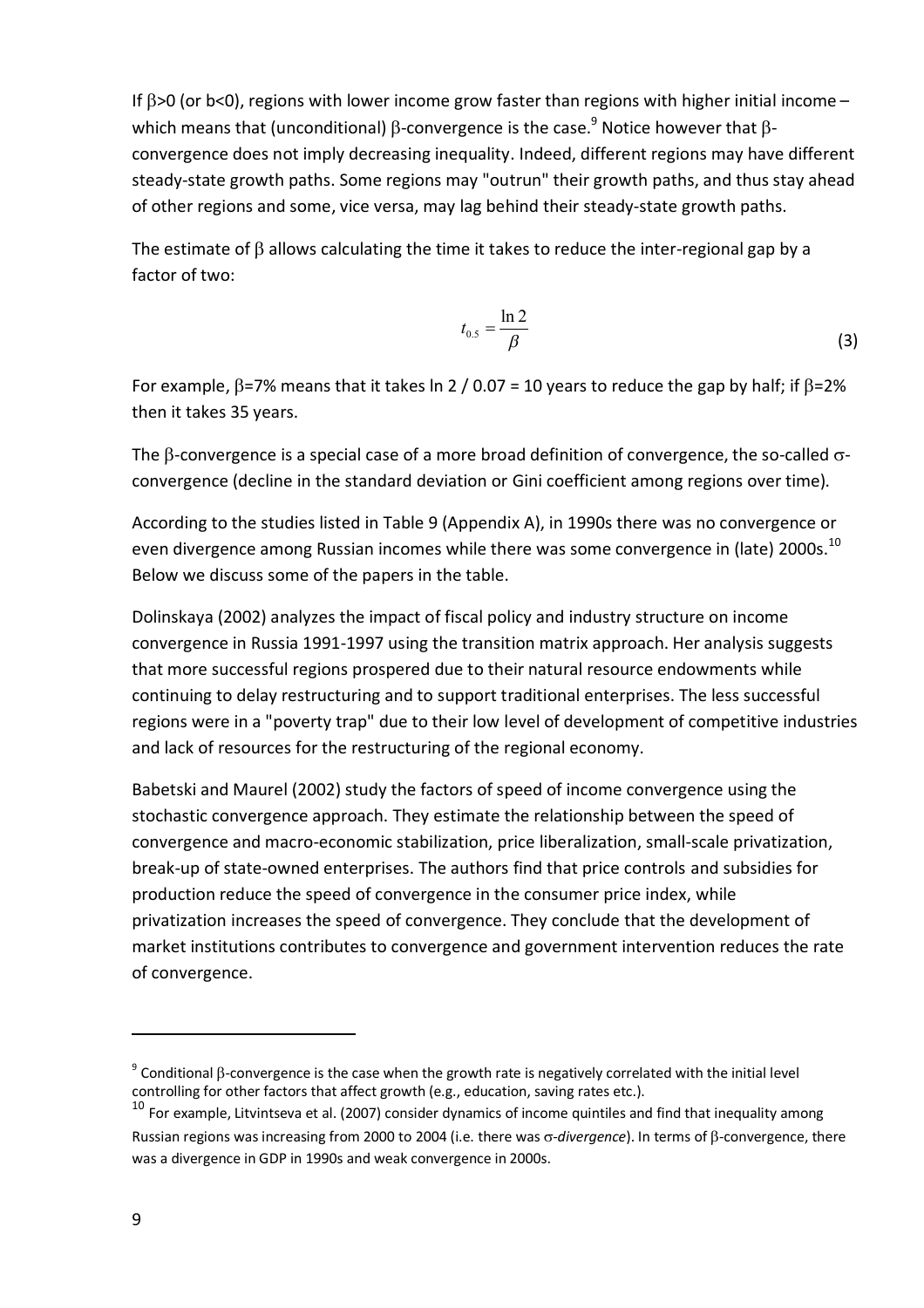If $\beta$>0 (or b<0), regions with lower income grow faster than regions with higher initial income – which means that (unconditional) $\beta$-convergence is the case.[9] Notice however that $\beta$-convergence does not imply decreasing inequality. Indeed, different regions may have different steady-state growth paths. Some regions may "outrun" their growth paths, and thus stay ahead of other regions and some, vice versa, may lag behind their steady-state growth paths.

The estimate of $\beta$ allows calculating the time it takes to reduce the inter-regional gap by a factor of two:

$$t_{0.5} = \frac{\ln 2}{\beta} \tag{3}$$

For example, $\beta$=7% means that it takes ln 2 / 0.07 = 10 years to reduce the gap by half; if $\beta$=2% then it takes 35 years.

The $\beta$-convergence is a special case of a more broad definition of convergence, the so-called $\sigma$-convergence (decline in the standard deviation or Gini coefficient among regions over time).

According to the studies listed in Table 9 (Appendix A), in 1990s there was no convergence or even divergence among Russian incomes while there was some convergence in (late) 2000s.[10] Below we discuss some of the papers in the table.

Dolinskaya (2002) analyzes the impact of fiscal policy and industry structure on income convergence in Russia 1991-1997 using the transition matrix approach. Her analysis suggests that more successful regions prospered due to their natural resource endowments while continuing to delay restructuring and to support traditional enterprises. The less successful regions were in a "poverty trap" due to their low level of development of competitive industries and lack of resources for the restructuring of the regional economy.

Babetski and Maurel (2002) study the factors of speed of income convergence using the stochastic convergence approach. They estimate the relationship between the speed of convergence and macro-economic stabilization, price liberalization, small-scale privatization, break-up of state-owned enterprises. The authors find that price controls and subsidies for production reduce the speed of convergence in the consumer price index, while privatization increases the speed of convergence. They conclude that the development of market institutions contributes to convergence and government intervention reduces the rate of convergence.

---

[9] Conditional $\beta$-convergence is the case when the growth rate is negatively correlated with the initial level controlling for other factors that affect growth (e.g., education, saving rates etc.).

[10] For example, Litvintseva et al. (2007) consider dynamics of income quintiles and find that inequality among Russian regions was increasing from 2000 to 2004 (i.e. there was $\sigma$-*divergence*). In terms of $\beta$-convergence, there was a divergence in GDP in 1990s and weak convergence in 2000s.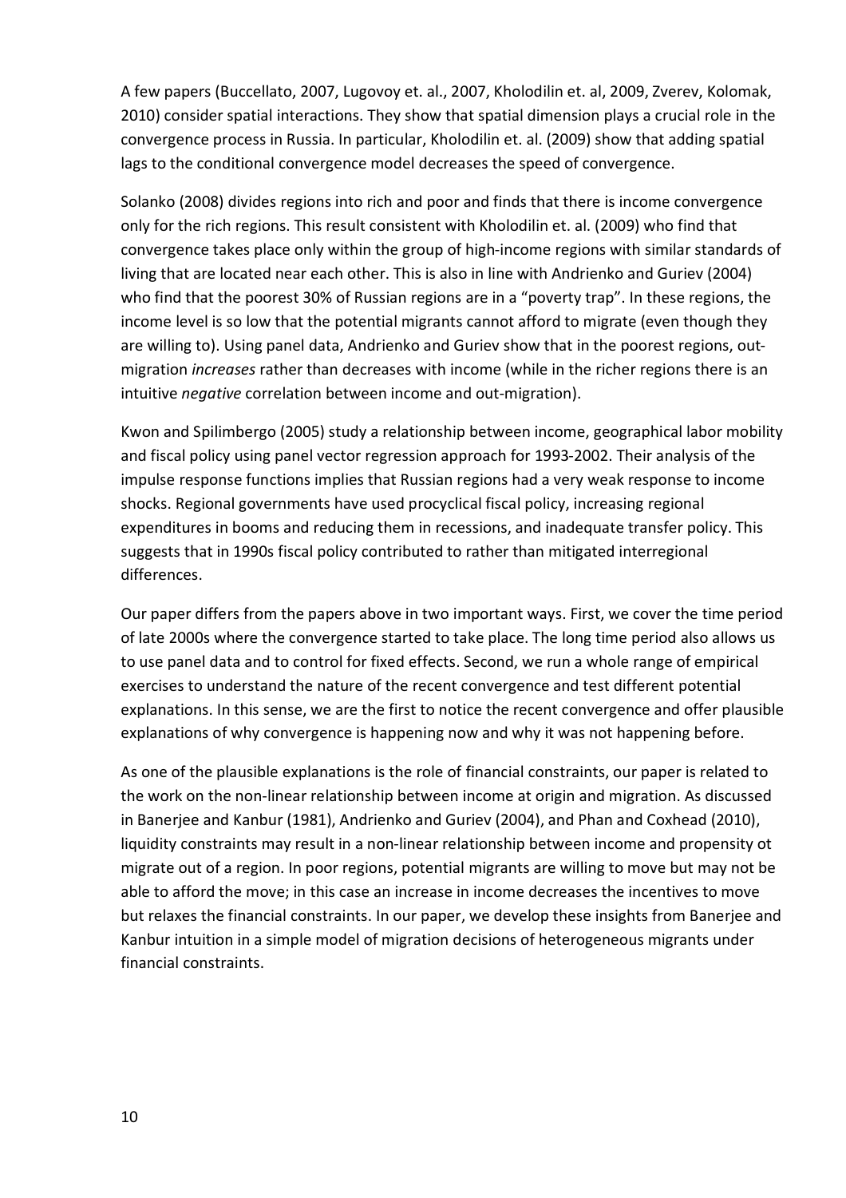A few papers (Buccellato, 2007, Lugovoy et. al., 2007, Kholodilin et. al, 2009, Zverev, Kolomak, 2010) consider spatial interactions. They show that spatial dimension plays a crucial role in the convergence process in Russia. In particular, Kholodilin et. al. (2009) show that adding spatial lags to the conditional convergence model decreases the speed of convergence.

Solanko (2008) divides regions into rich and poor and finds that there is income convergence only for the rich regions. This result consistent with Kholodilin et. al. (2009) who find that convergence takes place only within the group of high-income regions with similar standards of living that are located near each other. This is also in line with Andrienko and Guriev (2004) who find that the poorest 30% of Russian regions are in a "poverty trap". In these regions, the income level is so low that the potential migrants cannot afford to migrate (even though they are willing to). Using panel data, Andrienko and Guriev show that in the poorest regions, out-migration *increases* rather than decreases with income (while in the richer regions there is an intuitive *negative* correlation between income and out-migration).

Kwon and Spilimbergo (2005) study a relationship between income, geographical labor mobility and fiscal policy using panel vector regression approach for 1993-2002. Their analysis of the impulse response functions implies that Russian regions had a very weak response to income shocks. Regional governments have used procyclical fiscal policy, increasing regional expenditures in booms and reducing them in recessions, and inadequate transfer policy. This suggests that in 1990s fiscal policy contributed to rather than mitigated interregional differences.

Our paper differs from the papers above in two important ways. First, we cover the time period of late 2000s where the convergence started to take place. The long time period also allows us to use panel data and to control for fixed effects. Second, we run a whole range of empirical exercises to understand the nature of the recent convergence and test different potential explanations. In this sense, we are the first to notice the recent convergence and offer plausible explanations of why convergence is happening now and why it was not happening before.

As one of the plausible explanations is the role of financial constraints, our paper is related to the work on the non-linear relationship between income at origin and migration. As discussed in Banerjee and Kanbur (1981), Andrienko and Guriev (2004), and Phan and Coxhead (2010), liquidity constraints may result in a non-linear relationship between income and propensity ot migrate out of a region. In poor regions, potential migrants are willing to move but may not be able to afford the move; in this case an increase in income decreases the incentives to move but relaxes the financial constraints. In our paper, we develop these insights from Banerjee and Kanbur intuition in a simple model of migration decisions of heterogeneous migrants under financial constraints.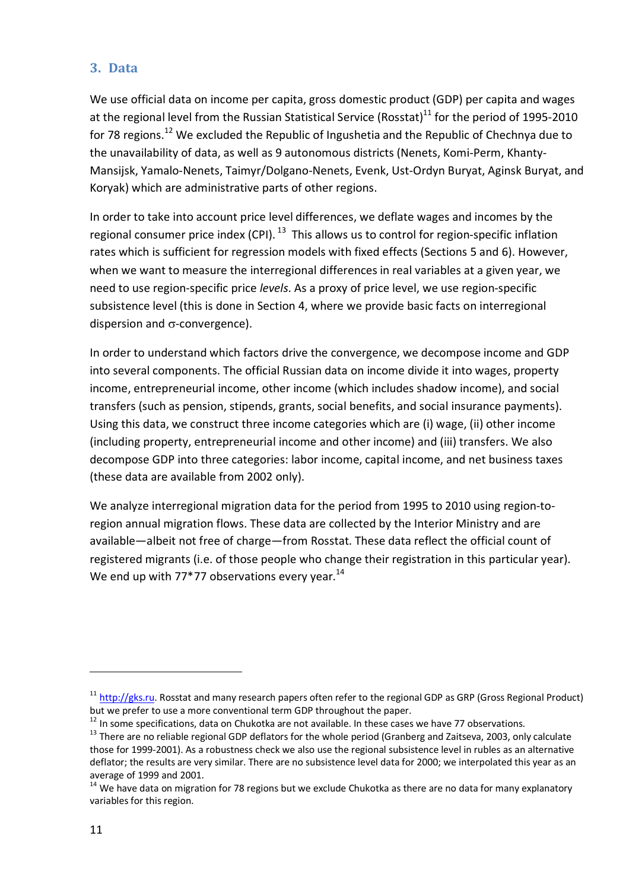## 3. Data

We use official data on income per capita, gross domestic product (GDP) per capita and wages at the regional level from the Russian Statistical Service (Rosstat)[11] for the period of 1995-2010 for 78 regions.[12] We excluded the Republic of Ingushetia and the Republic of Chechnya due to the unavailability of data, as well as 9 autonomous districts (Nenets, Komi-Perm, Khanty-Mansijsk, Yamalo-Nenets, Taimyr/Dolgano-Nenets, Evenk, Ust-Ordyn Buryat, Aginsk Buryat, and Koryak) which are administrative parts of other regions.

In order to take into account price level differences, we deflate wages and incomes by the regional consumer price index (CPI).[13] This allows us to control for region-specific inflation rates which is sufficient for regression models with fixed effects (Sections 5 and 6). However, when we want to measure the interregional differences in real variables at a given year, we need to use region-specific price *levels*. As a proxy of price level, we use region-specific subsistence level (this is done in Section 4, where we provide basic facts on interregional dispersion and $\sigma$-convergence).

In order to understand which factors drive the convergence, we decompose income and GDP into several components. The official Russian data on income divide it into wages, property income, entrepreneurial income, other income (which includes shadow income), and social transfers (such as pension, stipends, grants, social benefits, and social insurance payments). Using this data, we construct three income categories which are (i) wage, (ii) other income (including property, entrepreneurial income and other income) and (iii) transfers. We also decompose GDP into three categories: labor income, capital income, and net business taxes (these data are available from 2002 only).

We analyze interregional migration data for the period from 1995 to 2010 using region-to-region annual migration flows. These data are collected by the Interior Ministry and are available—albeit not free of charge—from Rosstat. These data reflect the official count of registered migrants (i.e. of those people who change their registration in this particular year). We end up with 77*77 observations every year.[14]

---

[11] http://gks.ru. Rosstat and many research papers often refer to the regional GDP as GRP (Gross Regional Product) but we prefer to use a more conventional term GDP throughout the paper.

[12] In some specifications, data on Chukotka are not available. In these cases we have 77 observations.

[13] There are no reliable regional GDP deflators for the whole period (Granberg and Zaitseva, 2003, only calculate those for 1999-2001). As a robustness check we also use the regional subsistence level in rubles as an alternative deflator; the results are very similar. There are no subsistence level data for 2000; we interpolated this year as an average of 1999 and 2001.

[14] We have data on migration for 78 regions but we exclude Chukotka as there are no data for many explanatory variables for this region.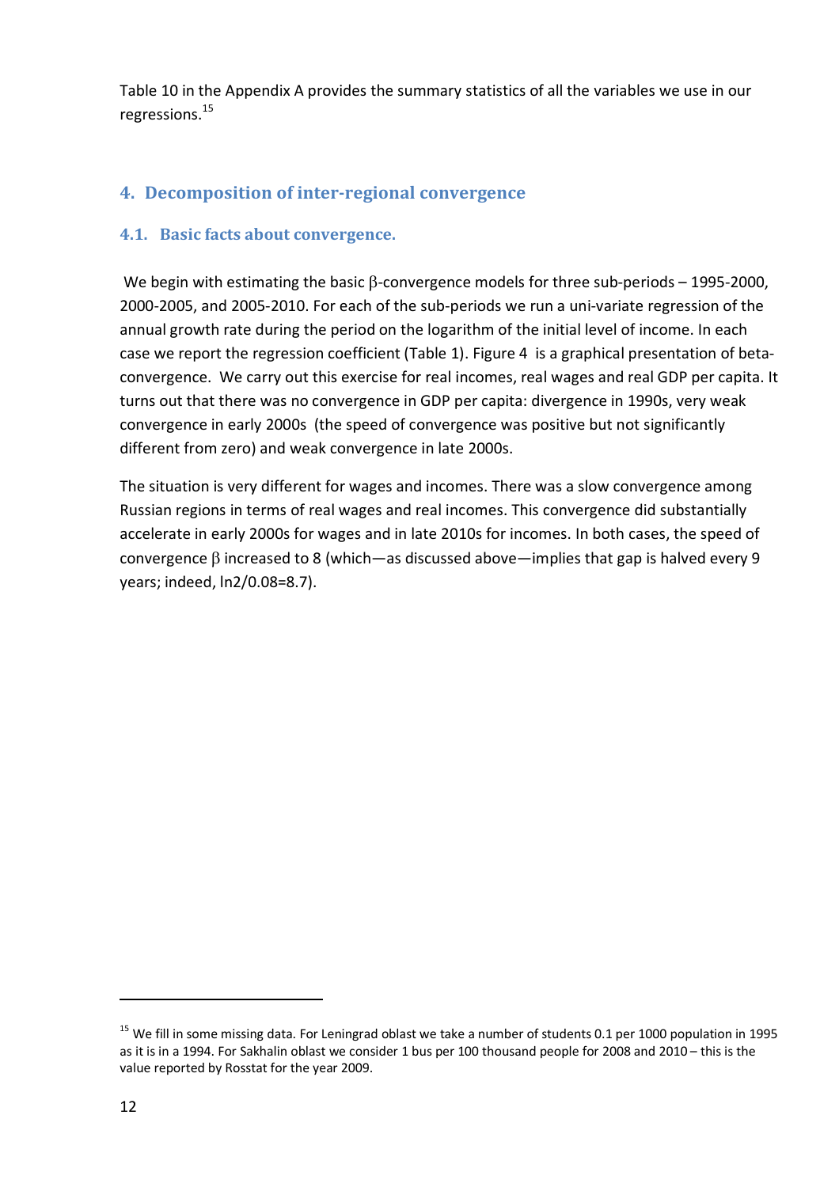Table 10 in the Appendix A provides the summary statistics of all the variables we use in our regressions.[15]

## 4. Decomposition of inter-regional convergence

### 4.1. Basic facts about convergence.

We begin with estimating the basic β-convergence models for three sub-periods – 1995-2000, 2000-2005, and 2005-2010. For each of the sub-periods we run a uni-variate regression of the annual growth rate during the period on the logarithm of the initial level of income. In each case we report the regression coefficient (Table 1). Figure 4 is a graphical presentation of beta-convergence. We carry out this exercise for real incomes, real wages and real GDP per capita. It turns out that there was no convergence in GDP per capita: divergence in 1990s, very weak convergence in early 2000s (the speed of convergence was positive but not significantly different from zero) and weak convergence in late 2000s.

The situation is very different for wages and incomes. There was a slow convergence among Russian regions in terms of real wages and real incomes. This convergence did substantially accelerate in early 2000s for wages and in late 2010s for incomes. In both cases, the speed of convergence β increased to 8 (which—as discussed above—implies that gap is halved every 9 years; indeed, ln2/0.08=8.7).

[15] We fill in some missing data. For Leningrad oblast we take a number of students 0.1 per 1000 population in 1995 as it is in a 1994. For Sakhalin oblast we consider 1 bus per 100 thousand people for 2008 and 2010 – this is the value reported by Rosstat for the year 2009.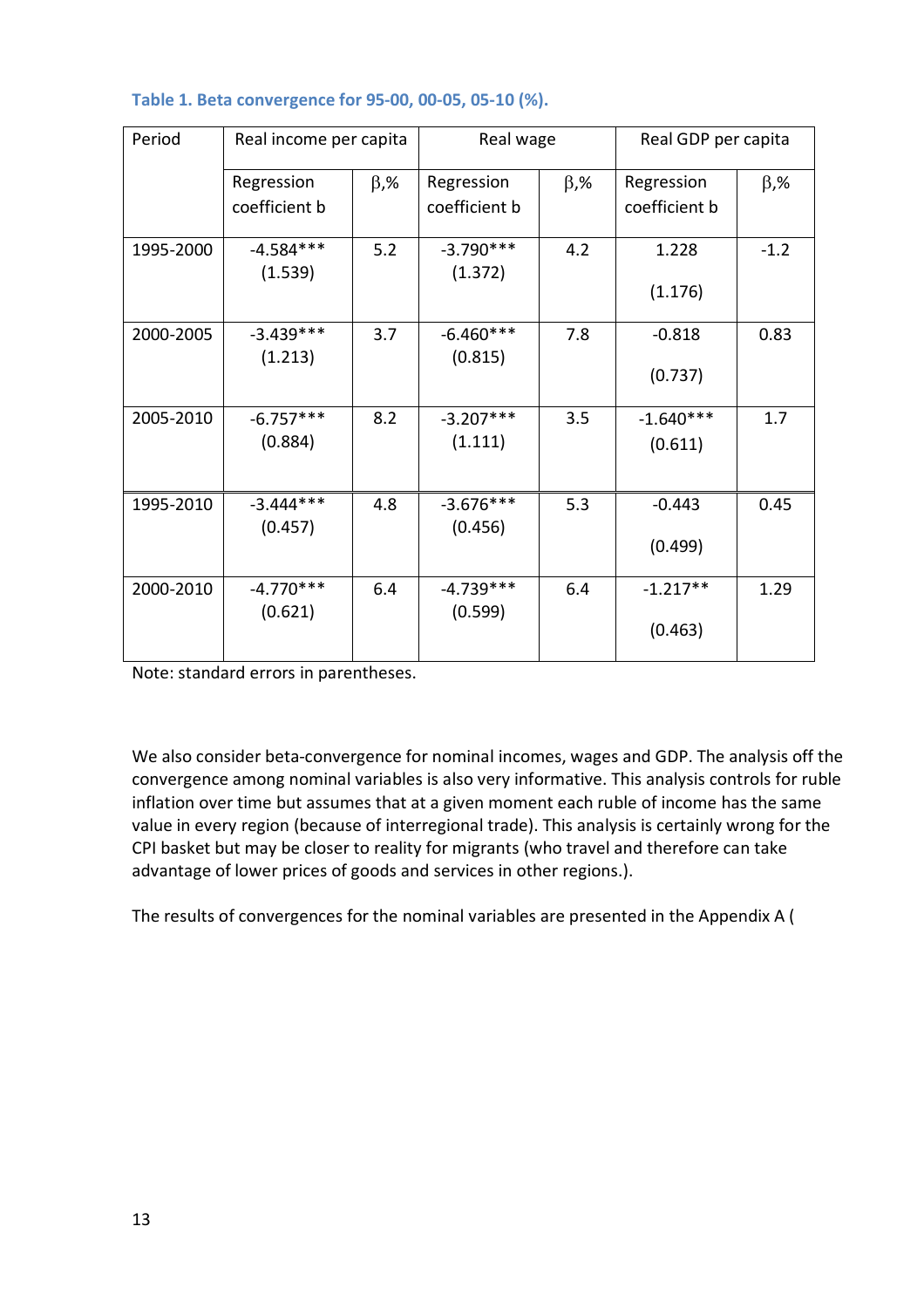**Table 1. Beta convergence for 95-00, 00-05, 05-10 (%).**

| Period | Real income per capita | | Real wage | | Real GDP per capita | |
|---|---|---|---|---|---|---|
| | Regression coefficient b | β,% | Regression coefficient b | β,% | Regression coefficient b | β,% |
| 1995-2000 | -4.584*** (1.539) | 5.2 | -3.790*** (1.372) | 4.2 | 1.228 (1.176) | -1.2 |
| 2000-2005 | -3.439*** (1.213) | 3.7 | -6.460*** (0.815) | 7.8 | -0.818 (0.737) | 0.83 |
| 2005-2010 | -6.757*** (0.884) | 8.2 | -3.207*** (1.111) | 3.5 | -1.640*** (0.611) | 1.7 |
| 1995-2010 | -3.444*** (0.457) | 4.8 | -3.676*** (0.456) | 5.3 | -0.443 (0.499) | 0.45 |
| 2000-2010 | -4.770*** (0.621) | 6.4 | -4.739*** (0.599) | 6.4 | -1.217** (0.463) | 1.29 |

Note: standard errors in parentheses.

We also consider beta-convergence for nominal incomes, wages and GDP. The analysis off the convergence among nominal variables is also very informative. This analysis controls for ruble inflation over time but assumes that at a given moment each ruble of income has the same value in every region (because of interregional trade). This analysis is certainly wrong for the CPI basket but may be closer to reality for migrants (who travel and therefore can take advantage of lower prices of goods and services in other regions.).

The results of convergences for the nominal variables are presented in the Appendix A (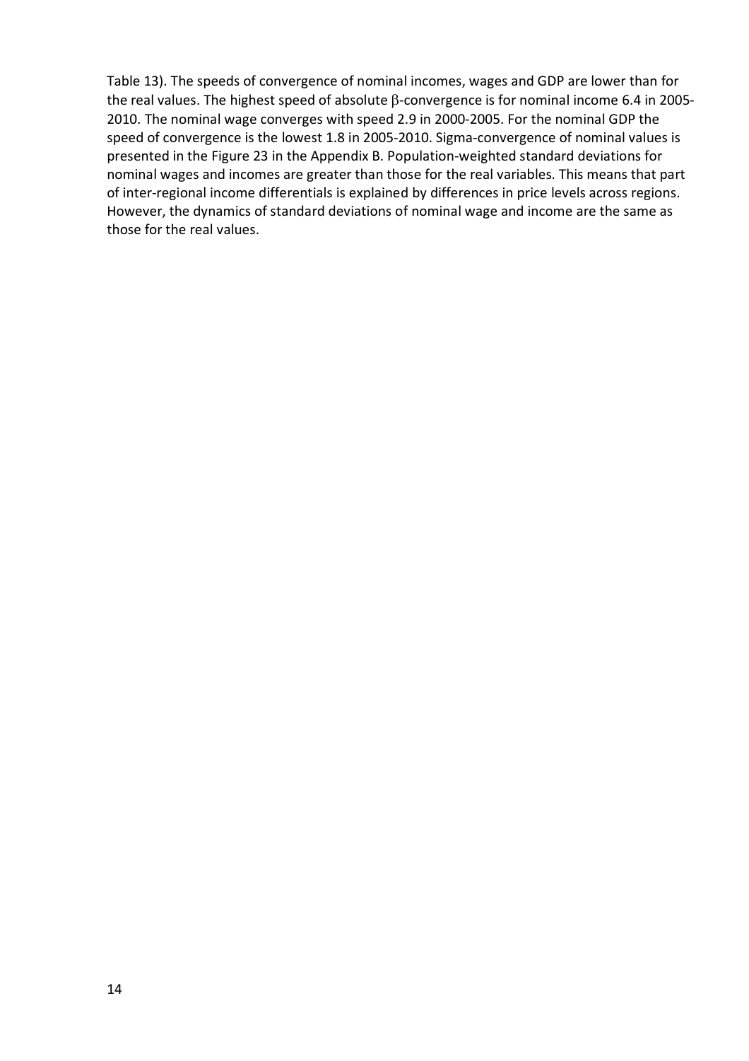Table 13). The speeds of convergence of nominal incomes, wages and GDP are lower than for the real values. The highest speed of absolute $\beta$-convergence is for nominal income 6.4 in 2005-2010. The nominal wage converges with speed 2.9 in 2000-2005. For the nominal GDP the speed of convergence is the lowest 1.8 in 2005-2010. Sigma-convergence of nominal values is presented in the Figure 23 in the Appendix B. Population-weighted standard deviations for nominal wages and incomes are greater than those for the real variables. This means that part of inter-regional income differentials is explained by differences in price levels across regions. However, the dynamics of standard deviations of nominal wage and income are the same as those for the real values.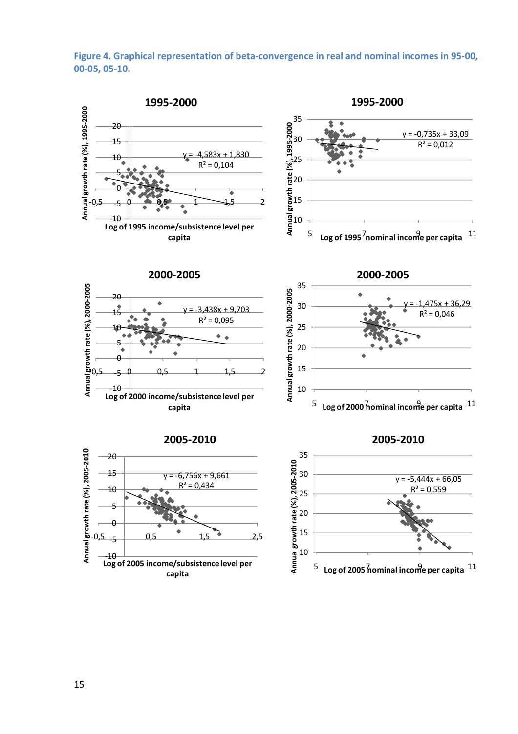**Figure 4. Graphical representation of beta-convergence in real and nominal incomes in 95-00, 00-05, 05-10.**

**1995-2000**

$y = -4{,}583x + 1{,}830$

$R^2 = 0{,}104$

Annual growth rate (%), 1995-2000

Log of 1995 income/subsistence level per capita

**1995-2000**

$y = -0{,}735x + 33{,}09$

$R^2 = 0{,}012$

Annual growth rate (%), 1995-2000

Log of 1995 nominal income per capita

**2000-2005**

$y = -3{,}438x + 9{,}703$

$R^2 = 0{,}095$

Annual growth rate (%), 2000-2005

Log of 2000 income/subsistence level per capita

**2000-2005**

$y = -1{,}475x + 36{,}29$

$R^2 = 0{,}046$

Annual growth rate (%), 2000-2005

Log of 2000 nominal income per capita

**2005-2010**

$y = -6{,}756x + 9{,}661$

$R^2 = 0{,}434$

Annual growth rate (%), 2005-2010

Log of 2005 income/subsistence level per capita

**2005-2010**

$y = -5{,}444x + 66{,}05$

$R^2 = 0{,}559$

Annual growth rate (%), 2005-2010

Log of 2005 nominal income per capita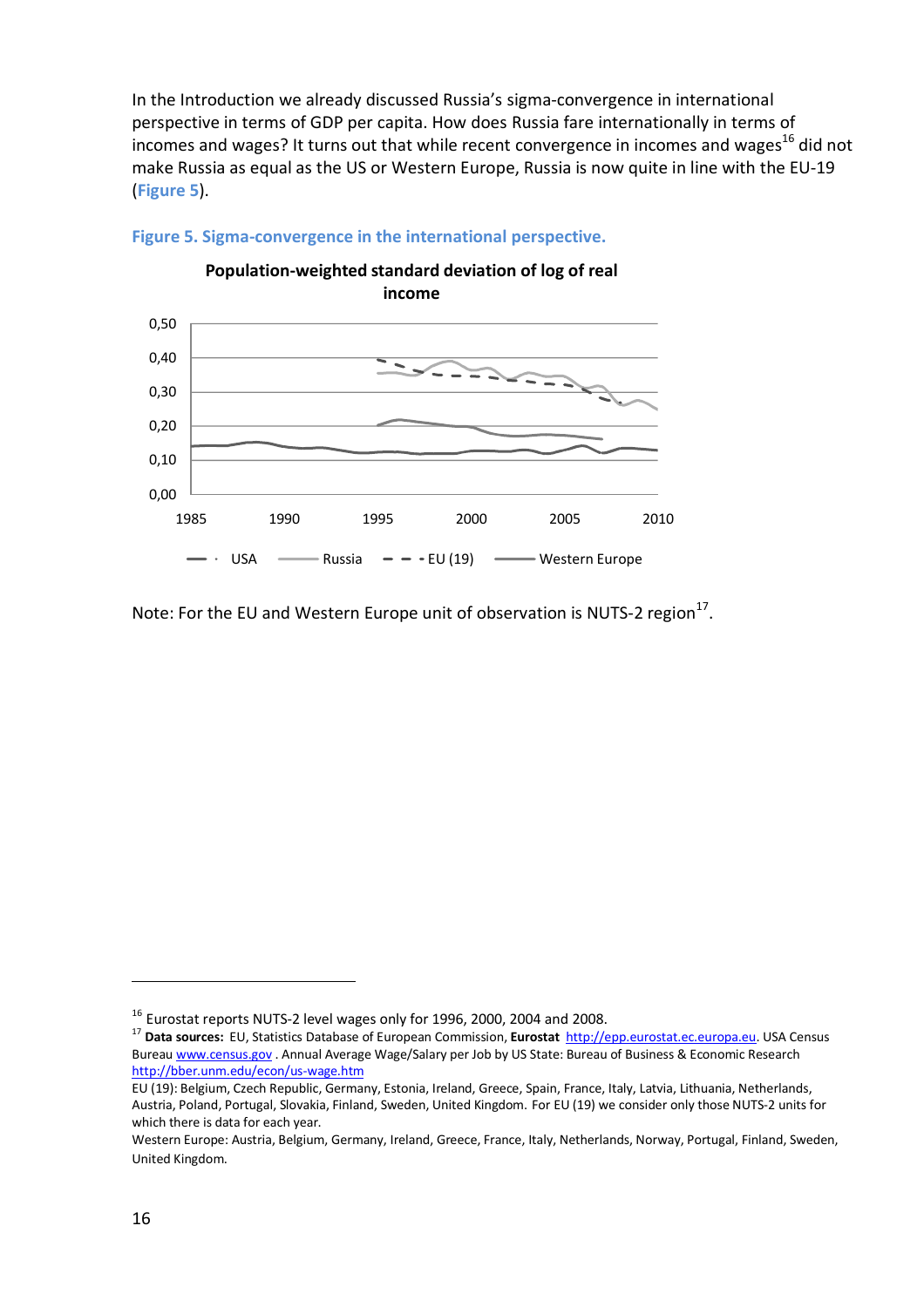In the Introduction we already discussed Russia's sigma-convergence in international perspective in terms of GDP per capita. How does Russia fare internationally in terms of incomes and wages? It turns out that while recent convergence in incomes and wages[16] did not make Russia as equal as the US or Western Europe, Russia is now quite in line with the EU-19 (**Figure 5**).

**Figure 5. Sigma-convergence in the international perspective.**

**Population-weighted standard deviation of log of real income**

Note: For the EU and Western Europe unit of observation is NUTS-2 region[17].

---

[16] Eurostat reports NUTS-2 level wages only for 1996, 2000, 2004 and 2008.

[17] **Data sources:** EU, Statistics Database of European Commission, **Eurostat** http://epp.eurostat.ec.europa.eu. USA Census Bureau www.census.gov . Annual Average Wage/Salary per Job by US State: Bureau of Business & Economic Research http://bber.unm.edu/econ/us-wage.htm

EU (19): Belgium, Czech Republic, Germany, Estonia, Ireland, Greece, Spain, France, Italy, Latvia, Lithuania, Netherlands, Austria, Poland, Portugal, Slovakia, Finland, Sweden, United Kingdom. For EU (19) we consider only those NUTS-2 units for which there is data for each year.

Western Europe: Austria, Belgium, Germany, Ireland, Greece, France, Italy, Netherlands, Norway, Portugal, Finland, Sweden, United Kingdom.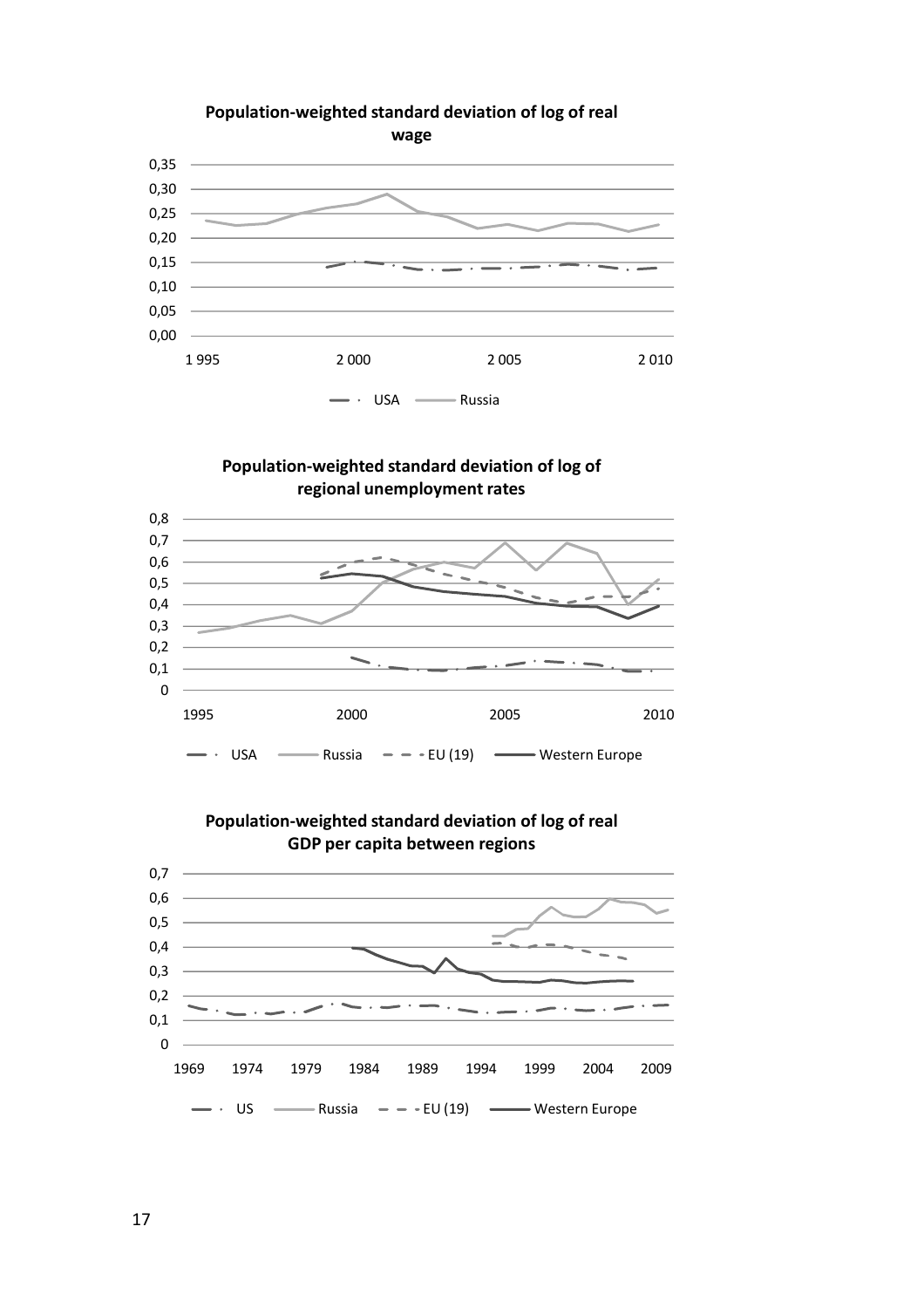**Population-weighted standard deviation of log of real wage**

0,35
0,30
0,25
0,20
0,15
0,10
0,05
0,00

1 995 2 000 2 005 2 010

USA Russia

**Population-weighted standard deviation of log of regional unemployment rates**

0,8
0,7
0,6
0,5
0,4
0,3
0,2
0,1
0

1995 2000 2005 2010

USA Russia EU (19) Western Europe

**Population-weighted standard deviation of log of real GDP per capita between regions**

0,7
0,6
0,5
0,4
0,3
0,2
0,1
0

1969 1974 1979 1984 1989 1994 1999 2004 2009

US Russia EU (19) Western Europe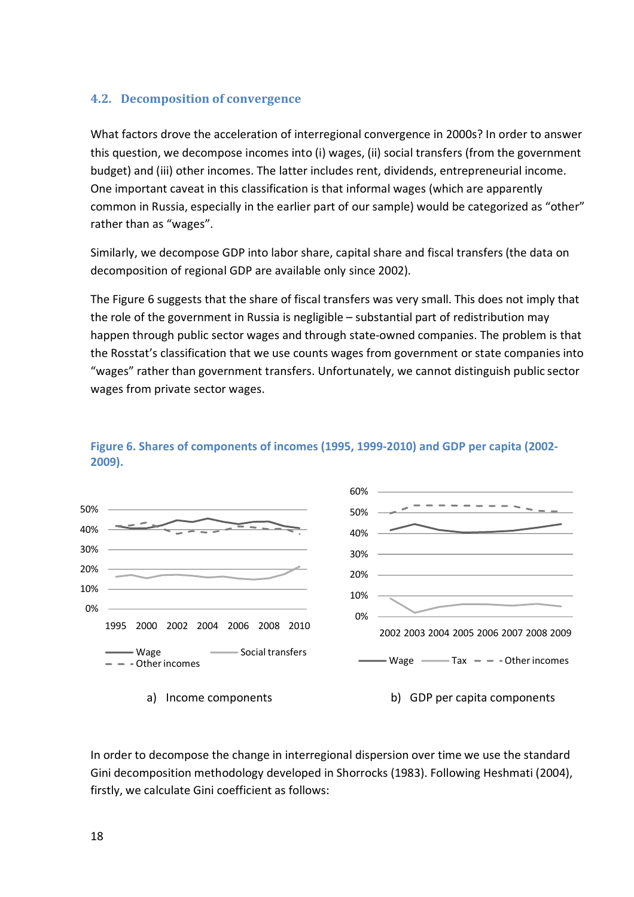### 4.2. Decomposition of convergence

What factors drove the acceleration of interregional convergence in 2000s? In order to answer this question, we decompose incomes into (i) wages, (ii) social transfers (from the government budget) and (iii) other incomes. The latter includes rent, dividends, entrepreneurial income. One important caveat in this classification is that informal wages (which are apparently common in Russia, especially in the earlier part of our sample) would be categorized as "other" rather than as "wages".

Similarly, we decompose GDP into labor share, capital share and fiscal transfers (the data on decomposition of regional GDP are available only since 2002).

The Figure 6 suggests that the share of fiscal transfers was very small. This does not imply that the role of the government in Russia is negligible – substantial part of redistribution may happen through public sector wages and through state-owned companies. The problem is that the Rosstat's classification that we use counts wages from government or state companies into "wages" rather than government transfers. Unfortunately, we cannot distinguish public sector wages from private sector wages.

**Figure 6. Shares of components of incomes (1995, 1999-2010) and GDP per capita (2002-2009).**

a) Income components

b) GDP per capita components

In order to decompose the change in interregional dispersion over time we use the standard Gini decomposition methodology developed in Shorrocks (1983). Following Heshmati (2004), firstly, we calculate Gini coefficient as follows: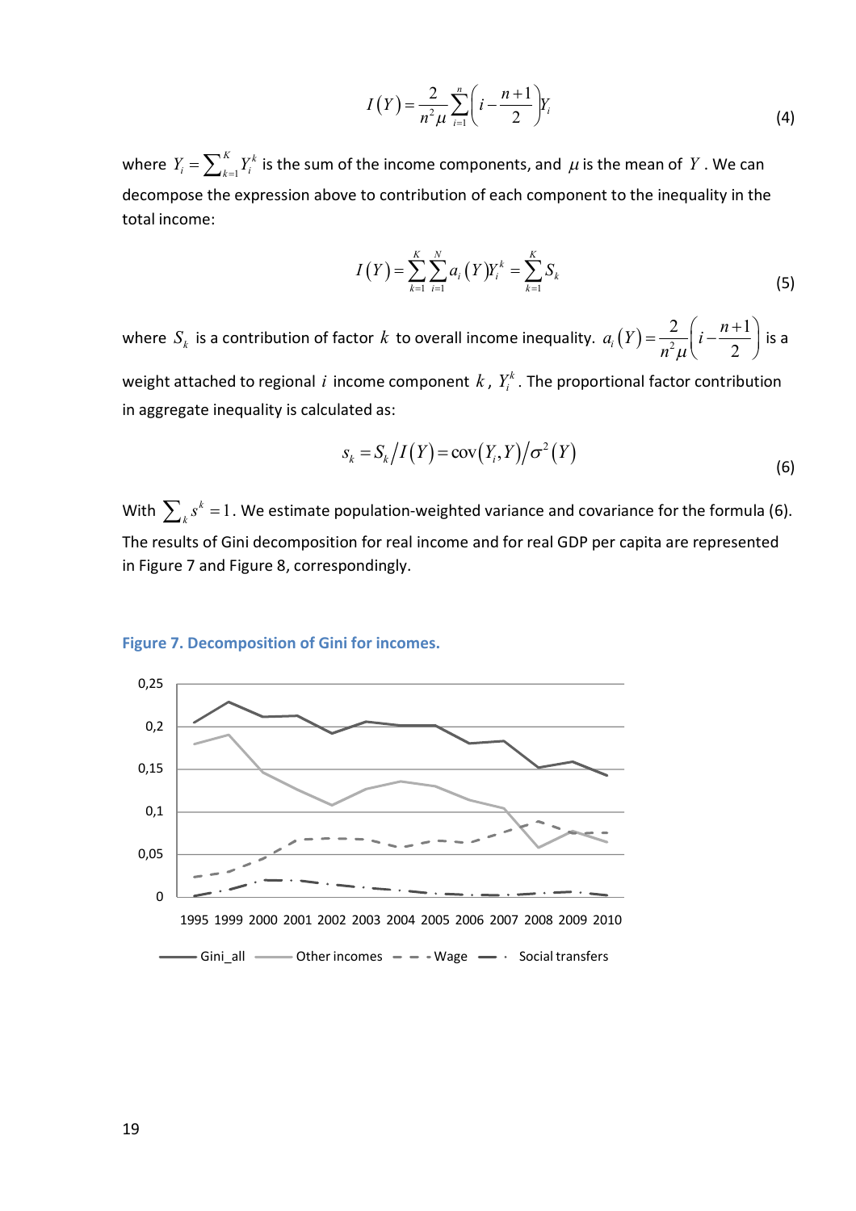$$I(Y) = \frac{2}{n^2 \mu} \sum_{i=1}^{n} \left( i - \frac{n+1}{2} \right) Y_i \tag{4}$$

where $Y_i = \sum_{k=1}^{K} Y_i^k$ is the sum of the income components, and $\mu$ is the mean of $Y$. We can decompose the expression above to contribution of each component to the inequality in the total income:

$$I(Y) = \sum_{k=1}^{K} \sum_{i=1}^{N} a_i(Y) Y_i^k = \sum_{k=1}^{K} S_k \tag{5}$$

where $S_k$ is a contribution of factor $k$ to overall income inequality. $a_i(Y) = \frac{2}{n^2 \mu} \left( i - \frac{n+1}{2} \right)$ is a weight attached to regional $i$ income component $k$, $Y_i^k$. The proportional factor contribution in aggregate inequality is calculated as:

$$s_k = S_k / I(Y) = \text{cov}(Y_i, Y) / \sigma^2(Y) \tag{6}$$

With $\sum_k s^k = 1$. We estimate population-weighted variance and covariance for the formula (6). The results of Gini decomposition for real income and for real GDP per capita are represented in Figure 7 and Figure 8, correspondingly.

**Figure 7. Decomposition of Gini for incomes.**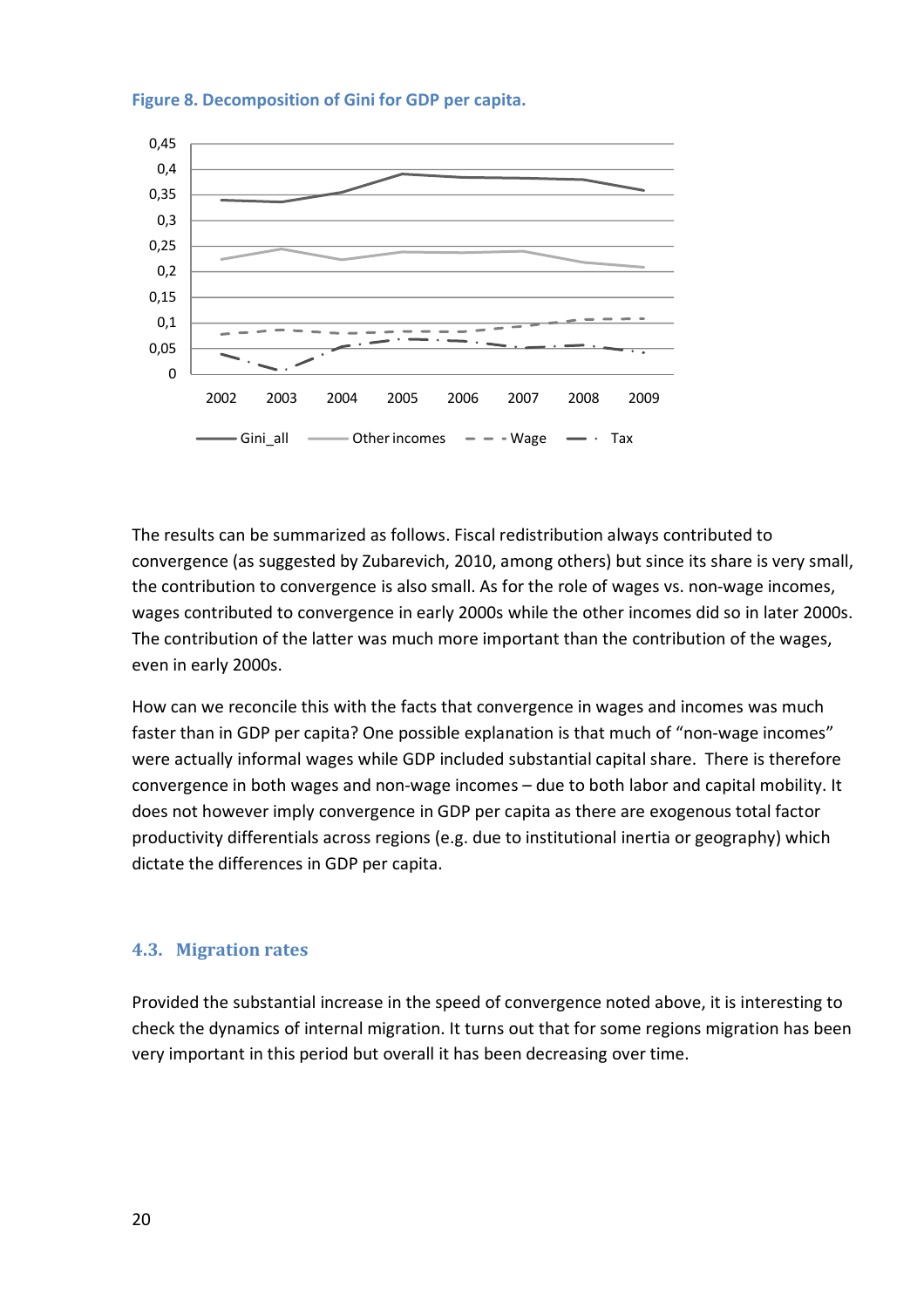**Figure 8. Decomposition of Gini for GDP per capita.**

The results can be summarized as follows. Fiscal redistribution always contributed to convergence (as suggested by Zubarevich, 2010, among others) but since its share is very small, the contribution to convergence is also small. As for the role of wages vs. non-wage incomes, wages contributed to convergence in early 2000s while the other incomes did so in later 2000s. The contribution of the latter was much more important than the contribution of the wages, even in early 2000s.

How can we reconcile this with the facts that convergence in wages and incomes was much faster than in GDP per capita? One possible explanation is that much of "non-wage incomes" were actually informal wages while GDP included substantial capital share. There is therefore convergence in both wages and non-wage incomes – due to both labor and capital mobility. It does not however imply convergence in GDP per capita as there are exogenous total factor productivity differentials across regions (e.g. due to institutional inertia or geography) which dictate the differences in GDP per capita.

### 4.3. Migration rates

Provided the substantial increase in the speed of convergence noted above, it is interesting to check the dynamics of internal migration. It turns out that for some regions migration has been very important in this period but overall it has been decreasing over time.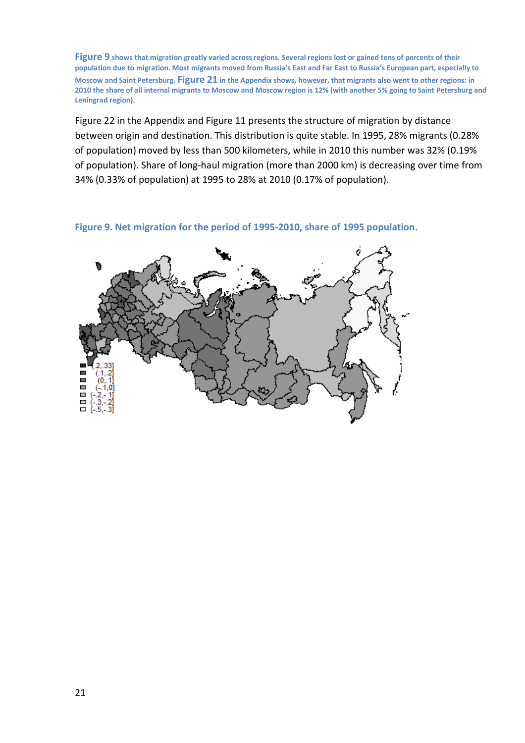**Figure 9** shows that migration greatly varied across regions. Several regions lost or gained tens of percents of their population due to migration. Most migrants moved from Russia's East and Far East to Russia's European part, especially to Moscow and Saint Petersburg. **Figure 21** in the Appendix shows, however, that migrants also went to other regions: in 2010 the share of all internal migrants to Moscow and Moscow region is 12% (with another 5% going to Saint Petersburg and Leningrad region).

Figure 22 in the Appendix and Figure 11 presents the structure of migration by distance between origin and destination. This distribution is quite stable. In 1995, 28% migrants (0.28% of population) moved by less than 500 kilometers, while in 2010 this number was 32% (0.19% of population). Share of long-haul migration (more than 2000 km) is decreasing over time from 34% (0.33% of population) at 1995 to 28% at 2010 (0.17% of population).

**Figure 9. Net migration for the period of 1995-2010, share of 1995 population.**

(.2,.33]
(.1,.2]
(0,.1]
(-.1,0]
(-.2,-.1]
(-.3,-.2]
[-.5,-.3]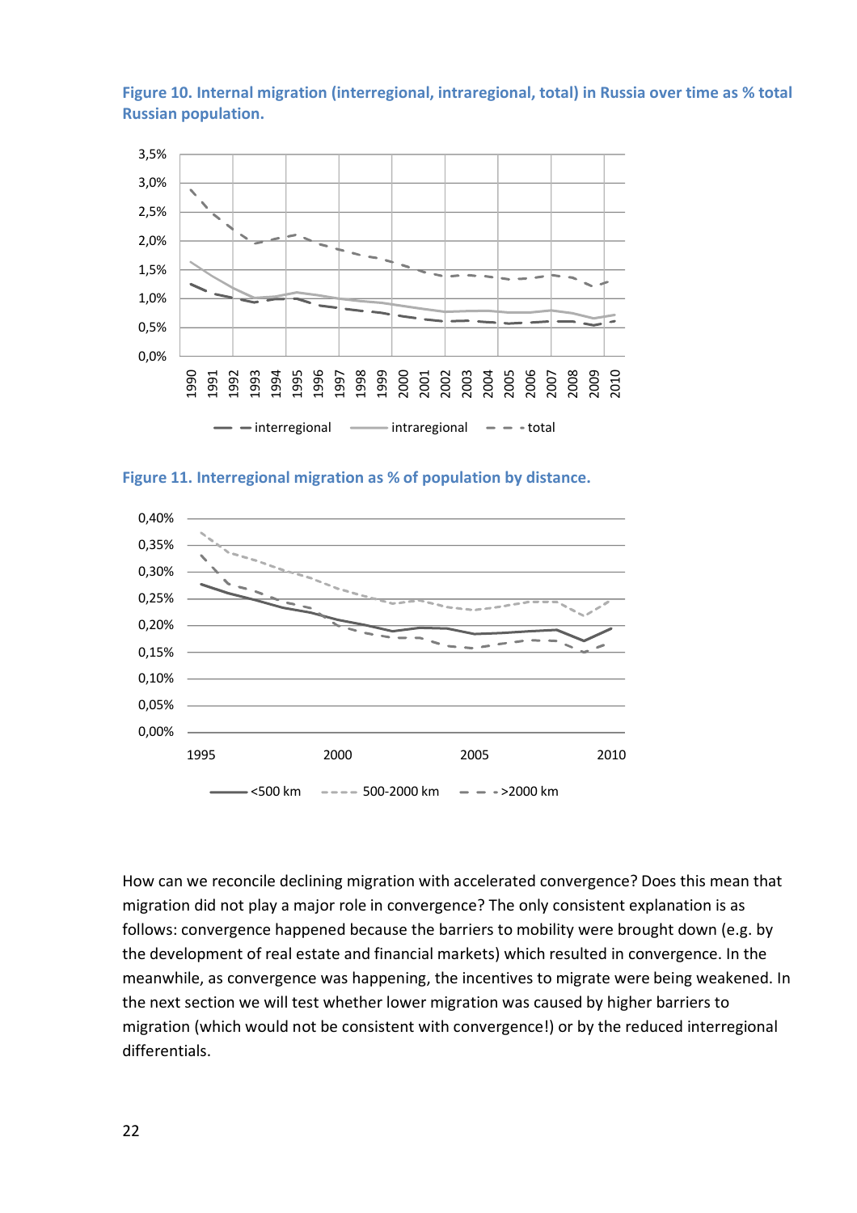**Figure 10. Internal migration (interregional, intraregional, total) in Russia over time as % total Russian population.**

**Figure 11. Interregional migration as % of population by distance.**

How can we reconcile declining migration with accelerated convergence? Does this mean that migration did not play a major role in convergence? The only consistent explanation is as follows: convergence happened because the barriers to mobility were brought down (e.g. by the development of real estate and financial markets) which resulted in convergence. In the meanwhile, as convergence was happening, the incentives to migrate were being weakened. In the next section we will test whether lower migration was caused by higher barriers to migration (which would not be consistent with convergence!) or by the reduced interregional differentials.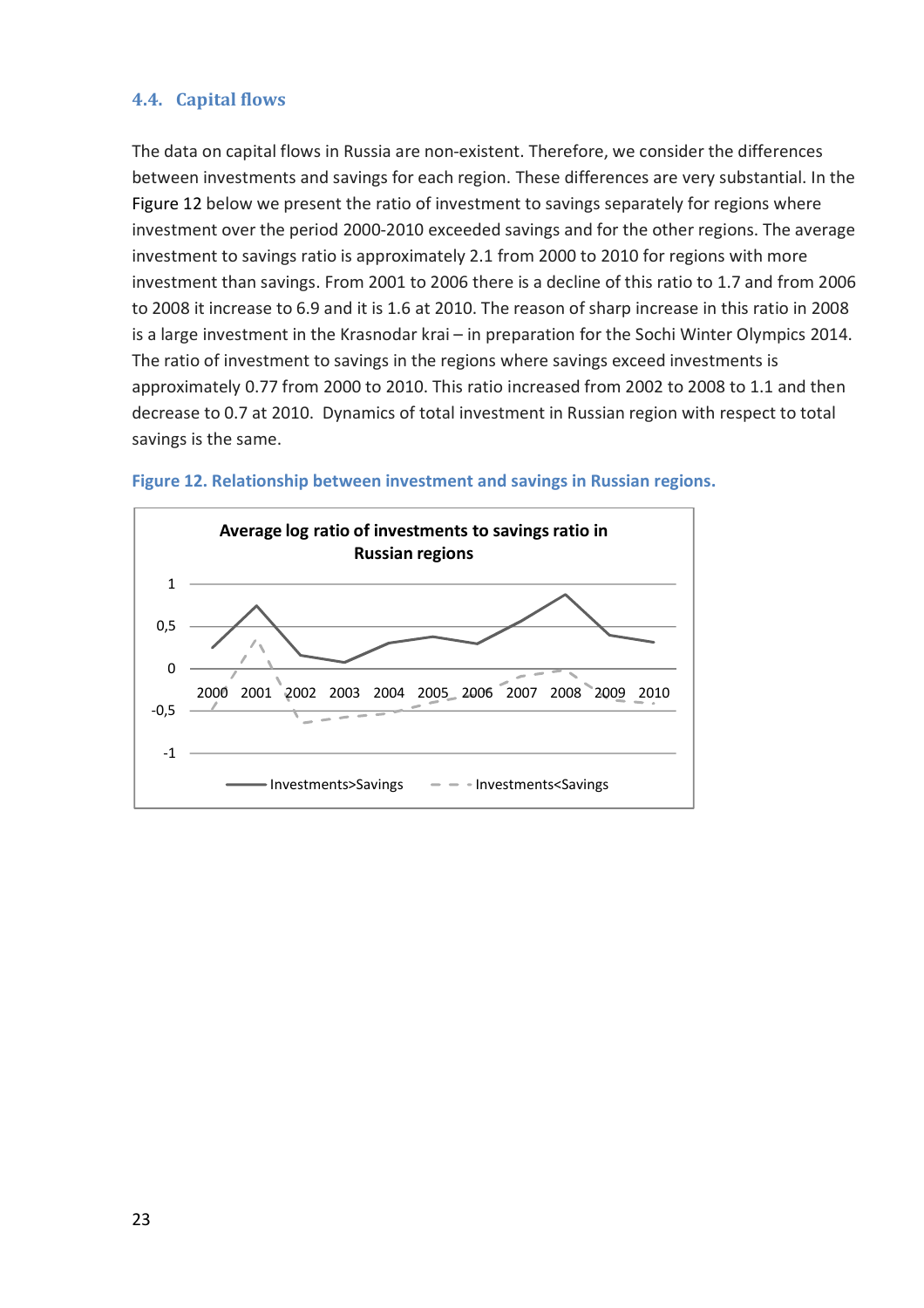### 4.4. Capital flows

The data on capital flows in Russia are non-existent. Therefore, we consider the differences between investments and savings for each region. These differences are very substantial. In the Figure 12 below we present the ratio of investment to savings separately for regions where investment over the period 2000-2010 exceeded savings and for the other regions. The average investment to savings ratio is approximately 2.1 from 2000 to 2010 for regions with more investment than savings. From 2001 to 2006 there is a decline of this ratio to 1.7 and from 2006 to 2008 it increase to 6.9 and it is 1.6 at 2010. The reason of sharp increase in this ratio in 2008 is a large investment in the Krasnodar krai – in preparation for the Sochi Winter Olympics 2014. The ratio of investment to savings in the regions where savings exceed investments is approximately 0.77 from 2000 to 2010. This ratio increased from 2002 to 2008 to 1.1 and then decrease to 0.7 at 2010. Dynamics of total investment in Russian region with respect to total savings is the same.

**Figure 12. Relationship between investment and savings in Russian regions.**

**Average log ratio of investments to savings ratio in Russian regions**

Legend: Investments>Savings (solid line); Investments<Savings (dashed line)

Y-axis: -1, -0,5, 0, 0,5, 1

X-axis: 2000, 2001, 2002, 2003, 2004, 2005, 2006, 2007, 2008, 2009, 2010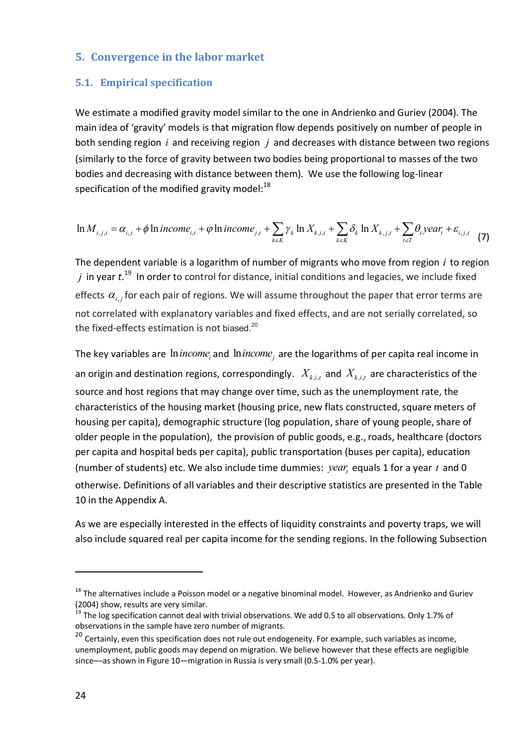## 5. Convergence in the labor market

### 5.1. Empirical specification

We estimate a modified gravity model similar to the one in Andrienko and Guriev (2004). The main idea of 'gravity' models is that migration flow depends positively on number of people in both sending region $i$ and receiving region $j$ and decreases with distance between two regions (similarly to the force of gravity between two bodies being proportional to masses of the two bodies and decreasing with distance between them). We use the following log-linear specification of the modified gravity model:[18]

$$\ln M_{i,j,t} = \alpha_{i,j} + \phi \ln income_{i,t} + \varphi \ln income_{j,t} + \sum_{k \in K} \gamma_k \ln X_{k,i,t} + \sum_{k \in K} \delta_k \ln X_{k,j,t} + \sum_{t \in T} \theta_t year_t + \varepsilon_{i,j,t} \quad (7)$$

The dependent variable is a logarithm of number of migrants who move from region $i$ to region $j$ in year $t$.[19] In order to control for distance, initial conditions and legacies, we include fixed effects $\alpha_{i,j}$ for each pair of regions. We will assume throughout the paper that error terms are not correlated with explanatory variables and fixed effects, and are not serially correlated, so the fixed-effects estimation is not biased.[20]

The key variables are $\ln income_i$ and $\ln income_j$ are the logarithms of per capita real income in an origin and destination regions, correspondingly. $X_{k,i,t}$ and $X_{k,i,t}$ are characteristics of the source and host regions that may change over time, such as the unemployment rate, the characteristics of the housing market (housing price, new flats constructed, square meters of housing per capita), demographic structure (log population, share of young people, share of older people in the population), the provision of public goods, e.g., roads, healthcare (doctors per capita and hospital beds per capita), public transportation (buses per capita), education (number of students) etc. We also include time dummies: $year_t$ equals 1 for a year $t$ and 0 otherwise. Definitions of all variables and their descriptive statistics are presented in the Table 10 in the Appendix A.

As we are especially interested in the effects of liquidity constraints and poverty traps, we will also include squared real per capita income for the sending regions. In the following Subsection

---

[18] The alternatives include a Poisson model or a negative binominal model. However, as Andrienko and Guriev (2004) show, results are very similar.

[19] The log specification cannot deal with trivial observations. We add 0.5 to all observations. Only 1.7% of observations in the sample have zero number of migrants.

[20] Certainly, even this specification does not rule out endogeneity. For example, such variables as income, unemployment, public goods may depend on migration. We believe however that these effects are negligible since—as shown in Figure 10—migration in Russia is very small (0.5-1.0% per year).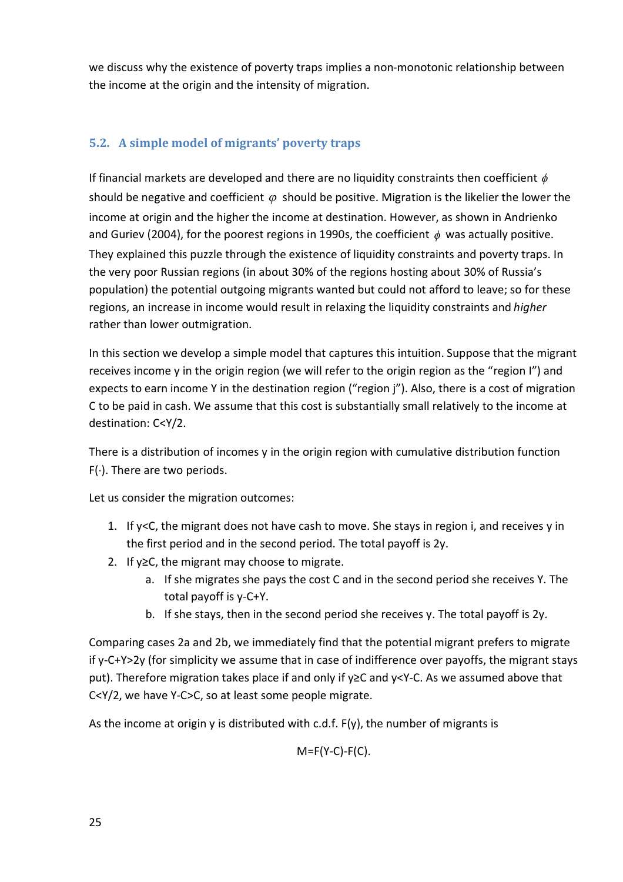we discuss why the existence of poverty traps implies a non-monotonic relationship between the income at the origin and the intensity of migration.

## 5.2. A simple model of migrants' poverty traps

If financial markets are developed and there are no liquidity constraints then coefficient $\phi$ should be negative and coefficient $\varphi$ should be positive. Migration is the likelier the lower the income at origin and the higher the income at destination. However, as shown in Andrienko and Guriev (2004), for the poorest regions in 1990s, the coefficient $\phi$ was actually positive. They explained this puzzle through the existence of liquidity constraints and poverty traps. In the very poor Russian regions (in about 30% of the regions hosting about 30% of Russia's population) the potential outgoing migrants wanted but could not afford to leave; so for these regions, an increase in income would result in relaxing the liquidity constraints and *higher* rather than lower outmigration.

In this section we develop a simple model that captures this intuition. Suppose that the migrant receives income y in the origin region (we will refer to the origin region as the "region I") and expects to earn income Y in the destination region ("region j"). Also, there is a cost of migration C to be paid in cash. We assume that this cost is substantially small relatively to the income at destination: $C<Y/2$.

There is a distribution of incomes y in the origin region with cumulative distribution function $F(\cdot)$. There are two periods.

Let us consider the migration outcomes:

1. If $y<C$, the migrant does not have cash to move. She stays in region i, and receives y in the first period and in the second period. The total payoff is $2y$.
2. If $y\geq C$, the migrant may choose to migrate.
   a. If she migrates she pays the cost C and in the second period she receives Y. The total payoff is $y-C+Y$.
   b. If she stays, then in the second period she receives y. The total payoff is $2y$.

Comparing cases 2a and 2b, we immediately find that the potential migrant prefers to migrate if $y-C+Y>2y$ (for simplicity we assume that in case of indifference over payoffs, the migrant stays put). Therefore migration takes place if and only if $y\geq C$ and $y<Y-C$. As we assumed above that $C<Y/2$, we have $Y-C>C$, so at least some people migrate.

As the income at origin y is distributed with c.d.f. $F(y)$, the number of migrants is

$$M=F(Y-C)-F(C).$$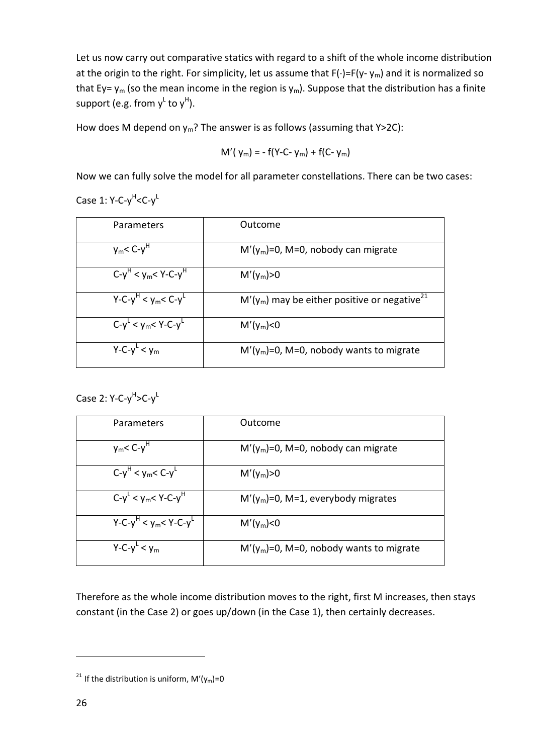Let us now carry out comparative statics with regard to a shift of the whole income distribution at the origin to the right. For simplicity, let us assume that $F(\cdot)=F(y-y_m)$ and it is normalized so that $Ey=y_m$ (so the mean income in the region is $y_m$). Suppose that the distribution has a finite support (e.g. from $y^L$ to $y^H$).

How does M depend on $y_m$? The answer is as follows (assuming that $Y>2C$):

$$M'(y_m) = -f(Y-C-y_m) + f(C-y_m)$$

Now we can fully solve the model for all parameter constellations. There can be two cases:

Case 1: $Y-C-y^H<C-y^L$

| Parameters | Outcome |
|---|---|
| $y_m< C-y^H$ | $M'(y_m)=0$, $M=0$, nobody can migrate |
| $C-y^H < y_m< Y-C-y^H$ | $M'(y_m)>0$ |
| $Y-C-y^H < y_m< C-y^L$ | $M'(y_m)$ may be either positive or negative[21] |
| $C-y^L < y_m< Y-C-y^L$ | $M'(y_m)<0$ |
| $Y-C-y^L < y_m$ | $M'(y_m)=0$, $M=0$, nobody wants to migrate |

Case 2: $Y-C-y^H>C-y^L$

| Parameters | Outcome |
|---|---|
| $y_m< C-y^H$ | $M'(y_m)=0$, $M=0$, nobody can migrate |
| $C-y^H < y_m< C-y^L$ | $M'(y_m)>0$ |
| $C-y^L < y_m< Y-C-y^H$ | $M'(y_m)=0$, $M=1$, everybody migrates |
| $Y-C-y^H < y_m< Y-C-y^L$ | $M'(y_m)<0$ |
| $Y-C-y^L < y_m$ | $M'(y_m)=0$, $M=0$, nobody wants to migrate |

Therefore as the whole income distribution moves to the right, first M increases, then stays constant (in the Case 2) or goes up/down (in the Case 1), then certainly decreases.

---

[21] If the distribution is uniform, $M'(y_m)=0$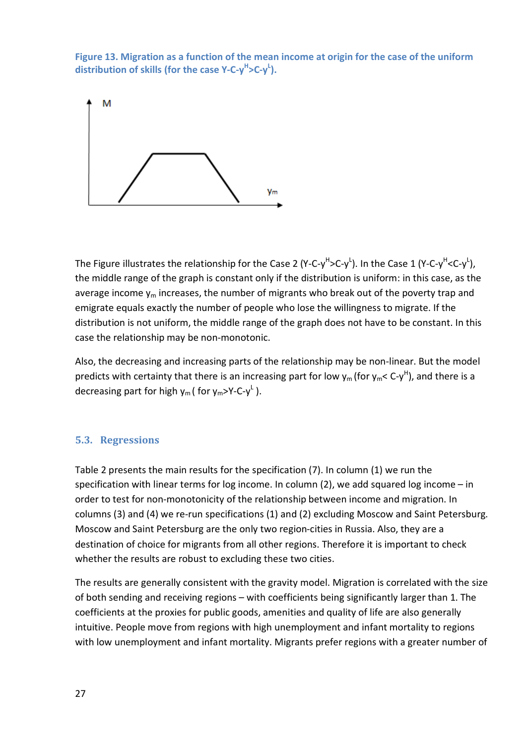**Figure 13. Migration as a function of the mean income at origin for the case of the uniform distribution of skills (for the case $Y\text{-}C\text{-}y^H > C\text{-}y^L$).**

The Figure illustrates the relationship for the Case 2 ($Y\text{-}C\text{-}y^H > C\text{-}y^L$). In the Case 1 ($Y\text{-}C\text{-}y^H < C\text{-}y^L$), the middle range of the graph is constant only if the distribution is uniform: in this case, as the average income $y_m$ increases, the number of migrants who break out of the poverty trap and emigrate equals exactly the number of people who lose the willingness to migrate. If the distribution is not uniform, the middle range of the graph does not have to be constant. In this case the relationship may be non-monotonic.

Also, the decreasing and increasing parts of the relationship may be non-linear. But the model predicts with certainty that there is an increasing part for low $y_m$ (for $y_m < C\text{-}y^H$), and there is a decreasing part for high $y_m$ ( for $y_m > Y\text{-}C\text{-}y^L$ ).

### 5.3. Regressions

Table 2 presents the main results for the specification (7). In column (1) we run the specification with linear terms for log income. In column (2), we add squared log income – in order to test for non-monotonicity of the relationship between income and migration. In columns (3) and (4) we re-run specifications (1) and (2) excluding Moscow and Saint Petersburg. Moscow and Saint Petersburg are the only two region-cities in Russia. Also, they are a destination of choice for migrants from all other regions. Therefore it is important to check whether the results are robust to excluding these two cities.

The results are generally consistent with the gravity model. Migration is correlated with the size of both sending and receiving regions – with coefficients being significantly larger than 1. The coefficients at the proxies for public goods, amenities and quality of life are also generally intuitive. People move from regions with high unemployment and infant mortality to regions with low unemployment and infant mortality. Migrants prefer regions with a greater number of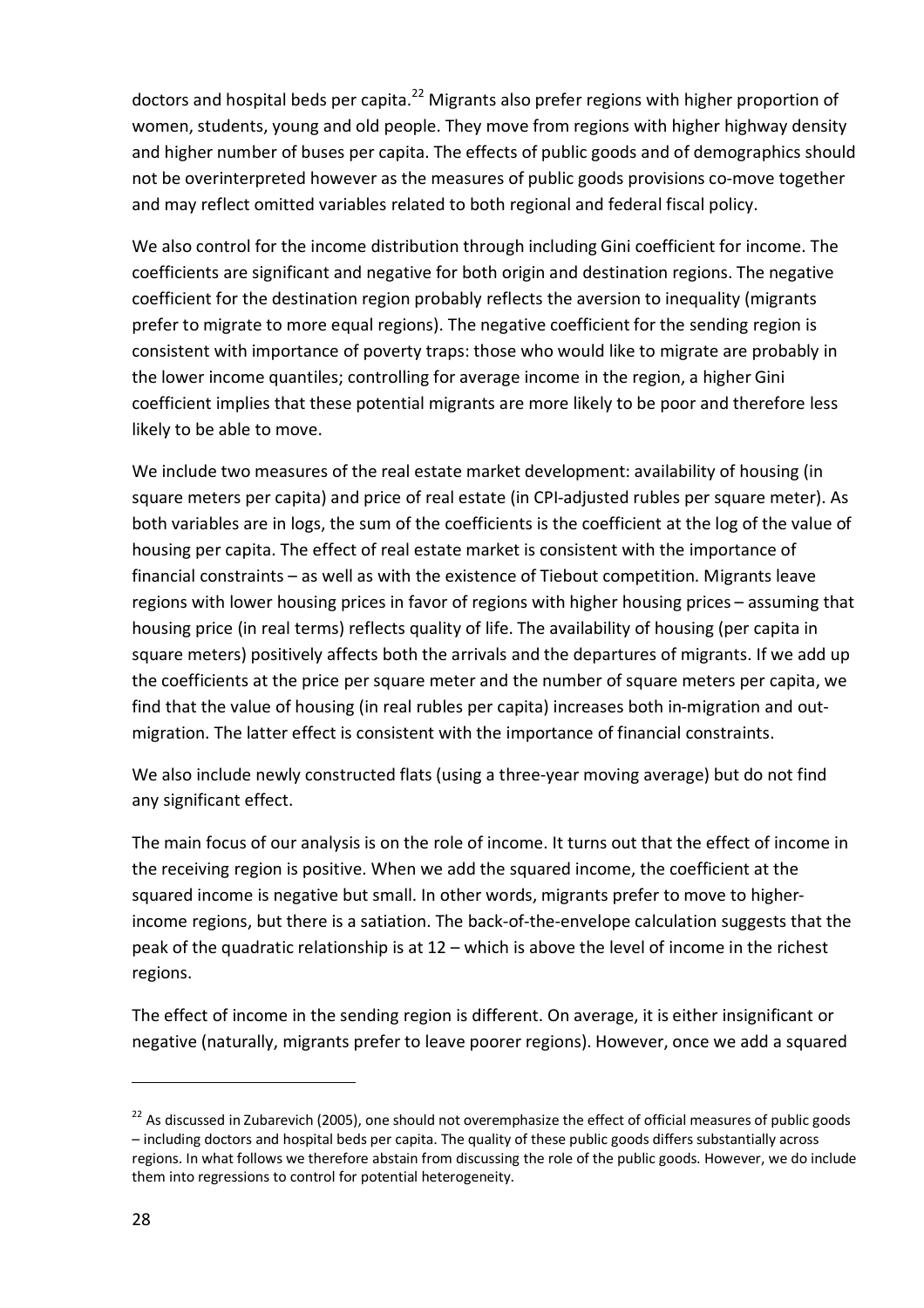doctors and hospital beds per capita.[22] Migrants also prefer regions with higher proportion of women, students, young and old people. They move from regions with higher highway density and higher number of buses per capita. The effects of public goods and of demographics should not be overinterpreted however as the measures of public goods provisions co-move together and may reflect omitted variables related to both regional and federal fiscal policy.

We also control for the income distribution through including Gini coefficient for income. The coefficients are significant and negative for both origin and destination regions. The negative coefficient for the destination region probably reflects the aversion to inequality (migrants prefer to migrate to more equal regions). The negative coefficient for the sending region is consistent with importance of poverty traps: those who would like to migrate are probably in the lower income quantiles; controlling for average income in the region, a higher Gini coefficient implies that these potential migrants are more likely to be poor and therefore less likely to be able to move.

We include two measures of the real estate market development: availability of housing (in square meters per capita) and price of real estate (in CPI-adjusted rubles per square meter). As both variables are in logs, the sum of the coefficients is the coefficient at the log of the value of housing per capita. The effect of real estate market is consistent with the importance of financial constraints – as well as with the existence of Tiebout competition. Migrants leave regions with lower housing prices in favor of regions with higher housing prices – assuming that housing price (in real terms) reflects quality of life. The availability of housing (per capita in square meters) positively affects both the arrivals and the departures of migrants. If we add up the coefficients at the price per square meter and the number of square meters per capita, we find that the value of housing (in real rubles per capita) increases both in-migration and out-migration. The latter effect is consistent with the importance of financial constraints.

We also include newly constructed flats (using a three-year moving average) but do not find any significant effect.

The main focus of our analysis is on the role of income. It turns out that the effect of income in the receiving region is positive. When we add the squared income, the coefficient at the squared income is negative but small. In other words, migrants prefer to move to higher-income regions, but there is a satiation. The back-of-the-envelope calculation suggests that the peak of the quadratic relationship is at 12 – which is above the level of income in the richest regions.

The effect of income in the sending region is different. On average, it is either insignificant or negative (naturally, migrants prefer to leave poorer regions). However, once we add a squared

[22] As discussed in Zubarevich (2005), one should not overemphasize the effect of official measures of public goods – including doctors and hospital beds per capita. The quality of these public goods differs substantially across regions. In what follows we therefore abstain from discussing the role of the public goods. However, we do include them into regressions to control for potential heterogeneity.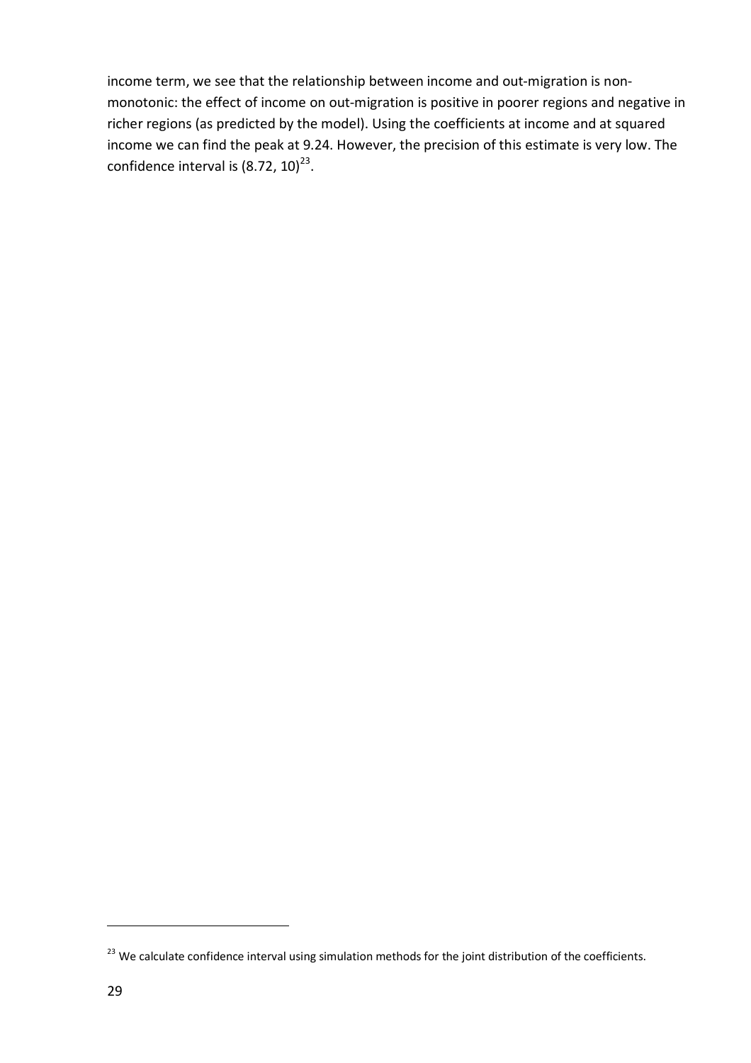income term, we see that the relationship between income and out-migration is non-monotonic: the effect of income on out-migration is positive in poorer regions and negative in richer regions (as predicted by the model). Using the coefficients at income and at squared income we can find the peak at 9.24. However, the precision of this estimate is very low. The confidence interval is (8.72, 10)[23].

[23] We calculate confidence interval using simulation methods for the joint distribution of the coefficients.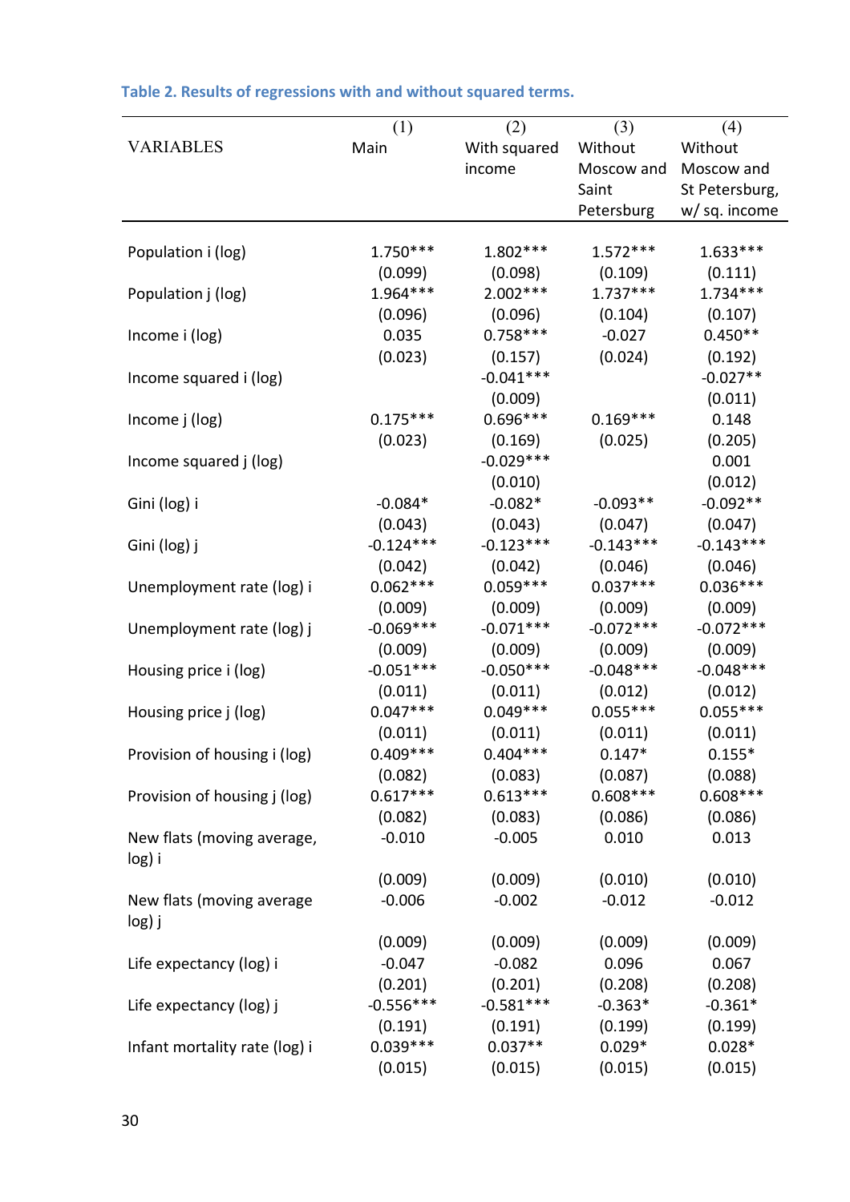**Table 2. Results of regressions with and without squared terms.**

| VARIABLES | (1) Main | (2) With squared income | (3) Without Moscow and Saint Petersburg | (4) Without Moscow and St Petersburg, w/ sq. income |
|---|---|---|---|---|
| Population i (log) | 1.750*** | 1.802*** | 1.572*** | 1.633*** |
| | (0.099) | (0.098) | (0.109) | (0.111) |
| Population j (log) | 1.964*** | 2.002*** | 1.737*** | 1.734*** |
| | (0.096) | (0.096) | (0.104) | (0.107) |
| Income i (log) | 0.035 | 0.758*** | -0.027 | 0.450** |
| | (0.023) | (0.157) | (0.024) | (0.192) |
| Income squared i (log) | | -0.041*** | | -0.027** |
| | | (0.009) | | (0.011) |
| Income j (log) | 0.175*** | 0.696*** | 0.169*** | 0.148 |
| | (0.023) | (0.169) | (0.025) | (0.205) |
| Income squared j (log) | | -0.029*** | | 0.001 |
| | | (0.010) | | (0.012) |
| Gini (log) i | -0.084* | -0.082* | -0.093** | -0.092** |
| | (0.043) | (0.043) | (0.047) | (0.047) |
| Gini (log) j | -0.124*** | -0.123*** | -0.143*** | -0.143*** |
| | (0.042) | (0.042) | (0.046) | (0.046) |
| Unemployment rate (log) i | 0.062*** | 0.059*** | 0.037*** | 0.036*** |
| | (0.009) | (0.009) | (0.009) | (0.009) |
| Unemployment rate (log) j | -0.069*** | -0.071*** | -0.072*** | -0.072*** |
| | (0.009) | (0.009) | (0.009) | (0.009) |
| Housing price i (log) | -0.051*** | -0.050*** | -0.048*** | -0.048*** |
| | (0.011) | (0.011) | (0.012) | (0.012) |
| Housing price j (log) | 0.047*** | 0.049*** | 0.055*** | 0.055*** |
| | (0.011) | (0.011) | (0.011) | (0.011) |
| Provision of housing i (log) | 0.409*** | 0.404*** | 0.147* | 0.155* |
| | (0.082) | (0.083) | (0.087) | (0.088) |
| Provision of housing j (log) | 0.617*** | 0.613*** | 0.608*** | 0.608*** |
| | (0.082) | (0.083) | (0.086) | (0.086) |
| New flats (moving average, log) i | -0.010 | -0.005 | 0.010 | 0.013 |
| | (0.009) | (0.009) | (0.010) | (0.010) |
| New flats (moving average log) j | -0.006 | -0.002 | -0.012 | -0.012 |
| | (0.009) | (0.009) | (0.009) | (0.009) |
| Life expectancy (log) i | -0.047 | -0.082 | 0.096 | 0.067 |
| | (0.201) | (0.201) | (0.208) | (0.208) |
| Life expectancy (log) j | -0.556*** | -0.581*** | -0.363* | -0.361* |
| | (0.191) | (0.191) | (0.199) | (0.199) |
| Infant mortality rate (log) i | 0.039*** | 0.037** | 0.029* | 0.028* |
| | (0.015) | (0.015) | (0.015) | (0.015) |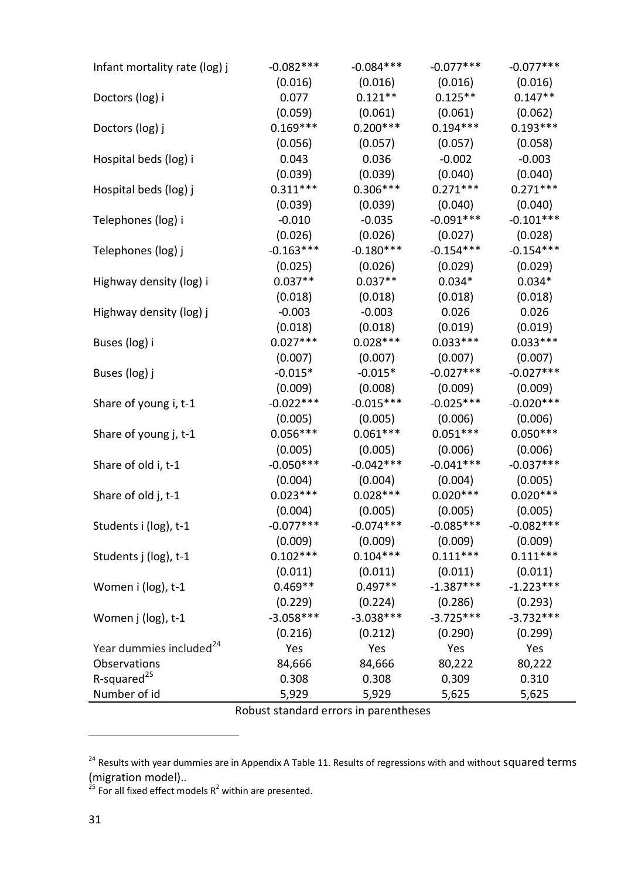| | | | | |
|---|---|---|---|---|
| Infant mortality rate (log) j | -0.082*** | -0.084*** | -0.077*** | -0.077*** |
| | (0.016) | (0.016) | (0.016) | (0.016) |
| Doctors (log) i | 0.077 | 0.121** | 0.125** | 0.147** |
| | (0.059) | (0.061) | (0.061) | (0.062) |
| Doctors (log) j | 0.169*** | 0.200*** | 0.194*** | 0.193*** |
| | (0.056) | (0.057) | (0.057) | (0.058) |
| Hospital beds (log) i | 0.043 | 0.036 | -0.002 | -0.003 |
| | (0.039) | (0.039) | (0.040) | (0.040) |
| Hospital beds (log) j | 0.311*** | 0.306*** | 0.271*** | 0.271*** |
| | (0.039) | (0.039) | (0.040) | (0.040) |
| Telephones (log) i | -0.010 | -0.035 | -0.091*** | -0.101*** |
| | (0.026) | (0.026) | (0.027) | (0.028) |
| Telephones (log) j | -0.163*** | -0.180*** | -0.154*** | -0.154*** |
| | (0.025) | (0.026) | (0.029) | (0.029) |
| Highway density (log) i | 0.037** | 0.037** | 0.034* | 0.034* |
| | (0.018) | (0.018) | (0.018) | (0.018) |
| Highway density (log) j | -0.003 | -0.003 | 0.026 | 0.026 |
| | (0.018) | (0.018) | (0.019) | (0.019) |
| Buses (log) i | 0.027*** | 0.028*** | 0.033*** | 0.033*** |
| | (0.007) | (0.007) | (0.007) | (0.007) |
| Buses (log) j | -0.015* | -0.015* | -0.027*** | -0.027*** |
| | (0.009) | (0.008) | (0.009) | (0.009) |
| Share of young i, t-1 | -0.022*** | -0.015*** | -0.025*** | -0.020*** |
| | (0.005) | (0.005) | (0.006) | (0.006) |
| Share of young j, t-1 | 0.056*** | 0.061*** | 0.051*** | 0.050*** |
| | (0.005) | (0.005) | (0.006) | (0.006) |
| Share of old i, t-1 | -0.050*** | -0.042*** | -0.041*** | -0.037*** |
| | (0.004) | (0.004) | (0.004) | (0.005) |
| Share of old j, t-1 | 0.023*** | 0.028*** | 0.020*** | 0.020*** |
| | (0.004) | (0.005) | (0.005) | (0.005) |
| Students i (log), t-1 | -0.077*** | -0.074*** | -0.085*** | -0.082*** |
| | (0.009) | (0.009) | (0.009) | (0.009) |
| Students j (log), t-1 | 0.102*** | 0.104*** | 0.111*** | 0.111*** |
| | (0.011) | (0.011) | (0.011) | (0.011) |
| Women i (log), t-1 | 0.469** | 0.497** | -1.387*** | -1.223*** |
| | (0.229) | (0.224) | (0.286) | (0.293) |
| Women j (log), t-1 | -3.058*** | -3.038*** | -3.725*** | -3.732*** |
| | (0.216) | (0.212) | (0.290) | (0.299) |
| Year dummies included[24] | Yes | Yes | Yes | Yes |
| Observations | 84,666 | 84,666 | 80,222 | 80,222 |
| R-squared[25] | 0.308 | 0.308 | 0.309 | 0.310 |
| Number of id | 5,929 | 5,929 | 5,625 | 5,625 |

Robust standard errors in parentheses

[24] Results with year dummies are in Appendix A Table 11. Results of regressions with and without squared terms (migration model)..

[25] For all fixed effect models $R^2$ within are presented.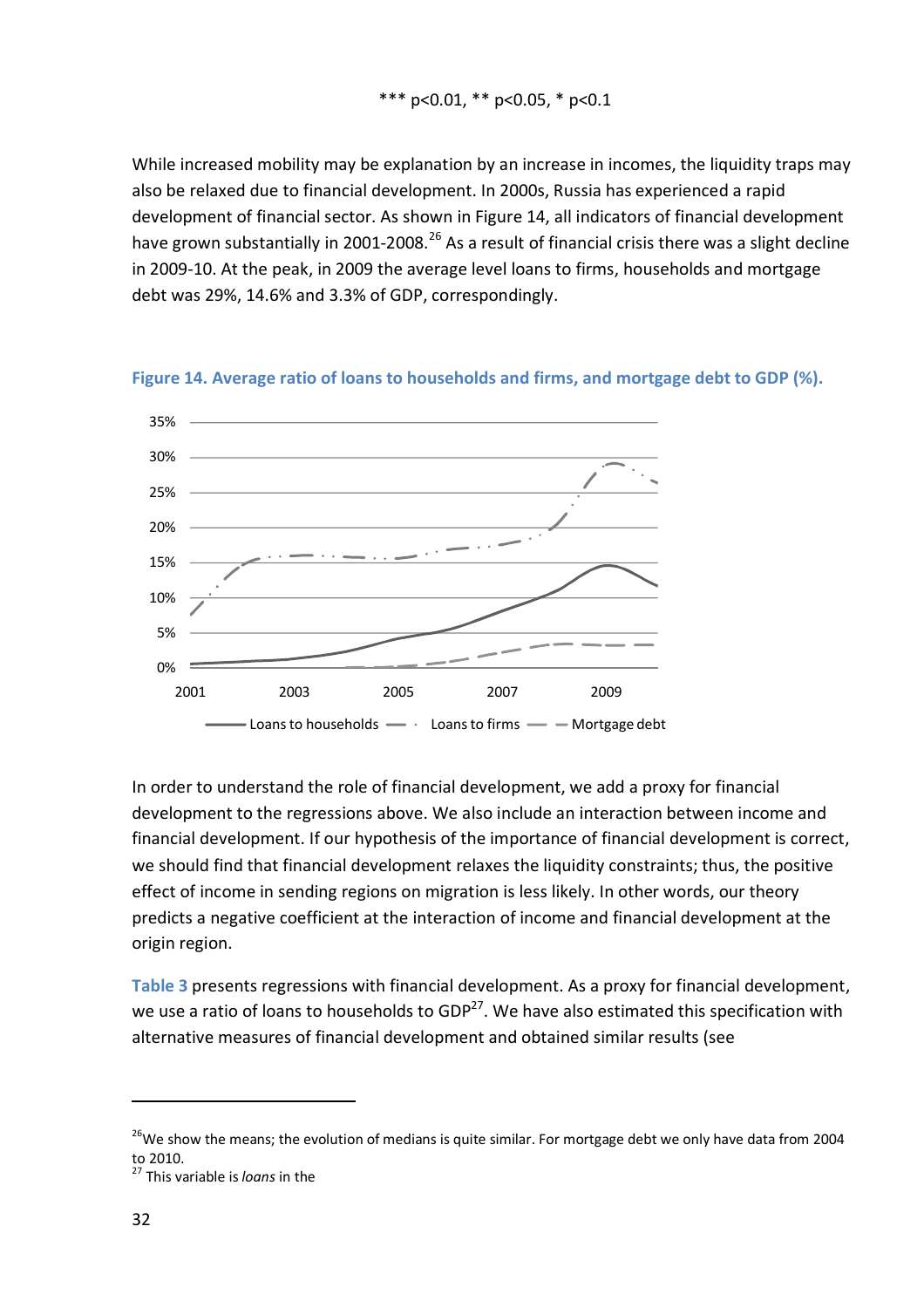*** p<0.01, ** p<0.05, * p<0.1

While increased mobility may be explanation by an increase in incomes, the liquidity traps may also be relaxed due to financial development. In 2000s, Russia has experienced a rapid development of financial sector. As shown in Figure 14, all indicators of financial development have grown substantially in 2001-2008.[26] As a result of financial crisis there was a slight decline in 2009-10. At the peak, in 2009 the average level loans to firms, households and mortgage debt was 29%, 14.6% and 3.3% of GDP, correspondingly.

**Figure 14. Average ratio of loans to households and firms, and mortgage debt to GDP (%).**

In order to understand the role of financial development, we add a proxy for financial development to the regressions above. We also include an interaction between income and financial development. If our hypothesis of the importance of financial development is correct, we should find that financial development relaxes the liquidity constraints; thus, the positive effect of income in sending regions on migration is less likely. In other words, our theory predicts a negative coefficient at the interaction of income and financial development at the origin region.

Table 3 presents regressions with financial development. As a proxy for financial development, we use a ratio of loans to households to GDP[27]. We have also estimated this specification with alternative measures of financial development and obtained similar results (see

[26] We show the means; the evolution of medians is quite similar. For mortgage debt we only have data from 2004 to 2010.

[27] This variable is *loans* in the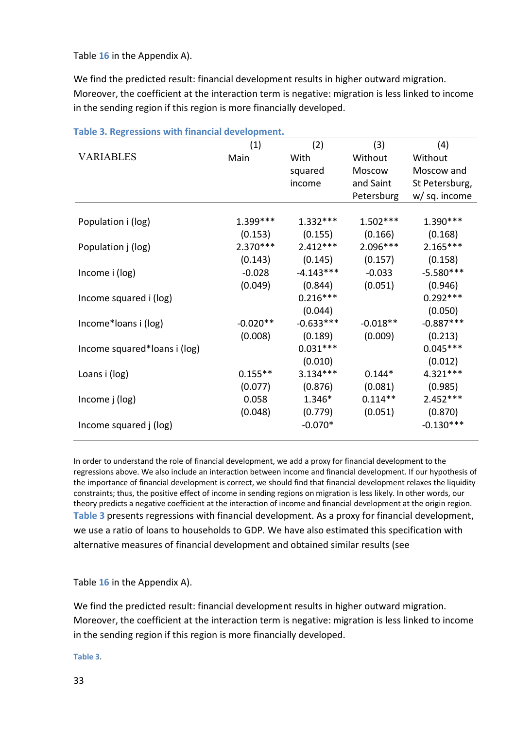Table 16 in the Appendix A).

We find the predicted result: financial development results in higher outward migration. Moreover, the coefficient at the interaction term is negative: migration is less linked to income in the sending region if this region is more financially developed.

**Table 3. Regressions with financial development.**

| VARIABLES | (1) Main | (2) With squared income | (3) Without Moscow and Saint Petersburg | (4) Without Moscow and St Petersburg, w/ sq. income |
|---|---|---|---|---|
| Population i (log) | 1.399*** | 1.332*** | 1.502*** | 1.390*** |
| | (0.153) | (0.155) | (0.166) | (0.168) |
| Population j (log) | 2.370*** | 2.412*** | 2.096*** | 2.165*** |
| | (0.143) | (0.145) | (0.157) | (0.158) |
| Income i (log) | -0.028 | -4.143*** | -0.033 | -5.580*** |
| | (0.049) | (0.844) | (0.051) | (0.946) |
| Income squared i (log) | | 0.216*** | | 0.292*** |
| | | (0.044) | | (0.050) |
| Income*loans i (log) | -0.020** | -0.633*** | -0.018** | -0.887*** |
| | (0.008) | (0.189) | (0.009) | (0.213) |
| Income squared*loans i (log) | | 0.031*** | | 0.045*** |
| | | (0.010) | | (0.012) |
| Loans i (log) | 0.155** | 3.134*** | 0.144* | 4.321*** |
| | (0.077) | (0.876) | (0.081) | (0.985) |
| Income j (log) | 0.058 | 1.346* | 0.114** | 2.452*** |
| | (0.048) | (0.779) | (0.051) | (0.870) |
| Income squared j (log) | | -0.070* | | -0.130*** |

In order to understand the role of financial development, we add a proxy for financial development to the regressions above. We also include an interaction between income and financial development. If our hypothesis of the importance of financial development is correct, we should find that financial development relaxes the liquidity constraints; thus, the positive effect of income in sending regions on migration is less likely. In other words, our theory predicts a negative coefficient at the interaction of income and financial development at the origin region. Table 3 presents regressions with financial development. As a proxy for financial development, we use a ratio of loans to households to GDP. We have also estimated this specification with alternative measures of financial development and obtained similar results (see

Table 16 in the Appendix A).

We find the predicted result: financial development results in higher outward migration. Moreover, the coefficient at the interaction term is negative: migration is less linked to income in the sending region if this region is more financially developed.

Table 3.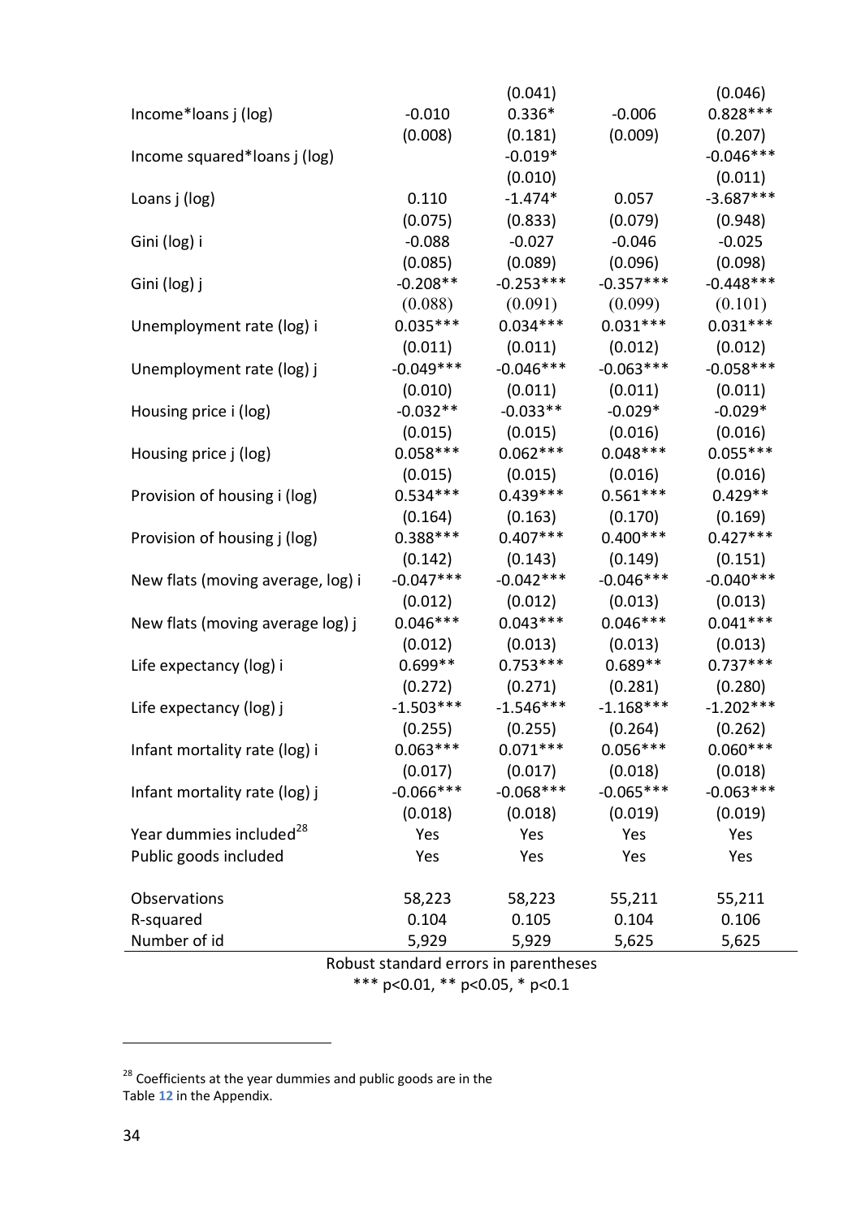| | | | | |
|---|---|---|---|---|
| | | (0.041) | | (0.046) |
| Income*loans j (log) | -0.010 | 0.336* | -0.006 | 0.828*** |
| | (0.008) | (0.181) | (0.009) | (0.207) |
| Income squared*loans j (log) | | -0.019* | | -0.046*** |
| | | (0.010) | | (0.011) |
| Loans j (log) | 0.110 | -1.474* | 0.057 | -3.687*** |
| | (0.075) | (0.833) | (0.079) | (0.948) |
| Gini (log) i | -0.088 | -0.027 | -0.046 | -0.025 |
| | (0.085) | (0.089) | (0.096) | (0.098) |
| Gini (log) j | -0.208** | -0.253*** | -0.357*** | -0.448*** |
| | (0.088) | (0.091) | (0.099) | (0.101) |
| Unemployment rate (log) i | 0.035*** | 0.034*** | 0.031*** | 0.031*** |
| | (0.011) | (0.011) | (0.012) | (0.012) |
| Unemployment rate (log) j | -0.049*** | -0.046*** | -0.063*** | -0.058*** |
| | (0.010) | (0.011) | (0.011) | (0.011) |
| Housing price i (log) | -0.032** | -0.033** | -0.029* | -0.029* |
| | (0.015) | (0.015) | (0.016) | (0.016) |
| Housing price j (log) | 0.058*** | 0.062*** | 0.048*** | 0.055*** |
| | (0.015) | (0.015) | (0.016) | (0.016) |
| Provision of housing i (log) | 0.534*** | 0.439*** | 0.561*** | 0.429** |
| | (0.164) | (0.163) | (0.170) | (0.169) |
| Provision of housing j (log) | 0.388*** | 0.407*** | 0.400*** | 0.427*** |
| | (0.142) | (0.143) | (0.149) | (0.151) |
| New flats (moving average, log) i | -0.047*** | -0.042*** | -0.046*** | -0.040*** |
| | (0.012) | (0.012) | (0.013) | (0.013) |
| New flats (moving average log) j | 0.046*** | 0.043*** | 0.046*** | 0.041*** |
| | (0.012) | (0.013) | (0.013) | (0.013) |
| Life expectancy (log) i | 0.699** | 0.753*** | 0.689** | 0.737*** |
| | (0.272) | (0.271) | (0.281) | (0.280) |
| Life expectancy (log) j | -1.503*** | -1.546*** | -1.168*** | -1.202*** |
| | (0.255) | (0.255) | (0.264) | (0.262) |
| Infant mortality rate (log) i | 0.063*** | 0.071*** | 0.056*** | 0.060*** |
| | (0.017) | (0.017) | (0.018) | (0.018) |
| Infant mortality rate (log) j | -0.066*** | -0.068*** | -0.065*** | -0.063*** |
| | (0.018) | (0.018) | (0.019) | (0.019) |
| Year dummies included[28] | Yes | Yes | Yes | Yes |
| Public goods included | Yes | Yes | Yes | Yes |
| | | | | |
| Observations | 58,223 | 58,223 | 55,211 | 55,211 |
| R-squared | 0.104 | 0.105 | 0.104 | 0.106 |
| Number of id | 5,929 | 5,929 | 5,625 | 5,625 |

Robust standard errors in parentheses
*** p<0.01, ** p<0.05, * p<0.1

[28] Coefficients at the year dummies and public goods are in the Table 12 in the Appendix.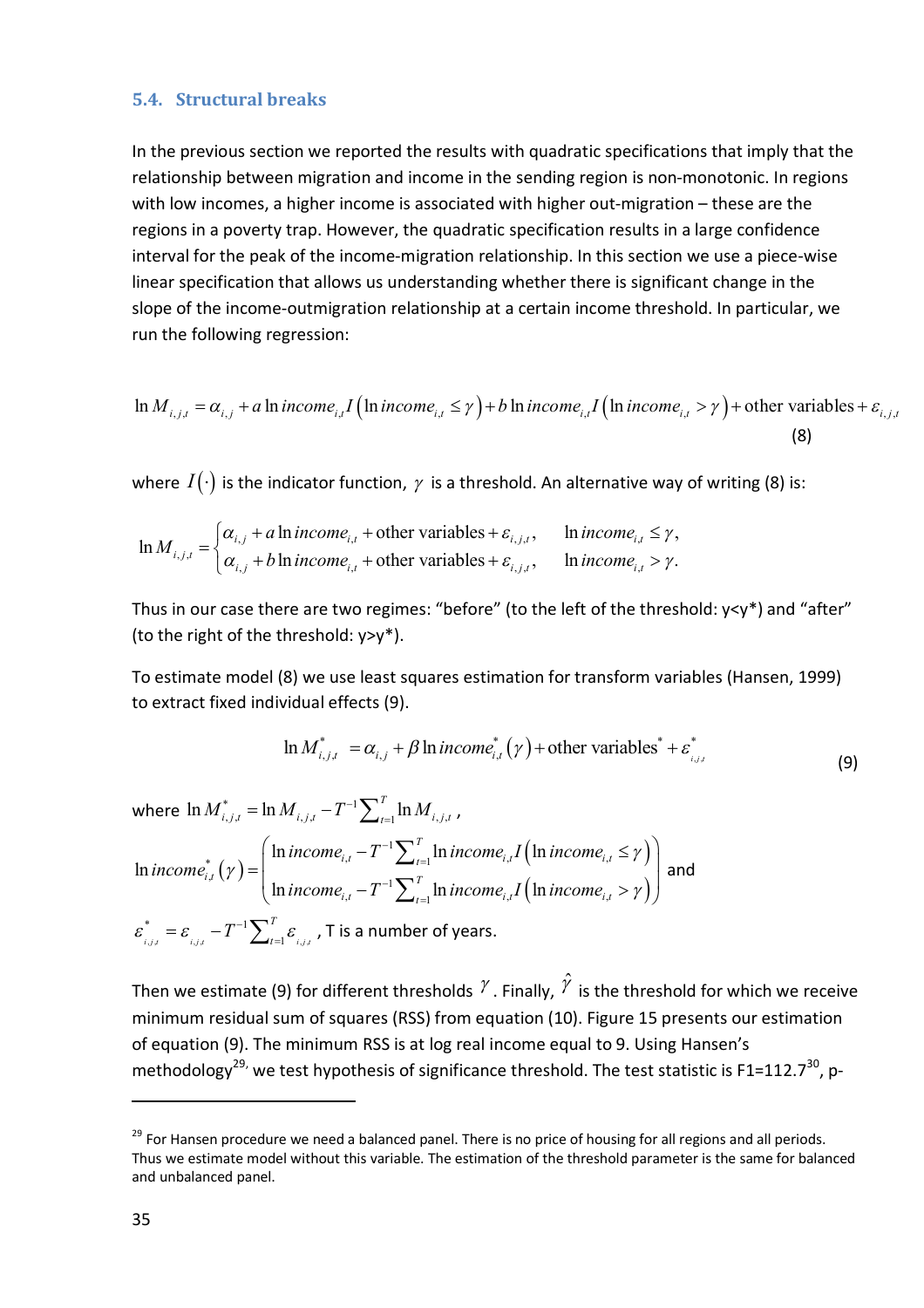### 5.4. Structural breaks

In the previous section we reported the results with quadratic specifications that imply that the relationship between migration and income in the sending region is non-monotonic. In regions with low incomes, a higher income is associated with higher out-migration – these are the regions in a poverty trap. However, the quadratic specification results in a large confidence interval for the peak of the income-migration relationship. In this section we use a piece-wise linear specification that allows us understanding whether there is significant change in the slope of the income-outmigration relationship at a certain income threshold. In particular, we run the following regression:

$$\ln M_{i,j,t} = \alpha_{i,j} + a \ln income_{i,t} I\left(\ln income_{i,t} \leq \gamma\right) + b \ln income_{i,t} I\left(\ln income_{i,t} > \gamma\right) + \text{other variables} + \varepsilon_{i,j,t} \quad (8)$$

where $I(\cdot)$ is the indicator function, $\gamma$ is a threshold. An alternative way of writing (8) is:

$$\ln M_{i,j,t} = \begin{cases} \alpha_{i,j} + a \ln income_{i,t} + \text{other variables} + \varepsilon_{i,j,t}, & \ln income_{i,t} \leq \gamma, \\ \alpha_{i,j} + b \ln income_{i,t} + \text{other variables} + \varepsilon_{i,j,t}, & \ln income_{i,t} > \gamma. \end{cases}$$

Thus in our case there are two regimes: "before" (to the left of the threshold: y<y*) and "after" (to the right of the threshold: y>y*).

To estimate model (8) we use least squares estimation for transform variables (Hansen, 1999) to extract fixed individual effects (9).

$$\ln M^{*}_{i,j,t} = \alpha_{i,j} + \beta \ln income^{*}_{i,t}(\gamma) + \text{other variables}^{*} + \varepsilon^{*}_{i,j,t} \quad (9)$$

where $\ln M^{*}_{i,j,t} = \ln M_{i,j,t} - T^{-1}\sum_{t=1}^{T} \ln M_{i,j,t}$,

$$\ln income^{*}_{i,t}(\gamma) = \begin{pmatrix} \ln income_{i,t} - T^{-1}\sum_{t=1}^{T} \ln income_{i,t} I\left(\ln income_{i,t} \leq \gamma\right) \\ \ln income_{i,t} - T^{-1}\sum_{t=1}^{T} \ln income_{i,t} I\left(\ln income_{i,t} > \gamma\right) \end{pmatrix}$$ and

$\varepsilon^{*}_{i,j,t} = \varepsilon_{i,j,t} - T^{-1}\sum_{t=1}^{T} \varepsilon_{i,j,t}$, T is a number of years.

Then we estimate (9) for different thresholds $\gamma$. Finally, $\hat{\gamma}$ is the threshold for which we receive minimum residual sum of squares (RSS) from equation (10). Figure 15 presents our estimation of equation (9). The minimum RSS is at log real income equal to 9. Using Hansen's methodology[29] we test hypothesis of significance threshold. The test statistic is F1=112.7[30], p-

[29] For Hansen procedure we need a balanced panel. There is no price of housing for all regions and all periods. Thus we estimate model without this variable. The estimation of the threshold parameter is the same for balanced and unbalanced panel.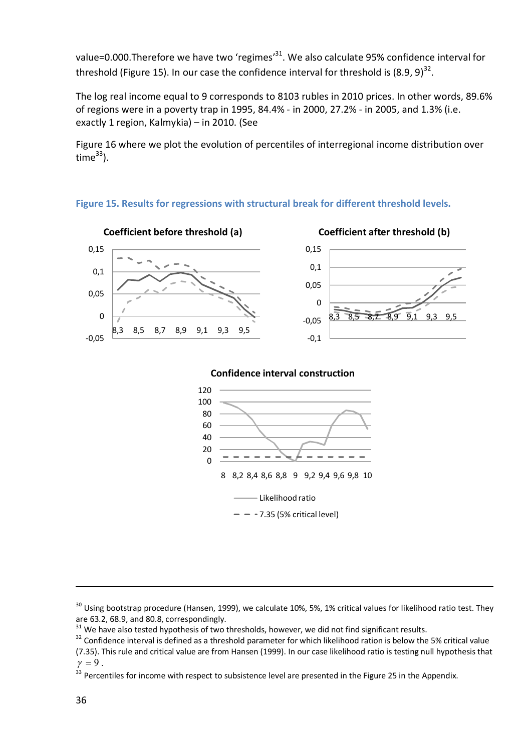value=0.000.Therefore we have two 'regimes'[31]. We also calculate 95% confidence interval for threshold (Figure 15). In our case the confidence interval for threshold is (8.9, 9)[32].

The log real income equal to 9 corresponds to 8103 rubles in 2010 prices. In other words, 89.6% of regions were in a poverty trap in 1995, 84.4% - in 2000, 27.2% - in 2005, and 1.3% (i.e. exactly 1 region, Kalmykia) – in 2010. (See

Figure 16 where we plot the evolution of percentiles of interregional income distribution over time[33]).

**Figure 15. Results for regressions with structural break for different threshold levels.**

Coefficient before threshold (a)

Coefficient after threshold (b)

Confidence interval construction

Likelihood ratio

7.35 (5% critical level)

---

[30] Using bootstrap procedure (Hansen, 1999), we calculate 10%, 5%, 1% critical values for likelihood ratio test. They are 63.2, 68.9, and 80.8, correspondingly.

[31] We have also tested hypothesis of two thresholds, however, we did not find significant results.

[32] Confidence interval is defined as a threshold parameter for which likelihood ration is below the 5% critical value (7.35). This rule and critical value are from Hansen (1999). In our case likelihood ratio is testing null hypothesis that $\gamma = 9$.

[33] Percentiles for income with respect to subsistence level are presented in the Figure 25 in the Appendix.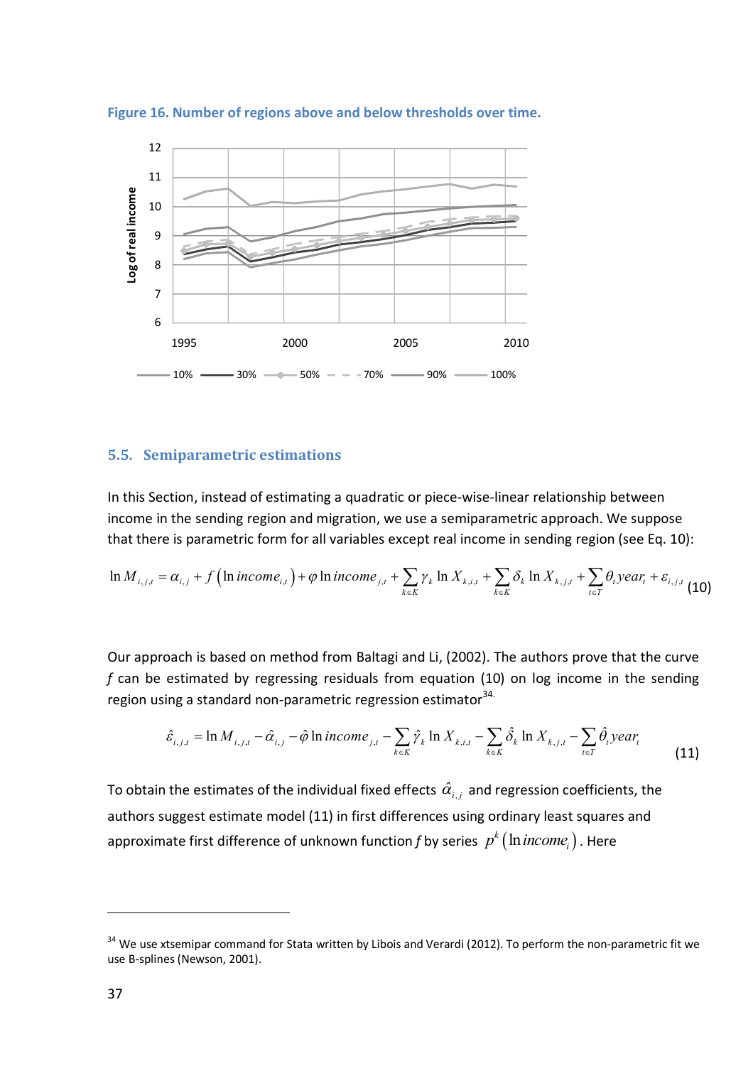**Figure 16. Number of regions above and below thresholds over time.**

## 5.5. Semiparametric estimations

In this Section, instead of estimating a quadratic or piece-wise-linear relationship between income in the sending region and migration, we use a semiparametric approach. We suppose that there is parametric form for all variables except real income in sending region (see Eq. 10):

$$\ln M_{i,j,t} = \alpha_{i,j} + f\left(\ln income_{i,t}\right) + \varphi \ln income_{j,t} + \sum_{k \in K} \gamma_k \ln X_{k,i,t} + \sum_{k \in K} \delta_k \ln X_{k,j,t} + \sum_{t \in T} \theta_t year_t + \varepsilon_{i,j,t} \quad (10)$$

Our approach is based on method from Baltagi and Li, (2002). The authors prove that the curve $f$ can be estimated by regressing residuals from equation (10) on log income in the sending region using a standard non-parametric regression estimator[34].

$$\hat{\varepsilon}_{i,j,t} = \ln M_{i,j,t} - \hat{\alpha}_{i,j} - \hat{\varphi} \ln income_{j,t} - \sum_{k \in K} \hat{\gamma}_k \ln X_{k,i,t} - \sum_{k \in K} \hat{\delta}_k \ln X_{k,j,t} - \sum_{t \in T} \hat{\theta}_t year_t \quad (11)$$

To obtain the estimates of the individual fixed effects $\hat{\alpha}_{i,j}$ and regression coefficients, the authors suggest estimate model (11) in first differences using ordinary least squares and approximate first difference of unknown function $f$ by series $p^k\left(\ln income_i\right)$. Here

---

[34] We use xtsemipar command for Stata written by Libois and Verardi (2012). To perform the non-parametric fit we use B-splines (Newson, 2001).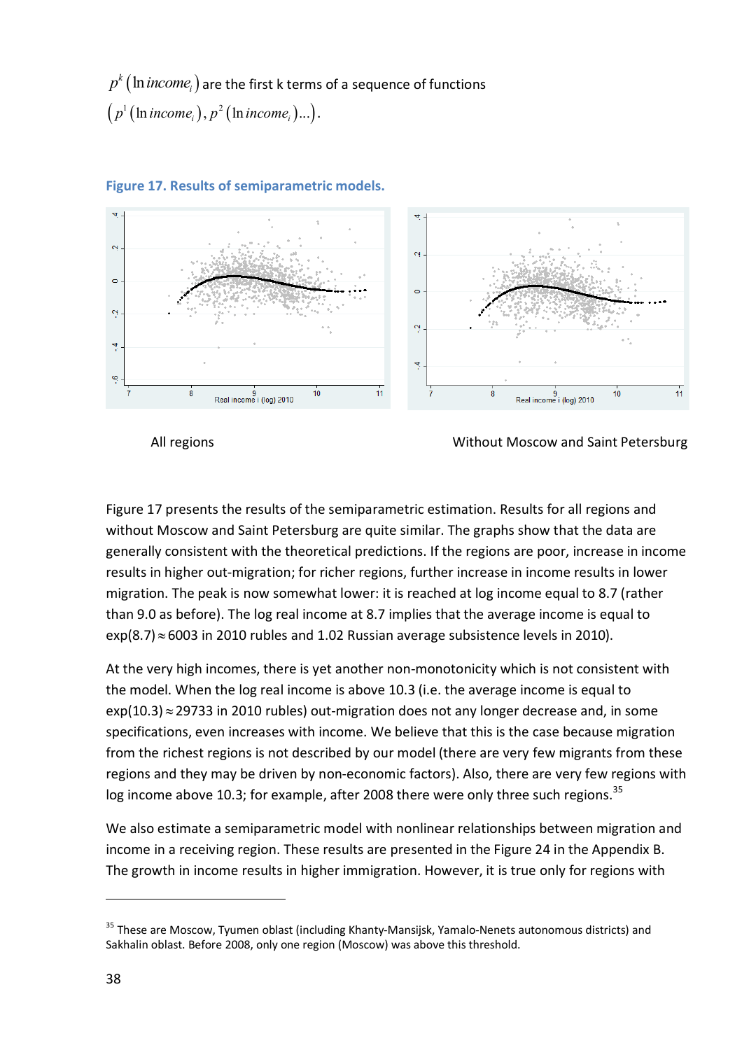$p^k(\ln income_i)$ are the first k terms of a sequence of functions $\left(p^1(\ln income_i), p^2(\ln income_i)...\right)$.

**Figure 17. Results of semiparametric models.**

All regions

Without Moscow and Saint Petersburg

Figure 17 presents the results of the semiparametric estimation. Results for all regions and without Moscow and Saint Petersburg are quite similar. The graphs show that the data are generally consistent with the theoretical predictions. If the regions are poor, increase in income results in higher out-migration; for richer regions, further increase in income results in lower migration. The peak is now somewhat lower: it is reached at log income equal to 8.7 (rather than 9.0 as before). The log real income at 8.7 implies that the average income is equal to $\exp(8.7) \approx 6003$ in 2010 rubles and 1.02 Russian average subsistence levels in 2010).

At the very high incomes, there is yet another non-monotonicity which is not consistent with the model. When the log real income is above 10.3 (i.e. the average income is equal to $\exp(10.3) \approx 29733$ in 2010 rubles) out-migration does not any longer decrease and, in some specifications, even increases with income. We believe that this is the case because migration from the richest regions is not described by our model (there are very few migrants from these regions and they may be driven by non-economic factors). Also, there are very few regions with log income above 10.3; for example, after 2008 there were only three such regions.[35]

We also estimate a semiparametric model with nonlinear relationships between migration and income in a receiving region. These results are presented in the Figure 24 in the Appendix B. The growth in income results in higher immigration. However, it is true only for regions with

[35] These are Moscow, Tyumen oblast (including Khanty-Mansijsk, Yamalo-Nenets autonomous districts) and Sakhalin oblast. Before 2008, only one region (Moscow) was above this threshold.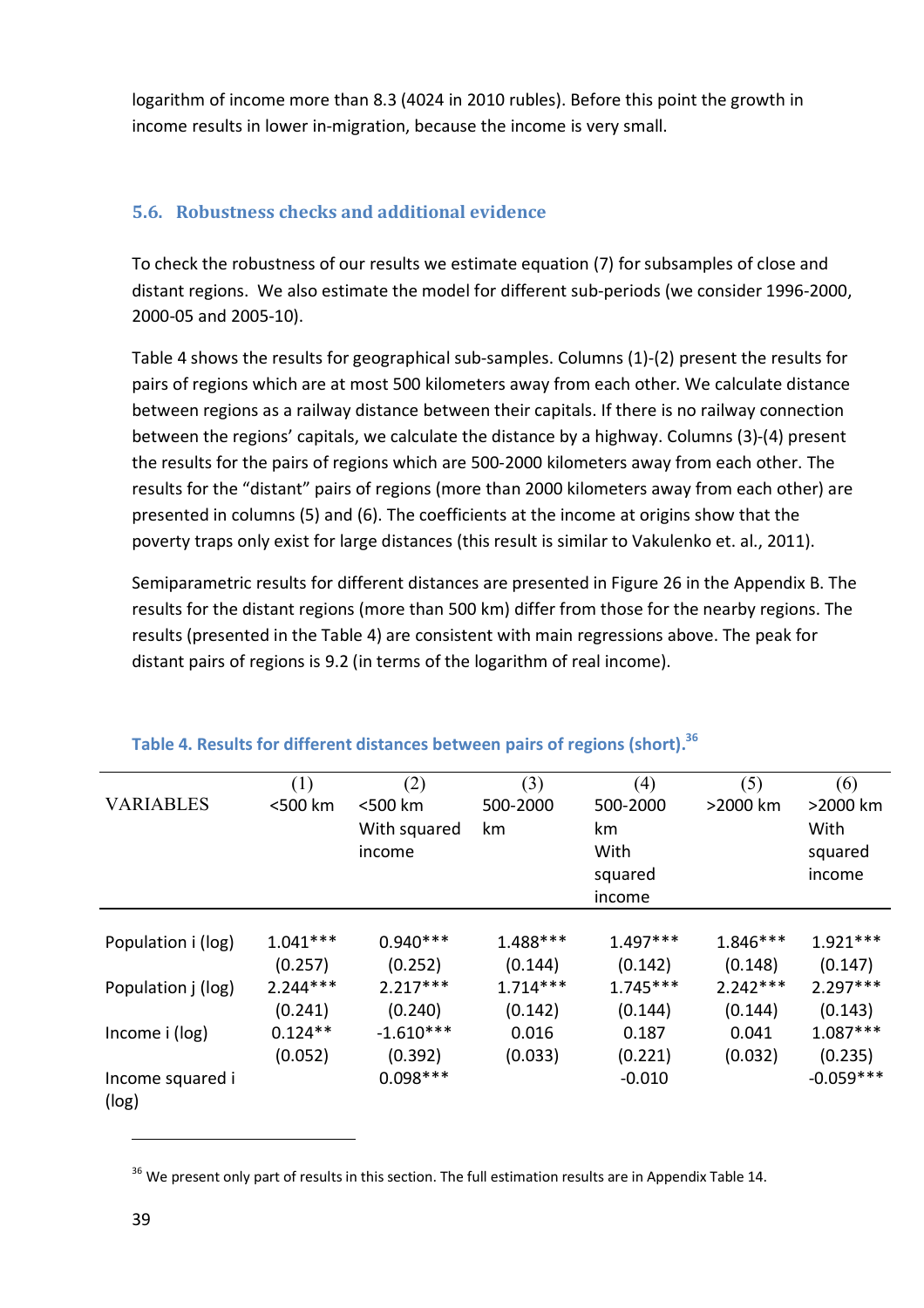logarithm of income more than 8.3 (4024 in 2010 rubles). Before this point the growth in income results in lower in-migration, because the income is very small.

### 5.6. Robustness checks and additional evidence

To check the robustness of our results we estimate equation (7) for subsamples of close and distant regions. We also estimate the model for different sub-periods (we consider 1996-2000, 2000-05 and 2005-10).

Table 4 shows the results for geographical sub-samples. Columns (1)-(2) present the results for pairs of regions which are at most 500 kilometers away from each other. We calculate distance between regions as a railway distance between their capitals. If there is no railway connection between the regions' capitals, we calculate the distance by a highway. Columns (3)-(4) present the results for the pairs of regions which are 500-2000 kilometers away from each other. The results for the "distant" pairs of regions (more than 2000 kilometers away from each other) are presented in columns (5) and (6). The coefficients at the income at origins show that the poverty traps only exist for large distances (this result is similar to Vakulenko et. al., 2011).

Semiparametric results for different distances are presented in Figure 26 in the Appendix B. The results for the distant regions (more than 500 km) differ from those for the nearby regions. The results (presented in the Table 4) are consistent with main regressions above. The peak for distant pairs of regions is 9.2 (in terms of the logarithm of real income).

**Table 4. Results for different distances between pairs of regions (short).**[36]

| VARIABLES | (1) <500 km | (2) <500 km With squared income | (3) 500-2000 km | (4) 500-2000 km With squared income | (5) >2000 km | (6) >2000 km With squared income |
|---|---|---|---|---|---|---|
| Population i (log) | 1.041*** | 0.940*** | 1.488*** | 1.497*** | 1.846*** | 1.921*** |
| | (0.257) | (0.252) | (0.144) | (0.142) | (0.148) | (0.147) |
| Population j (log) | 2.244*** | 2.217*** | 1.714*** | 1.745*** | 2.242*** | 2.297*** |
| | (0.241) | (0.240) | (0.142) | (0.144) | (0.144) | (0.143) |
| Income i (log) | 0.124** | -1.610*** | 0.016 | 0.187 | 0.041 | 1.087*** |
| | (0.052) | (0.392) | (0.033) | (0.221) | (0.032) | (0.235) |
| Income squared i (log) | | 0.098*** | | -0.010 | | -0.059*** |

[36] We present only part of results in this section. The full estimation results are in Appendix Table 14.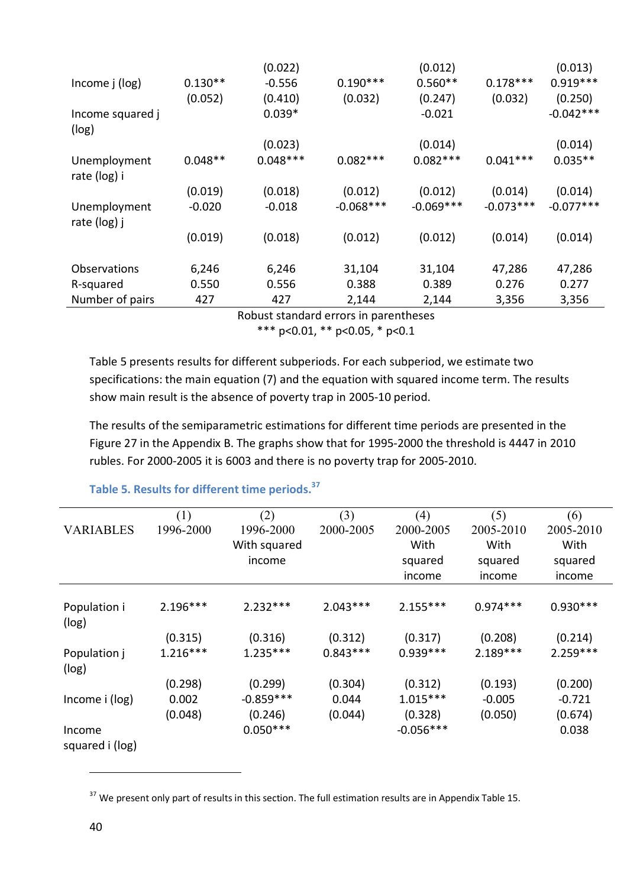| | | (0.022) | | (0.012) | | (0.013) |
|---|---|---|---|---|---|---|
| Income j (log) | 0.130** | -0.556 | 0.190*** | 0.560** | 0.178*** | 0.919*** |
| | (0.052) | (0.410) | (0.032) | (0.247) | (0.032) | (0.250) |
| Income squared j (log) | | 0.039* | | -0.021 | | -0.042*** |
| | | (0.023) | | (0.014) | | (0.014) |
| Unemployment rate (log) i | 0.048** | 0.048*** | 0.082*** | 0.082*** | 0.041*** | 0.035** |
| | (0.019) | (0.018) | (0.012) | (0.012) | (0.014) | (0.014) |
| Unemployment rate (log) j | -0.020 | -0.018 | -0.068*** | -0.069*** | -0.073*** | -0.077*** |
| | (0.019) | (0.018) | (0.012) | (0.012) | (0.014) | (0.014) |
| Observations | 6,246 | 6,246 | 31,104 | 31,104 | 47,286 | 47,286 |
| R-squared | 0.550 | 0.556 | 0.388 | 0.389 | 0.276 | 0.277 |
| Number of pairs | 427 | 427 | 2,144 | 2,144 | 3,356 | 3,356 |

Robust standard errors in parentheses
*** p<0.01, ** p<0.05, * p<0.1

Table 5 presents results for different subperiods. For each subperiod, we estimate two specifications: the main equation (7) and the equation with squared income term. The results show main result is the absence of poverty trap in 2005-10 period.

The results of the semiparametric estimations for different time periods are presented in the Figure 27 in the Appendix B. The graphs show that for 1995-2000 the threshold is 4447 in 2010 rubles. For 2000-2005 it is 6003 and there is no poverty trap for 2005-2010.

### Table 5. Results for different time periods.[37]

| VARIABLES | (1) 1996-2000 | (2) 1996-2000 With squared income | (3) 2000-2005 | (4) 2000-2005 With squared income | (5) 2005-2010 With squared income | (6) 2005-2010 With squared income |
|---|---|---|---|---|---|---|
| Population i (log) | 2.196*** | 2.232*** | 2.043*** | 2.155*** | 0.974*** | 0.930*** |
| | (0.315) | (0.316) | (0.312) | (0.317) | (0.208) | (0.214) |
| Population j (log) | 1.216*** | 1.235*** | 0.843*** | 0.939*** | 2.189*** | 2.259*** |
| | (0.298) | (0.299) | (0.304) | (0.312) | (0.193) | (0.200) |
| Income i (log) | 0.002 | -0.859*** | 0.044 | 1.015*** | -0.005 | -0.721 |
| | (0.048) | (0.246) | (0.044) | (0.328) | (0.050) | (0.674) |
| Income squared i (log) | | 0.050*** | | -0.056*** | | 0.038 |

[37] We present only part of results in this section. The full estimation results are in Appendix Table 15.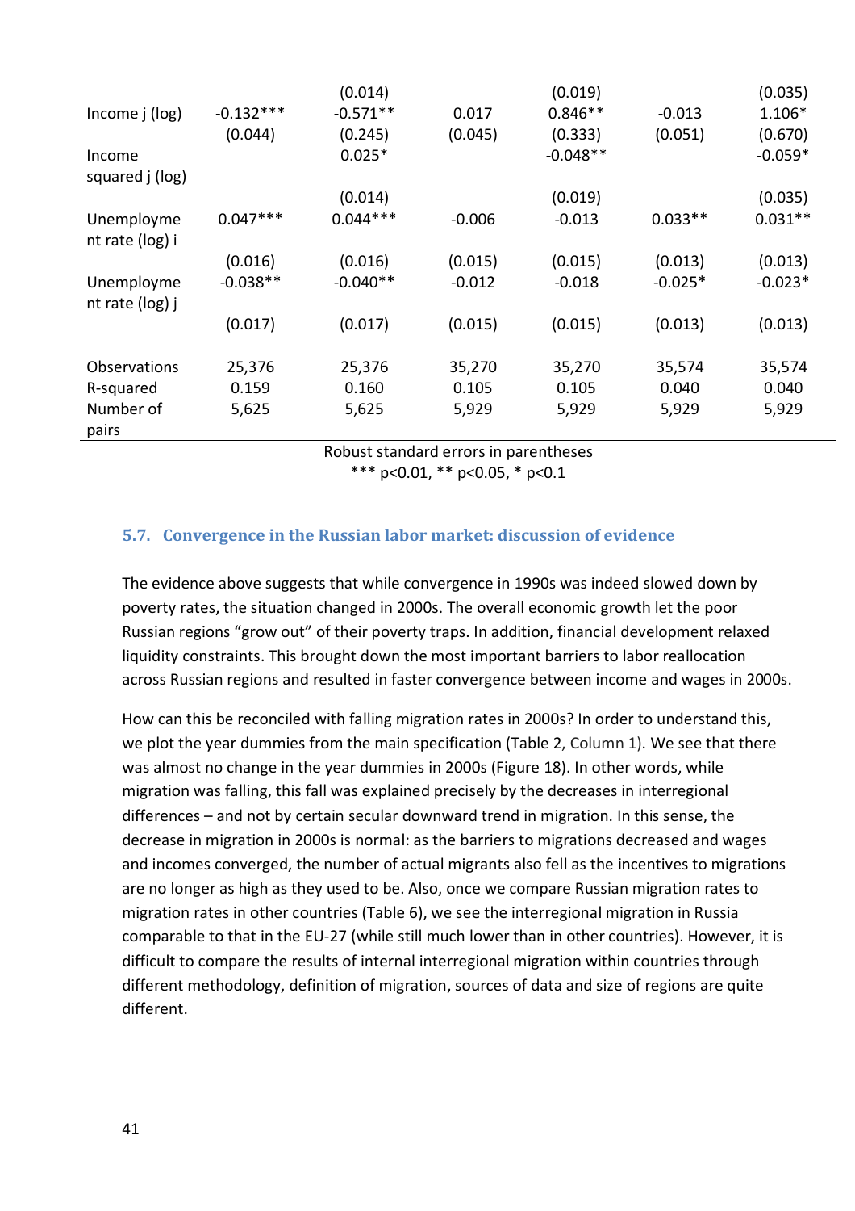| | | | | | | |
|---|---|---|---|---|---|---|
| | | (0.014) | | (0.019) | | (0.035) |
| Income j (log) | -0.132*** | -0.571** | 0.017 | 0.846** | -0.013 | 1.106* |
| | (0.044) | (0.245) | (0.045) | (0.333) | (0.051) | (0.670) |
| Income squared j (log) | | 0.025* | | -0.048** | | -0.059* |
| | | (0.014) | | (0.019) | | (0.035) |
| Unemployment rate (log) i | 0.047*** | 0.044*** | -0.006 | -0.013 | 0.033** | 0.031** |
| | (0.016) | (0.016) | (0.015) | (0.015) | (0.013) | (0.013) |
| Unemployment rate (log) j | -0.038** | -0.040** | -0.012 | -0.018 | -0.025* | -0.023* |
| | (0.017) | (0.017) | (0.015) | (0.015) | (0.013) | (0.013) |
| Observations | 25,376 | 25,376 | 35,270 | 35,270 | 35,574 | 35,574 |
| R-squared | 0.159 | 0.160 | 0.105 | 0.105 | 0.040 | 0.040 |
| Number of pairs | 5,625 | 5,625 | 5,929 | 5,929 | 5,929 | 5,929 |

Robust standard errors in parentheses
*** p<0.01, ** p<0.05, * p<0.1

### 5.7. Convergence in the Russian labor market: discussion of evidence

The evidence above suggests that while convergence in 1990s was indeed slowed down by poverty rates, the situation changed in 2000s. The overall economic growth let the poor Russian regions "grow out" of their poverty traps. In addition, financial development relaxed liquidity constraints. This brought down the most important barriers to labor reallocation across Russian regions and resulted in faster convergence between income and wages in 2000s.

How can this be reconciled with falling migration rates in 2000s? In order to understand this, we plot the year dummies from the main specification (Table 2, Column 1). We see that there was almost no change in the year dummies in 2000s (Figure 18). In other words, while migration was falling, this fall was explained precisely by the decreases in interregional differences – and not by certain secular downward trend in migration. In this sense, the decrease in migration in 2000s is normal: as the barriers to migrations decreased and wages and incomes converged, the number of actual migrants also fell as the incentives to migrations are no longer as high as they used to be. Also, once we compare Russian migration rates to migration rates in other countries (Table 6), we see the interregional migration in Russia comparable to that in the EU-27 (while still much lower than in other countries). However, it is difficult to compare the results of internal interregional migration within countries through different methodology, definition of migration, sources of data and size of regions are quite different.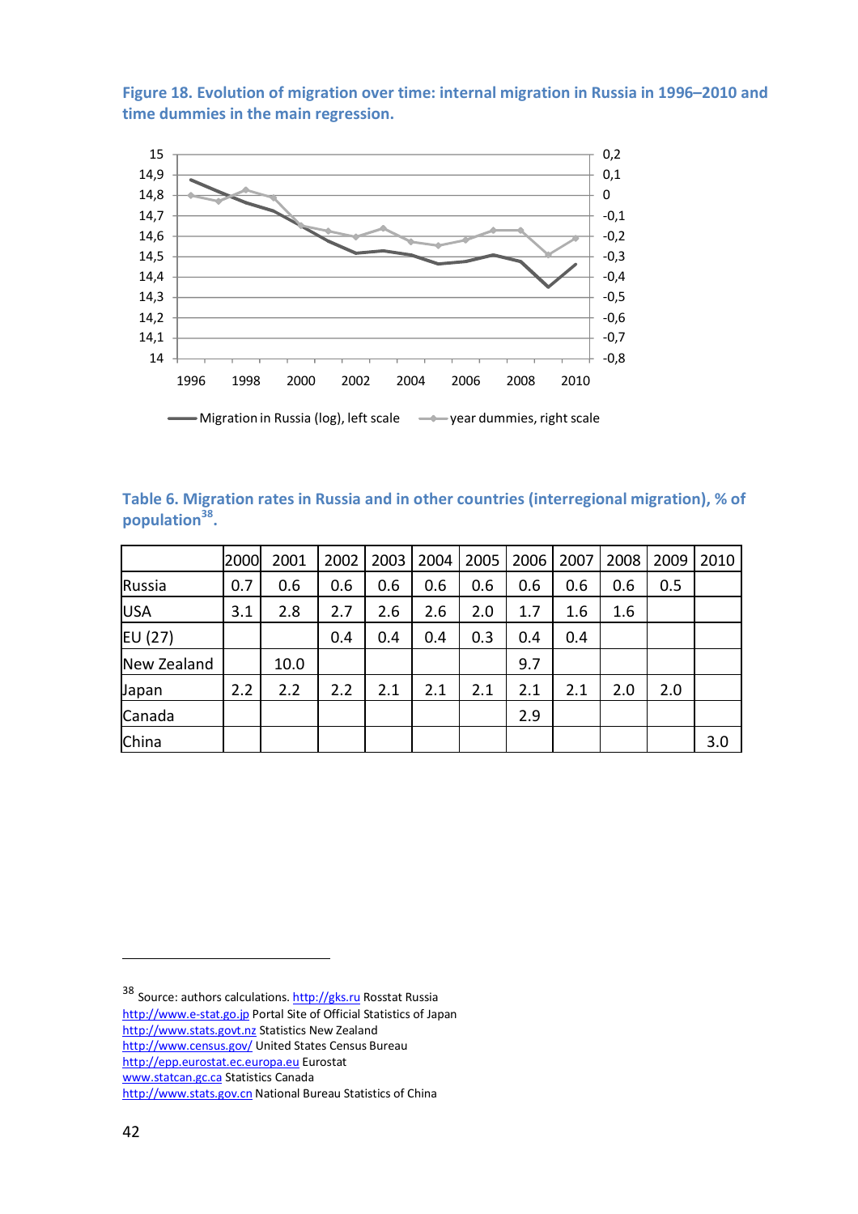**Figure 18. Evolution of migration over time: internal migration in Russia in 1996–2010 and time dummies in the main regression.**

**Table 6. Migration rates in Russia and in other countries (interregional migration), % of population[38].**

| | 2000 | 2001 | 2002 | 2003 | 2004 | 2005 | 2006 | 2007 | 2008 | 2009 | 2010 |
|---|---|---|---|---|---|---|---|---|---|---|---|
| Russia | 0.7 | 0.6 | 0.6 | 0.6 | 0.6 | 0.6 | 0.6 | 0.6 | 0.6 | 0.5 | |
| USA | 3.1 | 2.8 | 2.7 | 2.6 | 2.6 | 2.0 | 1.7 | 1.6 | 1.6 | | |
| EU (27) | | | 0.4 | 0.4 | 0.4 | 0.3 | 0.4 | 0.4 | | | |
| New Zealand | | 10.0 | | | | | 9.7 | | | | |
| Japan | 2.2 | 2.2 | 2.2 | 2.1 | 2.1 | 2.1 | 2.1 | 2.1 | 2.0 | 2.0 | |
| Canada | | | | | | | 2.9 | | | | |
| China | | | | | | | | | | | 3.0 |

---

[38] Source: authors calculations. http://gks.ru Rosstat Russia
http://www.e-stat.go.jp Portal Site of Official Statistics of Japan
http://www.stats.govt.nz Statistics New Zealand
http://www.census.gov/ United States Census Bureau
http://epp.eurostat.ec.europa.eu Eurostat
www.statcan.gc.ca Statistics Canada
http://www.stats.gov.cn National Bureau Statistics of China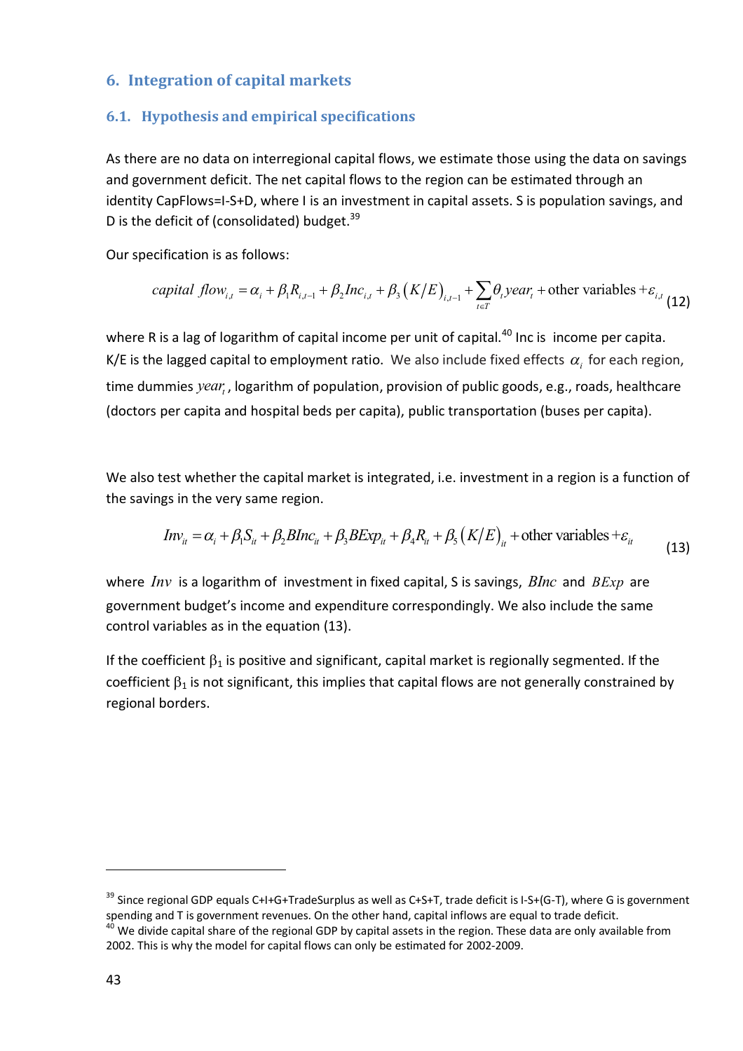## 6. Integration of capital markets

### 6.1. Hypothesis and empirical specifications

As there are no data on interregional capital flows, we estimate those using the data on savings and government deficit. The net capital flows to the region can be estimated through an identity CapFlows=I-S+D, where I is an investment in capital assets. S is population savings, and D is the deficit of (consolidated) budget.[39]

Our specification is as follows:

$$capital\ flow_{i,t} = \alpha_i + \beta_1 R_{i,t-1} + \beta_2 Inc_{i,t} + \beta_3 \left(K/E\right)_{i,t-1} + \sum_{t \in T} \theta_t year_t + \text{other variables} + \varepsilon_{i,t} \quad (12)$$

where R is a lag of logarithm of capital income per unit of capital.[40] Inc is income per capita. K/E is the lagged capital to employment ratio. We also include fixed effects $\alpha_i$ for each region, time dummies $year_t$, logarithm of population, provision of public goods, e.g., roads, healthcare (doctors per capita and hospital beds per capita), public transportation (buses per capita).

We also test whether the capital market is integrated, i.e. investment in a region is a function of the savings in the very same region.

$$Inv_{it} = \alpha_i + \beta_1 S_{it} + \beta_2 BInc_{it} + \beta_3 BExp_{it} + \beta_4 R_{it} + \beta_5 \left(K/E\right)_{it} + \text{other variables} + \varepsilon_{it} \quad (13)$$

where $Inv$ is a logarithm of investment in fixed capital, S is savings, $BInc$ and $BExp$ are government budget's income and expenditure correspondingly. We also include the same control variables as in the equation (13).

If the coefficient $\beta_1$ is positive and significant, capital market is regionally segmented. If the coefficient $\beta_1$ is not significant, this implies that capital flows are not generally constrained by regional borders.

---

[39] Since regional GDP equals C+I+G+TradeSurplus as well as C+S+T, trade deficit is I-S+(G-T), where G is government spending and T is government revenues. On the other hand, capital inflows are equal to trade deficit.

[40] We divide capital share of the regional GDP by capital assets in the region. These data are only available from 2002. This is why the model for capital flows can only be estimated for 2002-2009.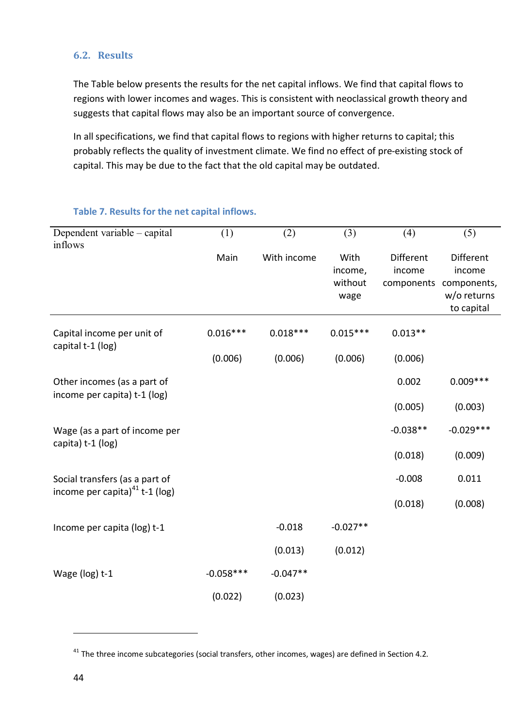### 6.2. Results

The Table below presents the results for the net capital inflows. We find that capital flows to regions with lower incomes and wages. This is consistent with neoclassical growth theory and suggests that capital flows may also be an important source of convergence.

In all specifications, we find that capital flows to regions with higher returns to capital; this probably reflects the quality of investment climate. We find no effect of pre-existing stock of capital. This may be due to the fact that the old capital may be outdated.

**Table 7. Results for the net capital inflows.**

| Dependent variable – capital inflows | (1) Main | (2) With income | (3) With income, without wage | (4) Different income components | (5) Different income components, w/o returns to capital |
|---|---|---|---|---|---|
| Capital income per unit of capital t-1 (log) | 0.016*** | 0.018*** | 0.015*** | 0.013** | |
| | (0.006) | (0.006) | (0.006) | (0.006) | |
| Other incomes (as a part of income per capita) t-1 (log) | | | | 0.002 | 0.009*** |
| | | | | (0.005) | (0.003) |
| Wage (as a part of income per capita) t-1 (log) | | | | -0.038** | -0.029*** |
| | | | | (0.018) | (0.009) |
| Social transfers (as a part of income per capita)[41] t-1 (log) | | | | -0.008 | 0.011 |
| | | | | (0.018) | (0.008) |
| Income per capita (log) t-1 | | -0.018 | -0.027** | | |
| | | (0.013) | (0.012) | | |
| Wage (log) t-1 | -0.058*** | -0.047** | | | |
| | (0.022) | (0.023) | | | |

[41] The three income subcategories (social transfers, other incomes, wages) are defined in Section 4.2.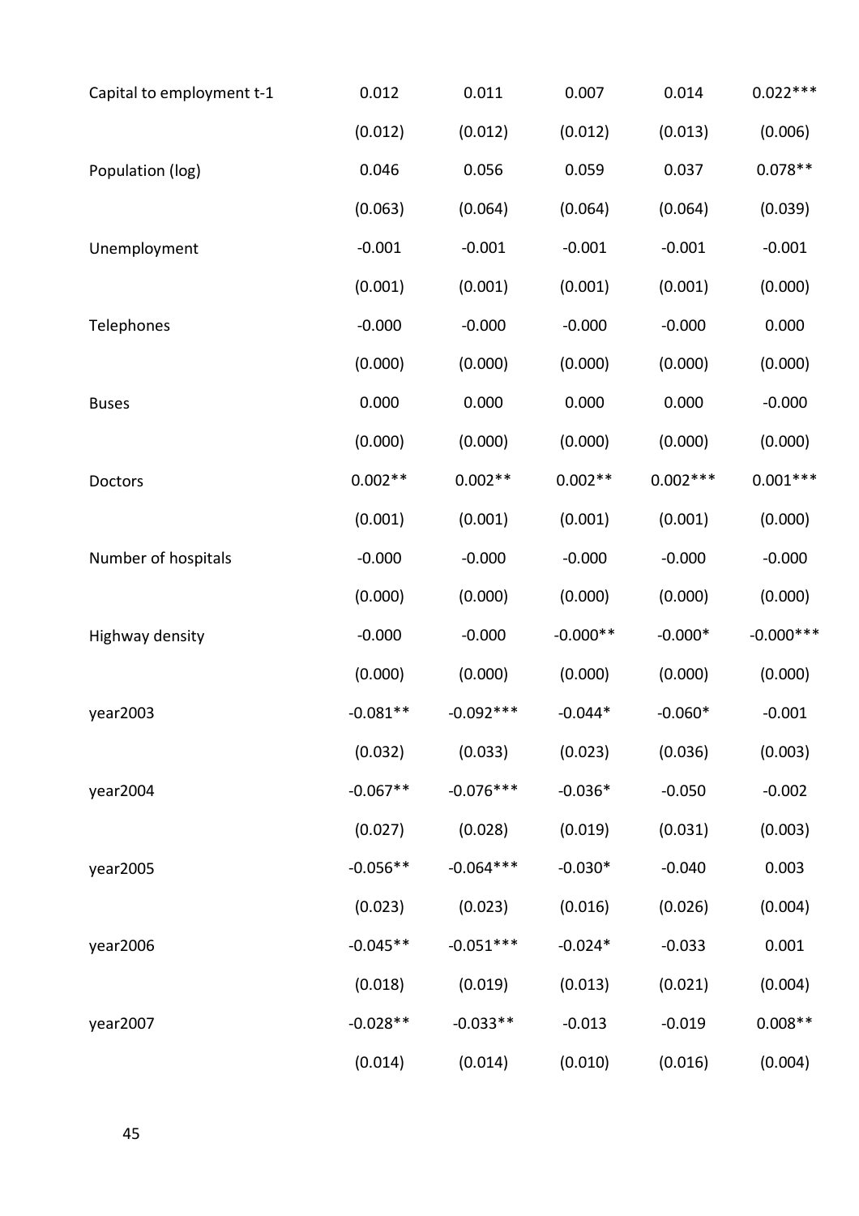| | | | | | |
|---|---|---|---|---|---|
| Capital to employment t-1 | 0.012 | 0.011 | 0.007 | 0.014 | 0.022*** |
| | (0.012) | (0.012) | (0.012) | (0.013) | (0.006) |
| Population (log) | 0.046 | 0.056 | 0.059 | 0.037 | 0.078** |
| | (0.063) | (0.064) | (0.064) | (0.064) | (0.039) |
| Unemployment | -0.001 | -0.001 | -0.001 | -0.001 | -0.001 |
| | (0.001) | (0.001) | (0.001) | (0.001) | (0.000) |
| Telephones | -0.000 | -0.000 | -0.000 | -0.000 | 0.000 |
| | (0.000) | (0.000) | (0.000) | (0.000) | (0.000) |
| Buses | 0.000 | 0.000 | 0.000 | 0.000 | -0.000 |
| | (0.000) | (0.000) | (0.000) | (0.000) | (0.000) |
| Doctors | 0.002** | 0.002** | 0.002** | 0.002*** | 0.001*** |
| | (0.001) | (0.001) | (0.001) | (0.001) | (0.000) |
| Number of hospitals | -0.000 | -0.000 | -0.000 | -0.000 | -0.000 |
| | (0.000) | (0.000) | (0.000) | (0.000) | (0.000) |
| Highway density | -0.000 | -0.000 | -0.000** | -0.000* | -0.000*** |
| | (0.000) | (0.000) | (0.000) | (0.000) | (0.000) |
| year2003 | -0.081** | -0.092*** | -0.044* | -0.060* | -0.001 |
| | (0.032) | (0.033) | (0.023) | (0.036) | (0.003) |
| year2004 | -0.067** | -0.076*** | -0.036* | -0.050 | -0.002 |
| | (0.027) | (0.028) | (0.019) | (0.031) | (0.003) |
| year2005 | -0.056** | -0.064*** | -0.030* | -0.040 | 0.003 |
| | (0.023) | (0.023) | (0.016) | (0.026) | (0.004) |
| year2006 | -0.045** | -0.051*** | -0.024* | -0.033 | 0.001 |
| | (0.018) | (0.019) | (0.013) | (0.021) | (0.004) |
| year2007 | -0.028** | -0.033** | -0.013 | -0.019 | 0.008** |
| | (0.014) | (0.014) | (0.010) | (0.016) | (0.004) |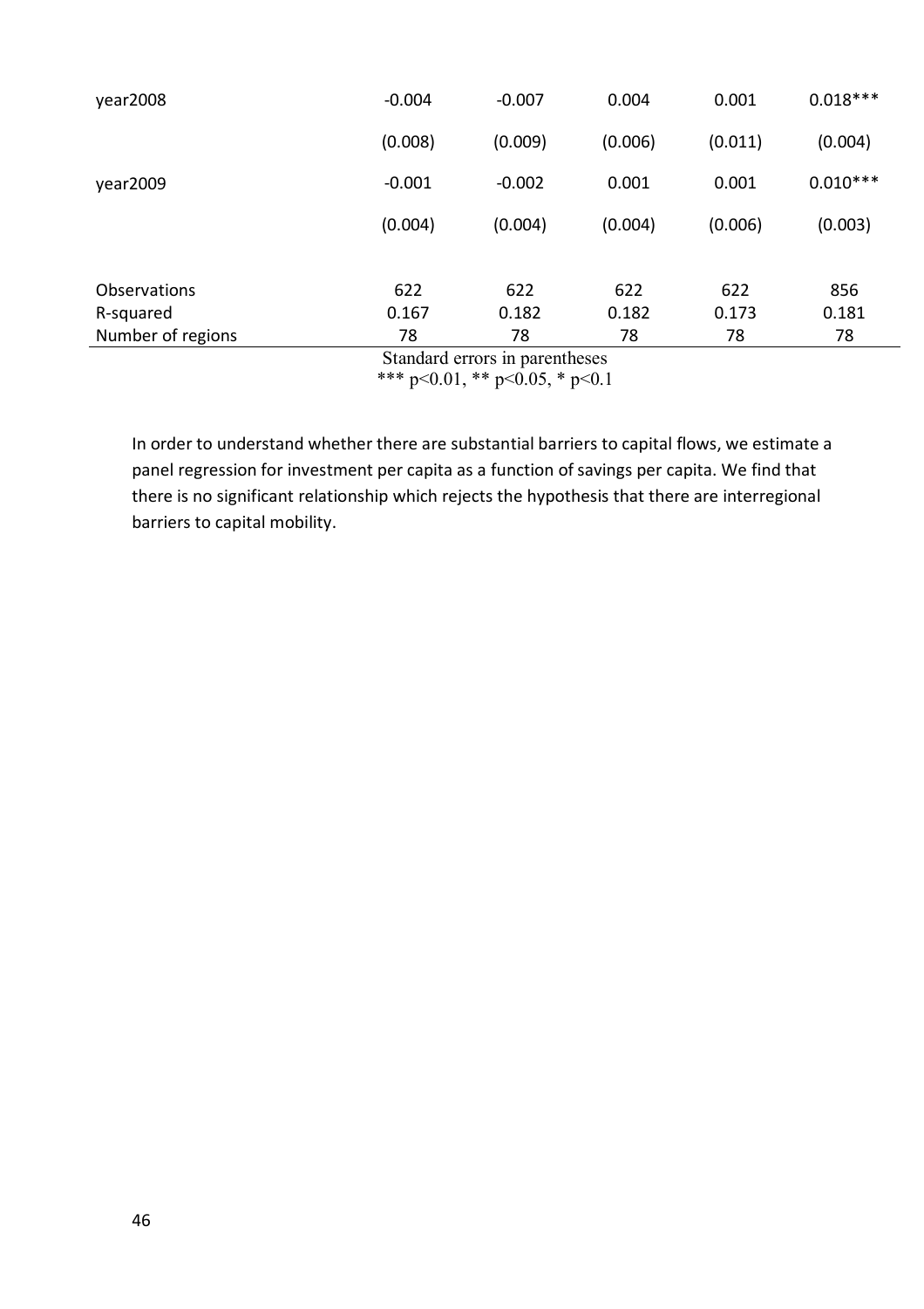| | | | | | |
|---|---|---|---|---|---|
| year2008 | -0.004 | -0.007 | 0.004 | 0.001 | 0.018*** |
| | (0.008) | (0.009) | (0.006) | (0.011) | (0.004) |
| year2009 | -0.001 | -0.002 | 0.001 | 0.001 | 0.010*** |
| | (0.004) | (0.004) | (0.004) | (0.006) | (0.003) |
| Observations | 622 | 622 | 622 | 622 | 856 |
| R-squared | 0.167 | 0.182 | 0.182 | 0.173 | 0.181 |
| Number of regions | 78 | 78 | 78 | 78 | 78 |

Standard errors in parentheses
*** p<0.01, ** p<0.05, * p<0.1

In order to understand whether there are substantial barriers to capital flows, we estimate a panel regression for investment per capita as a function of savings per capita. We find that there is no significant relationship which rejects the hypothesis that there are interregional barriers to capital mobility.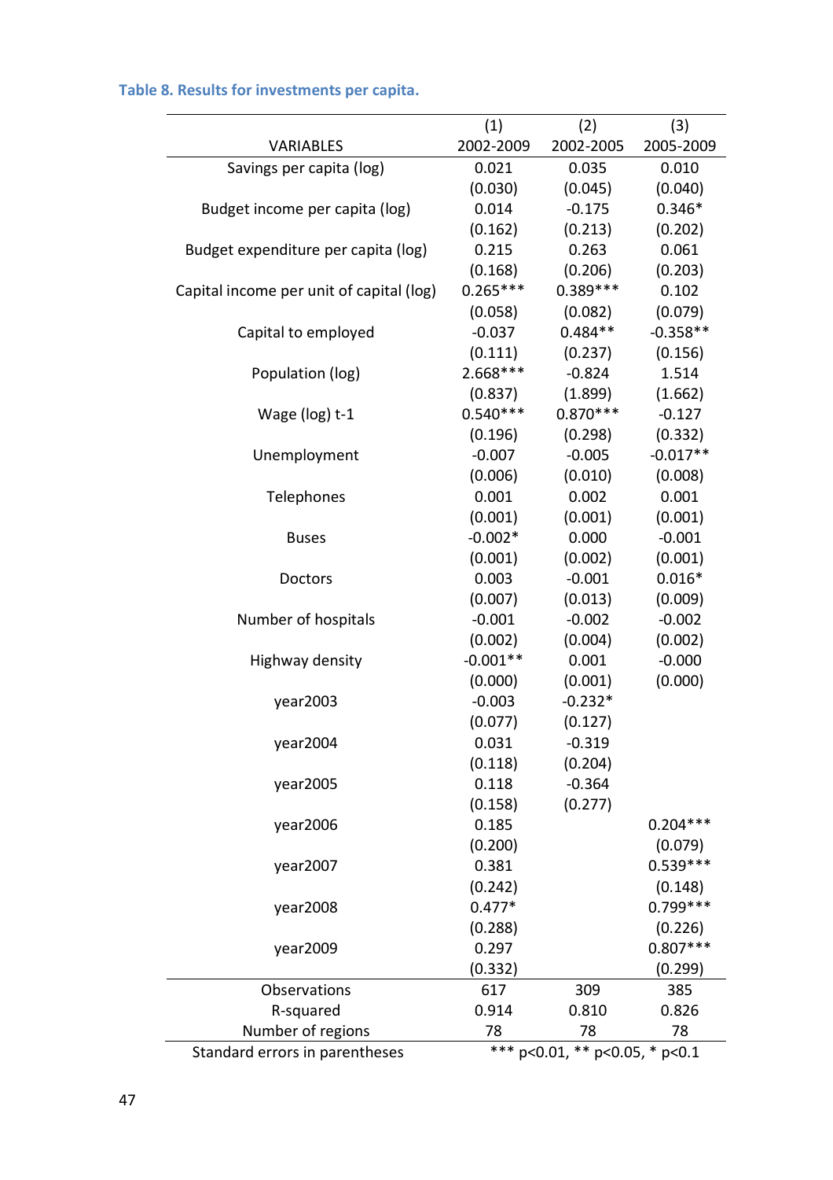**Table 8. Results for investments per capita.**

| VARIABLES | (1) 2002-2009 | (2) 2002-2005 | (3) 2005-2009 |
|---|---|---|---|
| Savings per capita (log) | 0.021 | 0.035 | 0.010 |
| | (0.030) | (0.045) | (0.040) |
| Budget income per capita (log) | 0.014 | -0.175 | 0.346* |
| | (0.162) | (0.213) | (0.202) |
| Budget expenditure per capita (log) | 0.215 | 0.263 | 0.061 |
| | (0.168) | (0.206) | (0.203) |
| Capital income per unit of capital (log) | 0.265*** | 0.389*** | 0.102 |
| | (0.058) | (0.082) | (0.079) |
| Capital to employed | -0.037 | 0.484** | -0.358** |
| | (0.111) | (0.237) | (0.156) |
| Population (log) | 2.668*** | -0.824 | 1.514 |
| | (0.837) | (1.899) | (1.662) |
| Wage (log) t-1 | 0.540*** | 0.870*** | -0.127 |
| | (0.196) | (0.298) | (0.332) |
| Unemployment | -0.007 | -0.005 | -0.017** |
| | (0.006) | (0.010) | (0.008) |
| Telephones | 0.001 | 0.002 | 0.001 |
| | (0.001) | (0.001) | (0.001) |
| Buses | -0.002* | 0.000 | -0.001 |
| | (0.001) | (0.002) | (0.001) |
| Doctors | 0.003 | -0.001 | 0.016* |
| | (0.007) | (0.013) | (0.009) |
| Number of hospitals | -0.001 | -0.002 | -0.002 |
| | (0.002) | (0.004) | (0.002) |
| Highway density | -0.001** | 0.001 | -0.000 |
| | (0.000) | (0.001) | (0.000) |
| year2003 | -0.003 | -0.232* | |
| | (0.077) | (0.127) | |
| year2004 | 0.031 | -0.319 | |
| | (0.118) | (0.204) | |
| year2005 | 0.118 | -0.364 | |
| | (0.158) | (0.277) | |
| year2006 | 0.185 | | 0.204*** |
| | (0.200) | | (0.079) |
| year2007 | 0.381 | | 0.539*** |
| | (0.242) | | (0.148) |
| year2008 | 0.477* | | 0.799*** |
| | (0.288) | | (0.226) |
| year2009 | 0.297 | | 0.807*** |
| | (0.332) | | (0.299) |
| Observations | 617 | 309 | 385 |
| R-squared | 0.914 | 0.810 | 0.826 |
| Number of regions | 78 | 78 | 78 |

Standard errors in parentheses *** p<0.01, ** p<0.05, * p<0.1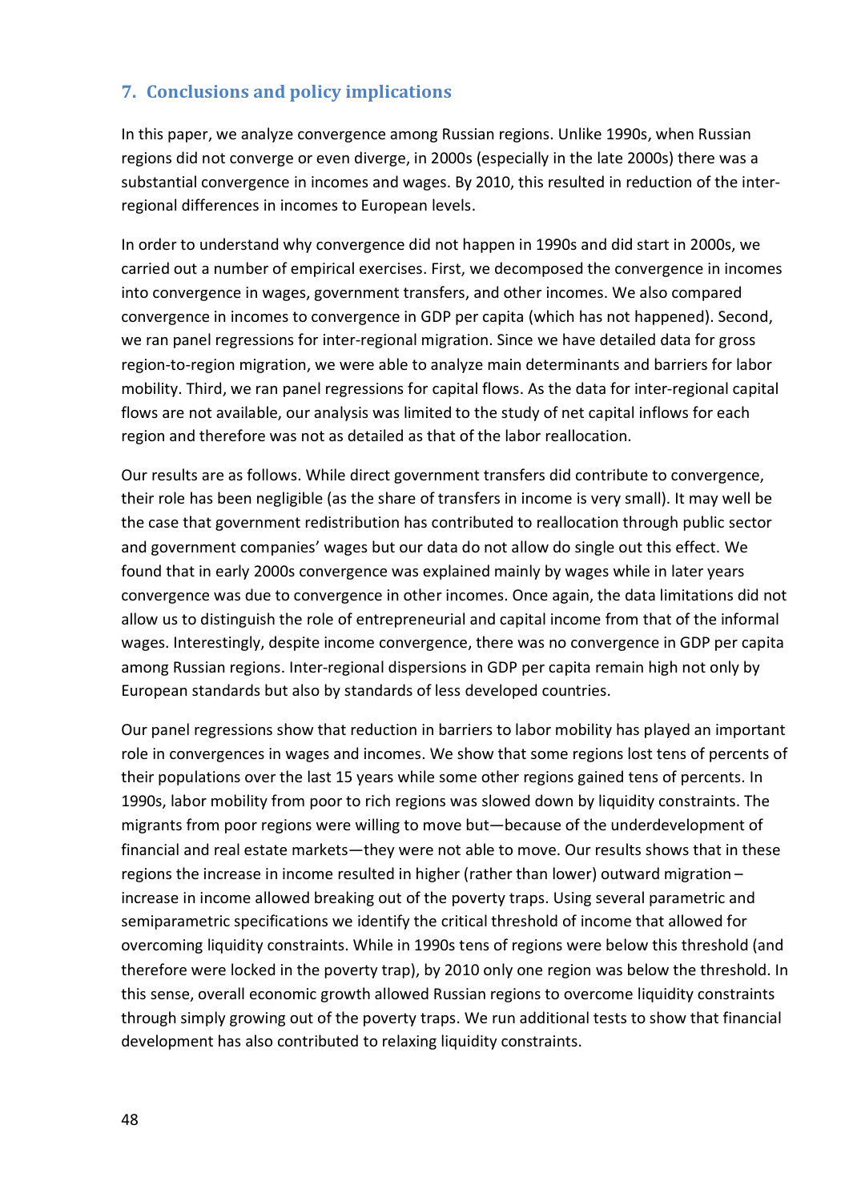## 7. Conclusions and policy implications

In this paper, we analyze convergence among Russian regions. Unlike 1990s, when Russian regions did not converge or even diverge, in 2000s (especially in the late 2000s) there was a substantial convergence in incomes and wages. By 2010, this resulted in reduction of the inter-regional differences in incomes to European levels.

In order to understand why convergence did not happen in 1990s and did start in 2000s, we carried out a number of empirical exercises. First, we decomposed the convergence in incomes into convergence in wages, government transfers, and other incomes. We also compared convergence in incomes to convergence in GDP per capita (which has not happened). Second, we ran panel regressions for inter-regional migration. Since we have detailed data for gross region-to-region migration, we were able to analyze main determinants and barriers for labor mobility. Third, we ran panel regressions for capital flows. As the data for inter-regional capital flows are not available, our analysis was limited to the study of net capital inflows for each region and therefore was not as detailed as that of the labor reallocation.

Our results are as follows. While direct government transfers did contribute to convergence, their role has been negligible (as the share of transfers in income is very small). It may well be the case that government redistribution has contributed to reallocation through public sector and government companies' wages but our data do not allow do single out this effect. We found that in early 2000s convergence was explained mainly by wages while in later years convergence was due to convergence in other incomes. Once again, the data limitations did not allow us to distinguish the role of entrepreneurial and capital income from that of the informal wages. Interestingly, despite income convergence, there was no convergence in GDP per capita among Russian regions. Inter-regional dispersions in GDP per capita remain high not only by European standards but also by standards of less developed countries.

Our panel regressions show that reduction in barriers to labor mobility has played an important role in convergences in wages and incomes. We show that some regions lost tens of percents of their populations over the last 15 years while some other regions gained tens of percents. In 1990s, labor mobility from poor to rich regions was slowed down by liquidity constraints. The migrants from poor regions were willing to move but—because of the underdevelopment of financial and real estate markets—they were not able to move. Our results shows that in these regions the increase in income resulted in higher (rather than lower) outward migration – increase in income allowed breaking out of the poverty traps. Using several parametric and semiparametric specifications we identify the critical threshold of income that allowed for overcoming liquidity constraints. While in 1990s tens of regions were below this threshold (and therefore were locked in the poverty trap), by 2010 only one region was below the threshold. In this sense, overall economic growth allowed Russian regions to overcome liquidity constraints through simply growing out of the poverty traps. We run additional tests to show that financial development has also contributed to relaxing liquidity constraints.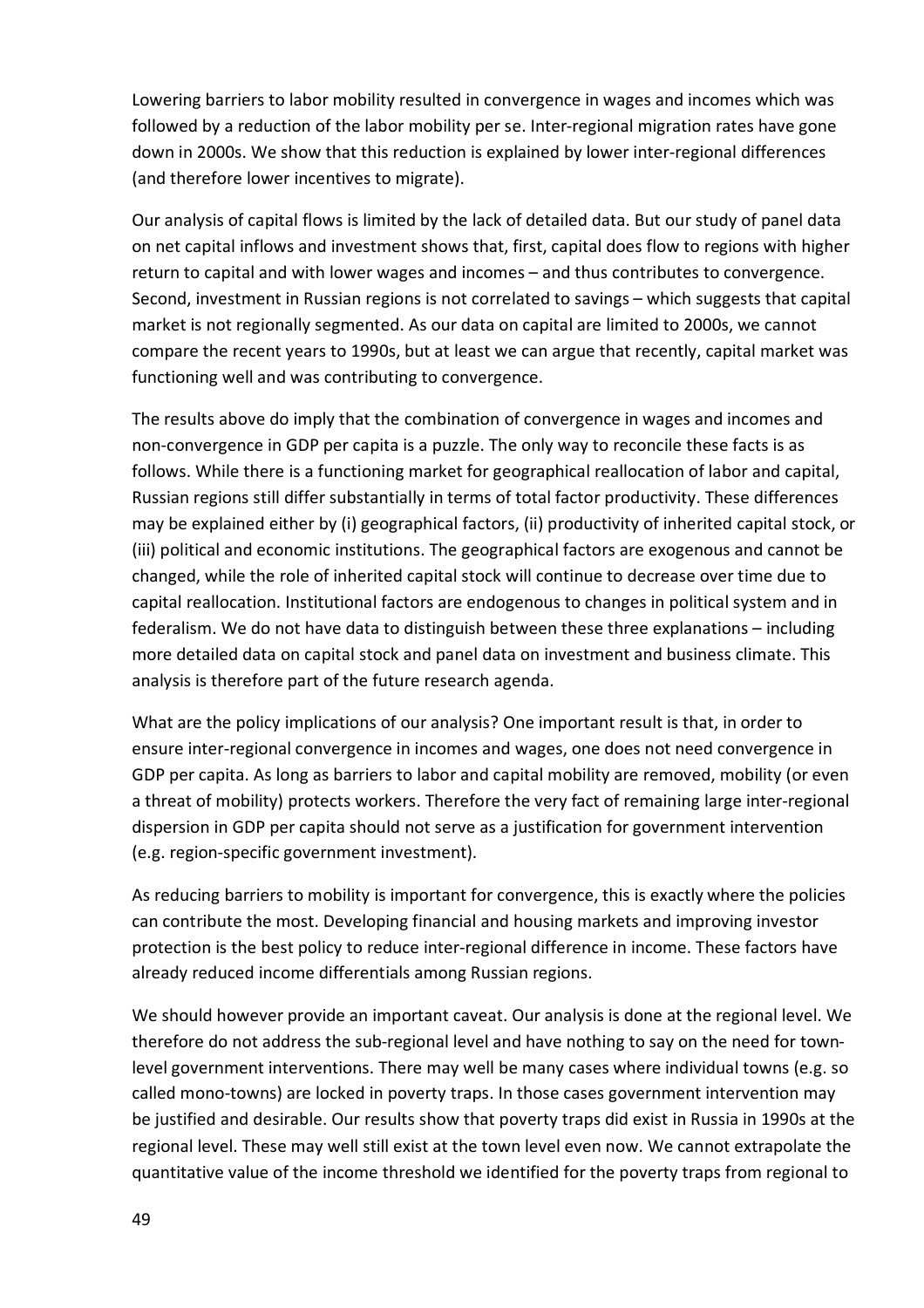Lowering barriers to labor mobility resulted in convergence in wages and incomes which was followed by a reduction of the labor mobility per se. Inter-regional migration rates have gone down in 2000s. We show that this reduction is explained by lower inter-regional differences (and therefore lower incentives to migrate).

Our analysis of capital flows is limited by the lack of detailed data. But our study of panel data on net capital inflows and investment shows that, first, capital does flow to regions with higher return to capital and with lower wages and incomes – and thus contributes to convergence. Second, investment in Russian regions is not correlated to savings – which suggests that capital market is not regionally segmented. As our data on capital are limited to 2000s, we cannot compare the recent years to 1990s, but at least we can argue that recently, capital market was functioning well and was contributing to convergence.

The results above do imply that the combination of convergence in wages and incomes and non-convergence in GDP per capita is a puzzle. The only way to reconcile these facts is as follows. While there is a functioning market for geographical reallocation of labor and capital, Russian regions still differ substantially in terms of total factor productivity. These differences may be explained either by (i) geographical factors, (ii) productivity of inherited capital stock, or (iii) political and economic institutions. The geographical factors are exogenous and cannot be changed, while the role of inherited capital stock will continue to decrease over time due to capital reallocation. Institutional factors are endogenous to changes in political system and in federalism. We do not have data to distinguish between these three explanations – including more detailed data on capital stock and panel data on investment and business climate. This analysis is therefore part of the future research agenda.

What are the policy implications of our analysis? One important result is that, in order to ensure inter-regional convergence in incomes and wages, one does not need convergence in GDP per capita. As long as barriers to labor and capital mobility are removed, mobility (or even a threat of mobility) protects workers. Therefore the very fact of remaining large inter-regional dispersion in GDP per capita should not serve as a justification for government intervention (e.g. region-specific government investment).

As reducing barriers to mobility is important for convergence, this is exactly where the policies can contribute the most. Developing financial and housing markets and improving investor protection is the best policy to reduce inter-regional difference in income. These factors have already reduced income differentials among Russian regions.

We should however provide an important caveat. Our analysis is done at the regional level. We therefore do not address the sub-regional level and have nothing to say on the need for town-level government interventions. There may well be many cases where individual towns (e.g. so called mono-towns) are locked in poverty traps. In those cases government intervention may be justified and desirable. Our results show that poverty traps did exist in Russia in 1990s at the regional level. These may well still exist at the town level even now. We cannot extrapolate the quantitative value of the income threshold we identified for the poverty traps from regional to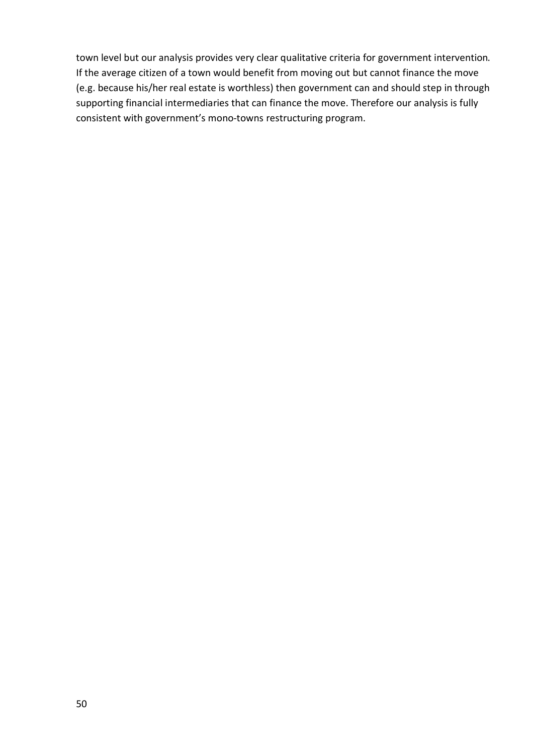town level but our analysis provides very clear qualitative criteria for government intervention. If the average citizen of a town would benefit from moving out but cannot finance the move (e.g. because his/her real estate is worthless) then government can and should step in through supporting financial intermediaries that can finance the move. Therefore our analysis is fully consistent with government's mono-towns restructuring program.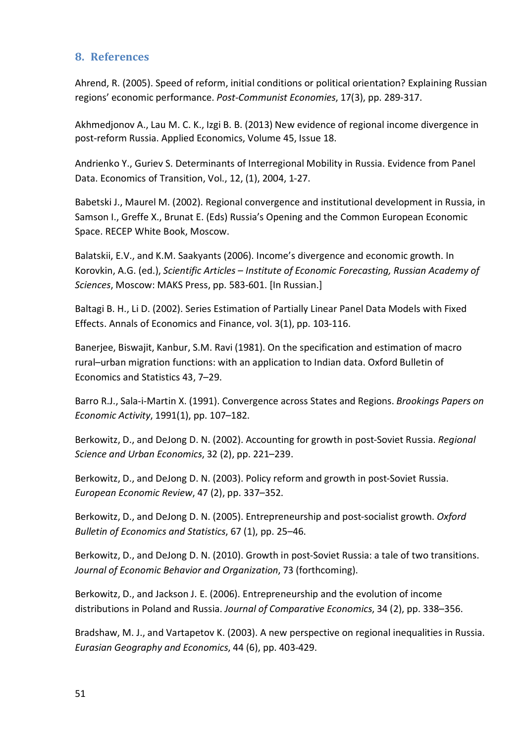## 8. References

Ahrend, R. (2005). Speed of reform, initial conditions or political orientation? Explaining Russian regions' economic performance. *Post-Communist Economies*, 17(3), pp. 289-317.

Akhmedjonov A., Lau M. C. K., Izgi B. B. (2013) New evidence of regional income divergence in post-reform Russia. Applied Economics, Volume 45, Issue 18.

Andrienko Y., Guriev S. Determinants of Interregional Mobility in Russia. Evidence from Panel Data. Economics of Transition, Vol., 12, (1), 2004, 1-27.

Babetski J., Maurel M. (2002). Regional convergence and institutional development in Russia, in Samson I., Greffe X., Brunat E. (Eds) Russia's Opening and the Common European Economic Space. RECEP White Book, Moscow.

Balatskii, E.V., and K.M. Saakyants (2006). Income's divergence and economic growth. In Korovkin, A.G. (ed.), *Scientific Articles – Institute of Economic Forecasting, Russian Academy of Sciences*, Moscow: MAKS Press, pp. 583-601. [In Russian.]

Baltagi B. H., Li D. (2002). Series Estimation of Partially Linear Panel Data Models with Fixed Effects. Annals of Economics and Finance, vol. 3(1), pp. 103-116.

Banerjee, Biswajit, Kanbur, S.M. Ravi (1981). On the specification and estimation of macro rural–urban migration functions: with an application to Indian data. Oxford Bulletin of Economics and Statistics 43, 7–29.

Barro R.J., Sala-i-Martin X. (1991). Convergence across States and Regions. *Brookings Papers on Economic Activity*, 1991(1), pp. 107–182.

Berkowitz, D., and DeJong D. N. (2002). Accounting for growth in post-Soviet Russia. *Regional Science and Urban Economics*, 32 (2), pp. 221–239.

Berkowitz, D., and DeJong D. N. (2003). Policy reform and growth in post-Soviet Russia. *European Economic Review*, 47 (2), pp. 337–352.

Berkowitz, D., and DeJong D. N. (2005). Entrepreneurship and post-socialist growth. *Oxford Bulletin of Economics and Statistics*, 67 (1), pp. 25–46.

Berkowitz, D., and DeJong D. N. (2010). Growth in post-Soviet Russia: a tale of two transitions. *Journal of Economic Behavior and Organization*, 73 (forthcoming).

Berkowitz, D., and Jackson J. E. (2006). Entrepreneurship and the evolution of income distributions in Poland and Russia. *Journal of Comparative Economics*, 34 (2), pp. 338–356.

Bradshaw, M. J., and Vartapetov K. (2003). A new perspective on regional inequalities in Russia. *Eurasian Geography and Economics*, 44 (6), pp. 403-429.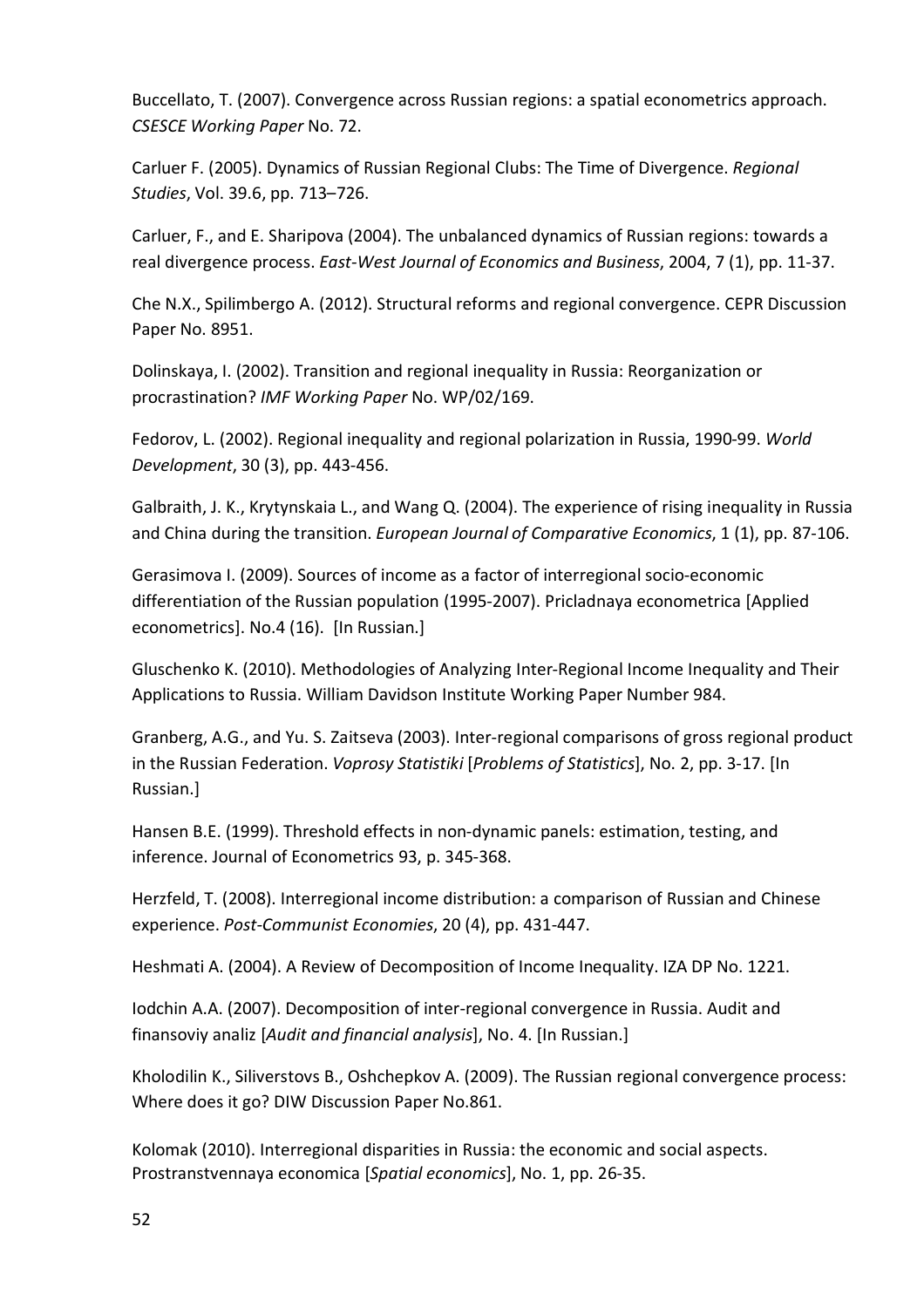Buccellato, T. (2007). Convergence across Russian regions: a spatial econometrics approach. *CSESCE Working Paper* No. 72.

Carluer F. (2005). Dynamics of Russian Regional Clubs: The Time of Divergence. *Regional Studies*, Vol. 39.6, pp. 713–726.

Carluer, F., and E. Sharipova (2004). The unbalanced dynamics of Russian regions: towards a real divergence process. *East-West Journal of Economics and Business*, 2004, 7 (1), pp. 11-37.

Che N.X., Spilimbergo A. (2012). Structural reforms and regional convergence. CEPR Discussion Paper No. 8951.

Dolinskaya, I. (2002). Transition and regional inequality in Russia: Reorganization or procrastination? *IMF Working Paper* No. WP/02/169.

Fedorov, L. (2002). Regional inequality and regional polarization in Russia, 1990-99. *World Development*, 30 (3), pp. 443-456.

Galbraith, J. K., Krytynskaia L., and Wang Q. (2004). The experience of rising inequality in Russia and China during the transition. *European Journal of Comparative Economics*, 1 (1), pp. 87-106.

Gerasimova I. (2009). Sources of income as a factor of interregional socio-economic differentiation of the Russian population (1995-2007). Pricladnaya econometrica [Applied econometrics]. No.4 (16). [In Russian.]

Gluschenko K. (2010). Methodologies of Analyzing Inter-Regional Income Inequality and Their Applications to Russia. William Davidson Institute Working Paper Number 984.

Granberg, A.G., and Yu. S. Zaitseva (2003). Inter-regional comparisons of gross regional product in the Russian Federation. *Voprosy Statistiki* [*Problems of Statistics*], No. 2, pp. 3-17. [In Russian.]

Hansen B.E. (1999). Threshold effects in non-dynamic panels: estimation, testing, and inference. Journal of Econometrics 93, p. 345-368.

Herzfeld, T. (2008). Interregional income distribution: a comparison of Russian and Chinese experience. *Post-Communist Economies*, 20 (4), pp. 431-447.

Heshmati A. (2004). A Review of Decomposition of Income Inequality. IZA DP No. 1221.

Iodchin A.A. (2007). Decomposition of inter-regional convergence in Russia. Audit and finansoviy analiz [*Audit and financial analysis*], No. 4. [In Russian.]

Kholodilin K., Siliverstovs B., Oshchepkov A. (2009). The Russian regional convergence process: Where does it go? DIW Discussion Paper No.861.

Kolomak (2010). Interregional disparities in Russia: the economic and social aspects. Prostranstvennaya economica [*Spatial economics*], No. 1, pp. 26-35.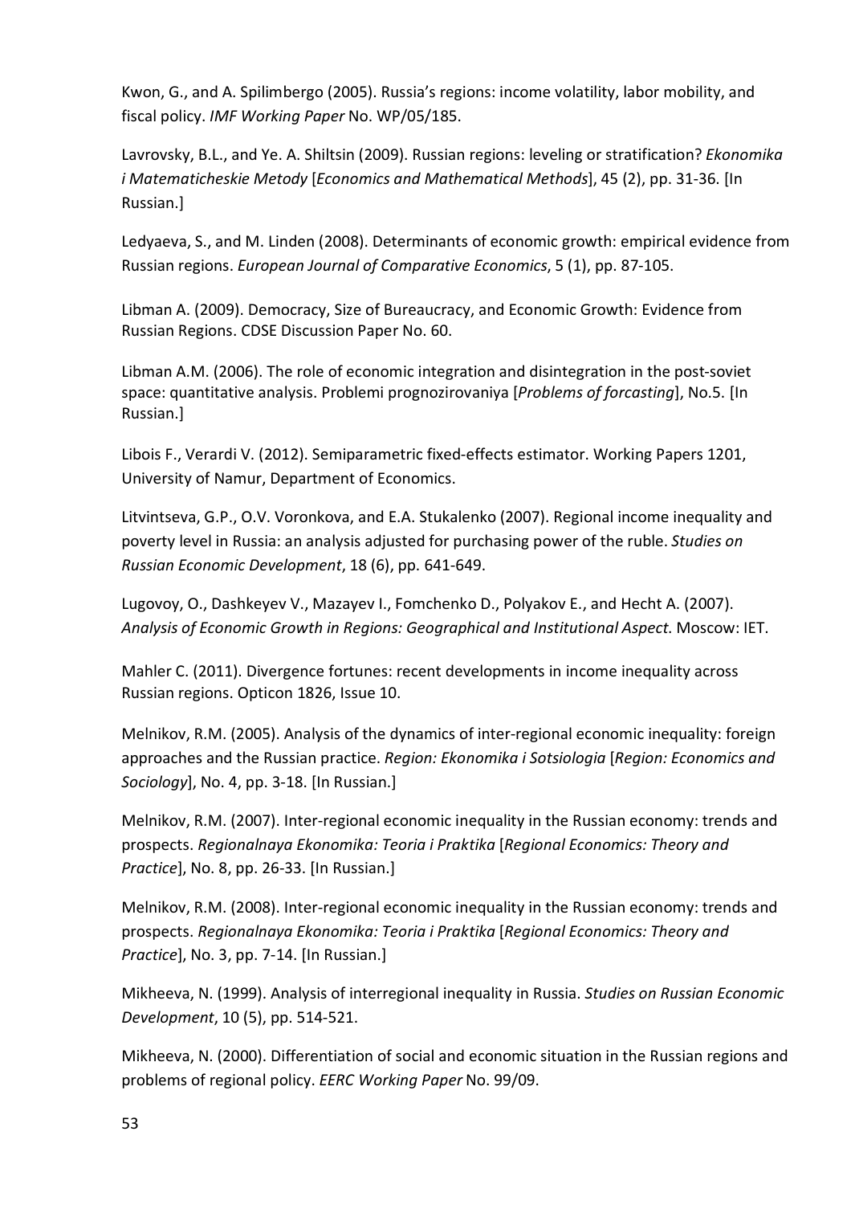Kwon, G., and A. Spilimbergo (2005). Russia's regions: income volatility, labor mobility, and fiscal policy. *IMF Working Paper* No. WP/05/185.

Lavrovsky, B.L., and Ye. A. Shiltsin (2009). Russian regions: leveling or stratification? *Ekonomika i Matematicheskie Metody* [*Economics and Mathematical Methods*], 45 (2), pp. 31-36. [In Russian.]

Ledyaeva, S., and M. Linden (2008). Determinants of economic growth: empirical evidence from Russian regions. *European Journal of Comparative Economics*, 5 (1), pp. 87-105.

Libman A. (2009). Democracy, Size of Bureaucracy, and Economic Growth: Evidence from Russian Regions. CDSE Discussion Paper No. 60.

Libman A.M. (2006). The role of economic integration and disintegration in the post-soviet space: quantitative analysis. Problemi prognozirovaniya [*Problems of forcasting*], No.5. [In Russian.]

Libois F., Verardi V. (2012). Semiparametric fixed-effects estimator. Working Papers 1201, University of Namur, Department of Economics.

Litvintseva, G.P., O.V. Voronkova, and E.A. Stukalenko (2007). Regional income inequality and poverty level in Russia: an analysis adjusted for purchasing power of the ruble. *Studies on Russian Economic Development*, 18 (6), pp. 641-649.

Lugovoy, O., Dashkeyev V., Mazayev I., Fomchenko D., Polyakov E., and Hecht A. (2007). *Analysis of Economic Growth in Regions: Geographical and Institutional Aspect*. Moscow: IET.

Mahler C. (2011). Divergence fortunes: recent developments in income inequality across Russian regions. Opticon 1826, Issue 10.

Melnikov, R.M. (2005). Analysis of the dynamics of inter-regional economic inequality: foreign approaches and the Russian practice. *Region: Ekonomika i Sotsiologia* [*Region: Economics and Sociology*], No. 4, pp. 3-18. [In Russian.]

Melnikov, R.M. (2007). Inter-regional economic inequality in the Russian economy: trends and prospects. *Regionalnaya Ekonomika: Teoria i Praktika* [*Regional Economics: Theory and Practice*], No. 8, pp. 26-33. [In Russian.]

Melnikov, R.M. (2008). Inter-regional economic inequality in the Russian economy: trends and prospects. *Regionalnaya Ekonomika: Teoria i Praktika* [*Regional Economics: Theory and Practice*], No. 3, pp. 7-14. [In Russian.]

Mikheeva, N. (1999). Analysis of interregional inequality in Russia. *Studies on Russian Economic Development*, 10 (5), pp. 514-521.

Mikheeva, N. (2000). Differentiation of social and economic situation in the Russian regions and problems of regional policy. *EERC Working Paper* No. 99/09.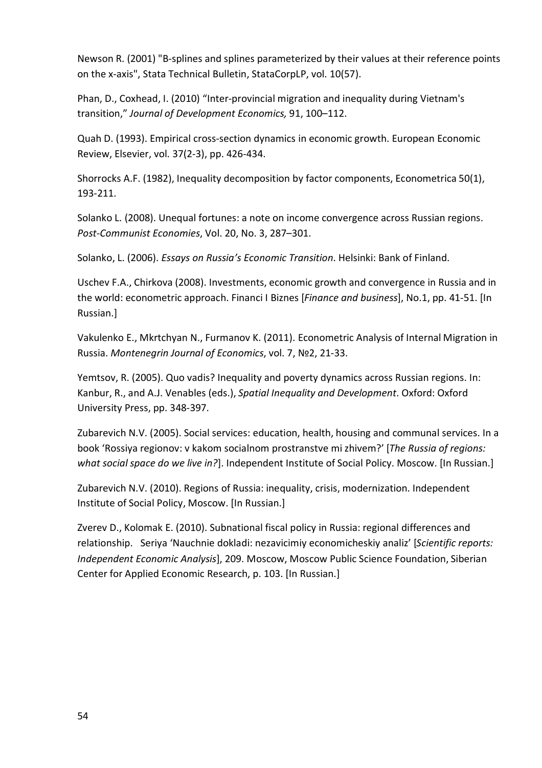Newson R. (2001) "B-splines and splines parameterized by their values at their reference points on the x-axis", Stata Technical Bulletin, StataCorpLP, vol. 10(57).

Phan, D., Coxhead, I. (2010) “Inter-provincial migration and inequality during Vietnam's transition,” *Journal of Development Economics,* 91, 100–112.

Quah D. (1993). Empirical cross-section dynamics in economic growth. European Economic Review, Elsevier, vol. 37(2-3), pp. 426-434.

Shorrocks A.F. (1982), Inequality decomposition by factor components, Econometrica 50(1), 193-211.

Solanko L. (2008). Unequal fortunes: a note on income convergence across Russian regions. *Post-Communist Economies*, Vol. 20, No. 3, 287–301.

Solanko, L. (2006). *Essays on Russia’s Economic Transition*. Helsinki: Bank of Finland.

Uschev F.A., Chirkova (2008). Investments, economic growth and convergence in Russia and in the world: econometric approach. Financi I Biznes [*Finance and business*], No.1, pp. 41-51. [In Russian.]

Vakulenko E., Mkrtchyan N., Furmanov K. (2011). Econometric Analysis of Internal Migration in Russia. *Montenegrin Journal of Economics*, vol. 7, №2, 21-33.

Yemtsov, R. (2005). Quo vadis? Inequality and poverty dynamics across Russian regions. In: Kanbur, R., and A.J. Venables (eds.), *Spatial Inequality and Development*. Oxford: Oxford University Press, pp. 348-397.

Zubarevich N.V. (2005). Social services: education, health, housing and communal services. In a book ‘Rossiya regionov: v kakom socialnom prostranstve mi zhivem?’ [*The Russia of regions: what social space do we live in?*]. Independent Institute of Social Policy. Moscow. [In Russian.]

Zubarevich N.V. (2010). Regions of Russia: inequality, crisis, modernization. Independent Institute of Social Policy, Moscow. [In Russian.]

Zverev D., Kolomak E. (2010). Subnational fiscal policy in Russia: regional differences and relationship. Seriya ‘Nauchnie dokladi: nezavicimiy economicheskiy analiz’ [*Scientific reports: Independent Economic Analysis*], 209. Moscow, Moscow Public Science Foundation, Siberian Center for Applied Economic Research, p. 103. [In Russian.]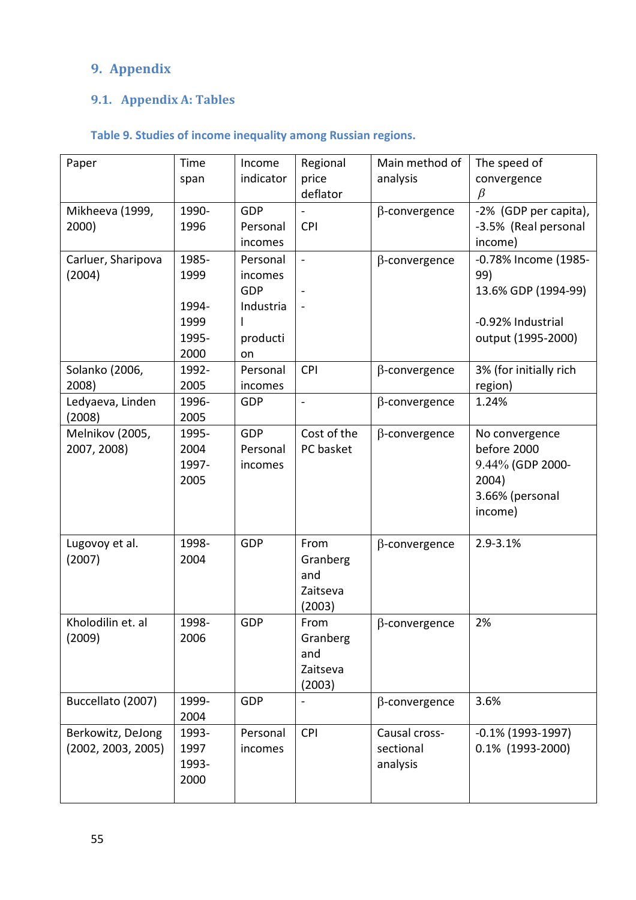# 9. Appendix

## 9.1. Appendix A: Tables

### Table 9. Studies of income inequality among Russian regions.

| Paper | Time span | Income indicator | Regional price deflator | Main method of analysis | The speed of convergence $\beta$ |
|---|---|---|---|---|---|
| Mikheeva (1999, 2000) | 1990-1996 | GDP<br>Personal incomes | -<br>CPI | β-convergence | -2% (GDP per capita),<br>-3.5% (Real personal income) |
| Carluer, Sharipova (2004) | 1985-1999<br><br>1994-1999<br>1995-2000 | Personal incomes<br>GDP<br>Industrial production | -<br><br>-<br>- | β-convergence | -0.78% Income (1985-99)<br>13.6% GDP (1994-99)<br><br>-0.92% Industrial output (1995-2000) |
| Solanko (2006, 2008) | 1992-2005 | Personal incomes | CPI | β-convergence | 3% (for initially rich region) |
| Ledyaeva, Linden (2008) | 1996-2005 | GDP | - | β-convergence | 1.24% |
| Melnikov (2005, 2007, 2008) | 1995-2004<br>1997-2005 | GDP<br>Personal incomes | Cost of the PC basket | β-convergence | No convergence before 2000<br>9.44% (GDP 2000-2004)<br>3.66% (personal income) |
| Lugovoy et al. (2007) | 1998-2004 | GDP | From Granberg and Zaitseva (2003) | β-convergence | 2.9-3.1% |
| Kholodilin et. al (2009) | 1998-2006 | GDP | From Granberg and Zaitseva (2003) | β-convergence | 2% |
| Buccellato (2007) | 1999-2004 | GDP | - | β-convergence | 3.6% |
| Berkowitz, DeJong (2002, 2003, 2005) | 1993-1997<br>1993-2000 | Personal incomes | CPI | Causal cross-sectional analysis | -0.1% (1993-1997)<br>0.1% (1993-2000) |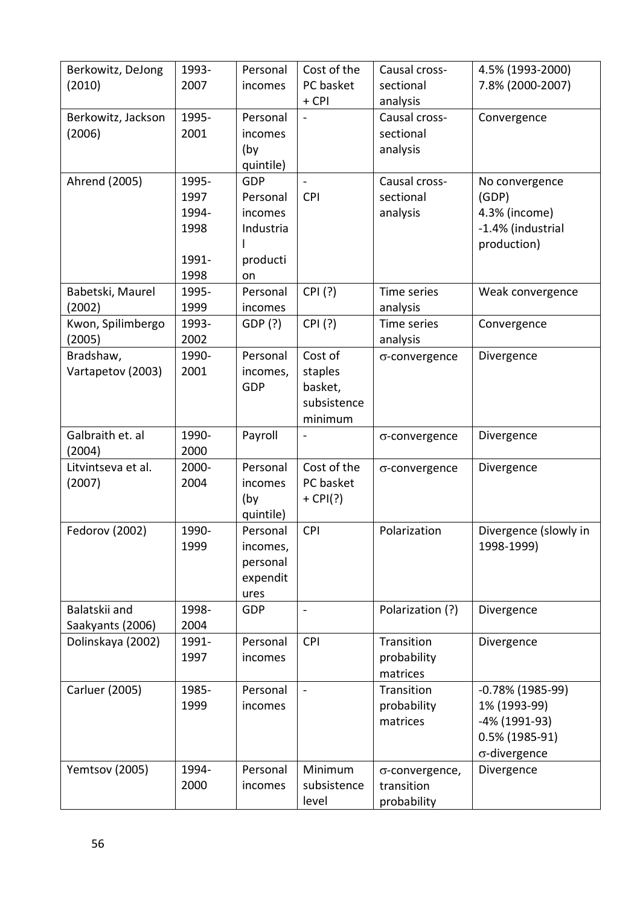| Berkowitz, DeJong (2010) | 1993-2007 | Personal incomes | Cost of the PC basket + CPI | Causal cross-sectional analysis | 4.5% (1993-2000) 7.8% (2000-2007) |
|---|---|---|---|---|---|
| Berkowitz, Jackson (2006) | 1995-2001 | Personal incomes (by quintile) | - | Causal cross-sectional analysis | Convergence |
| Ahrend (2005) | 1995-1997 1994-1998 1991-1998 | GDP Personal incomes Industrial production | - CPI | Causal cross-sectional analysis | No convergence (GDP) 4.3% (income) -1.4% (industrial production) |
| Babetski, Maurel (2002) | 1995-1999 | Personal incomes | CPI (?) | Time series analysis | Weak convergence |
| Kwon, Spilimbergo (2005) | 1993-2002 | GDP (?) | CPI (?) | Time series analysis | Convergence |
| Bradshaw, Vartapetov (2003) | 1990-2001 | Personal incomes, GDP | Cost of staples basket, subsistence minimum | σ-convergence | Divergence |
| Galbraith et. al (2004) | 1990-2000 | Payroll | - | σ-convergence | Divergence |
| Litvintseva et al. (2007) | 2000-2004 | Personal incomes (by quintile) | Cost of the PC basket + CPI(?) | σ-convergence | Divergence |
| Fedorov (2002) | 1990-1999 | Personal incomes, personal expenditures | CPI | Polarization | Divergence (slowly in 1998-1999) |
| Balatskii and Saakyants (2006) | 1998-2004 | GDP | - | Polarization (?) | Divergence |
| Dolinskaya (2002) | 1991-1997 | Personal incomes | CPI | Transition probability matrices | Divergence |
| Carluer (2005) | 1985-1999 | Personal incomes | - | Transition probability matrices | -0.78% (1985-99) 1% (1993-99) -4% (1991-93) 0.5% (1985-91) σ-divergence |
| Yemtsov (2005) | 1994-2000 | Personal incomes | Minimum subsistence level | σ-convergence, transition probability | Divergence |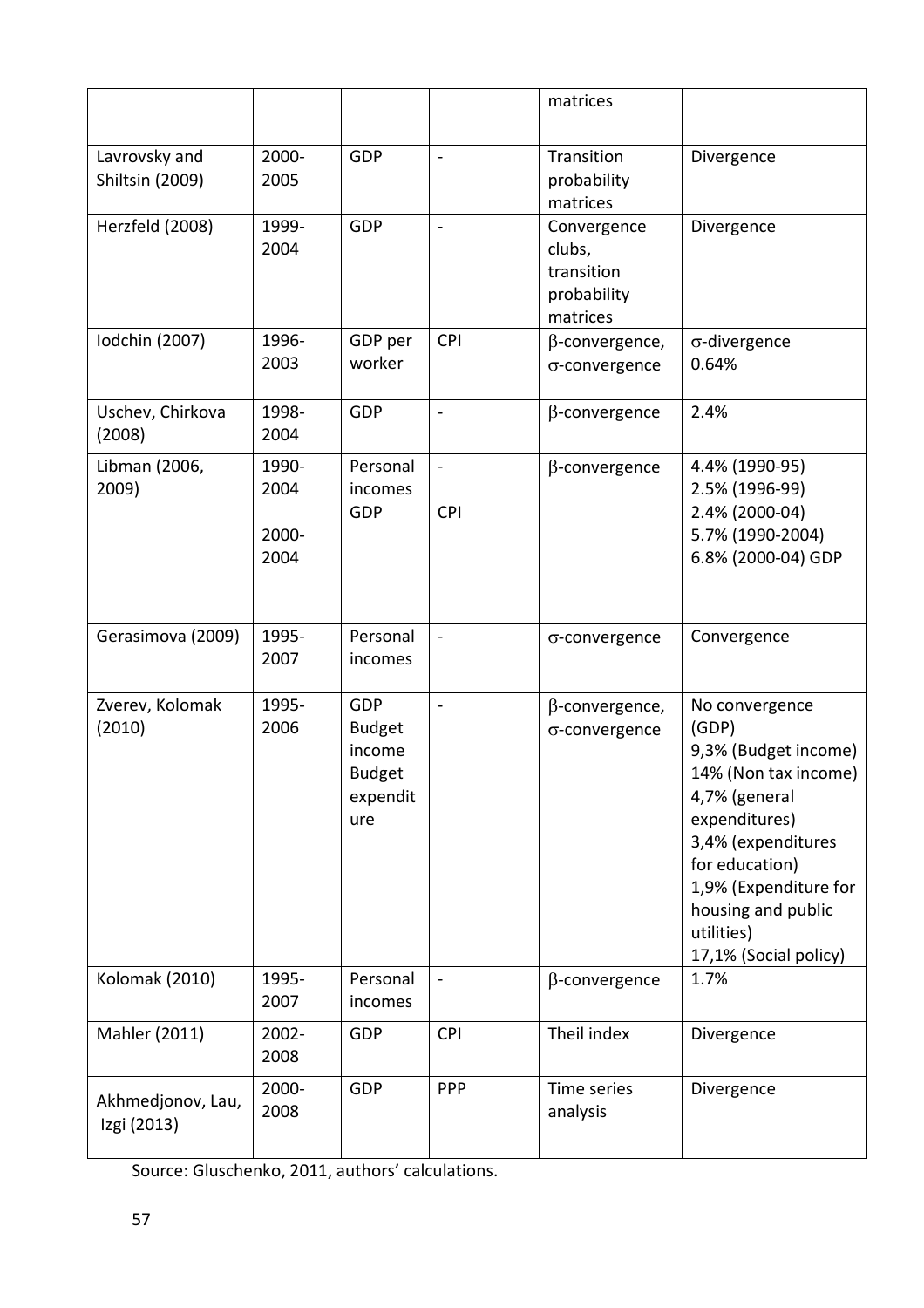| | | | | matrices | |
|---|---|---|---|---|---|
| Lavrovsky and Shiltsin (2009) | 2000-2005 | GDP | - | Transition probability matrices | Divergence |
| Herzfeld (2008) | 1999-2004 | GDP | - | Convergence clubs, transition probability matrices | Divergence |
| Iodchin (2007) | 1996-2003 | GDP per worker | CPI | $\beta$-convergence, $\sigma$-convergence | $\sigma$-divergence 0.64% |
| Uschev, Chirkova (2008) | 1998-2004 | GDP | - | $\beta$-convergence | 2.4% |
| Libman (2006, 2009) | 1990-2004<br>2000-2004 | Personal incomes<br>GDP | -<br>CPI | $\beta$-convergence | 4.4% (1990-95)<br>2.5% (1996-99)<br>2.4% (2000-04)<br>5.7% (1990-2004)<br>6.8% (2000-04) GDP |
| | | | | | |
| Gerasimova (2009) | 1995-2007 | Personal incomes | - | $\sigma$-convergence | Convergence |
| Zverev, Kolomak (2010) | 1995-2006 | GDP<br>Budget income<br>Budget expenditure | - | $\beta$-convergence, $\sigma$-convergence | No convergence (GDP)<br>9,3% (Budget income)<br>14% (Non tax income)<br>4,7% (general expenditures)<br>3,4% (expenditures for education)<br>1,9% (Expenditure for housing and public utilities)<br>17,1% (Social policy) |
| Kolomak (2010) | 1995-2007 | Personal incomes | - | $\beta$-convergence | 1.7% |
| Mahler (2011) | 2002-2008 | GDP | CPI | Theil index | Divergence |
| Akhmedjonov, Lau, Izgi (2013) | 2000-2008 | GDP | PPP | Time series analysis | Divergence |

Source: Gluschenko, 2011, authors' calculations.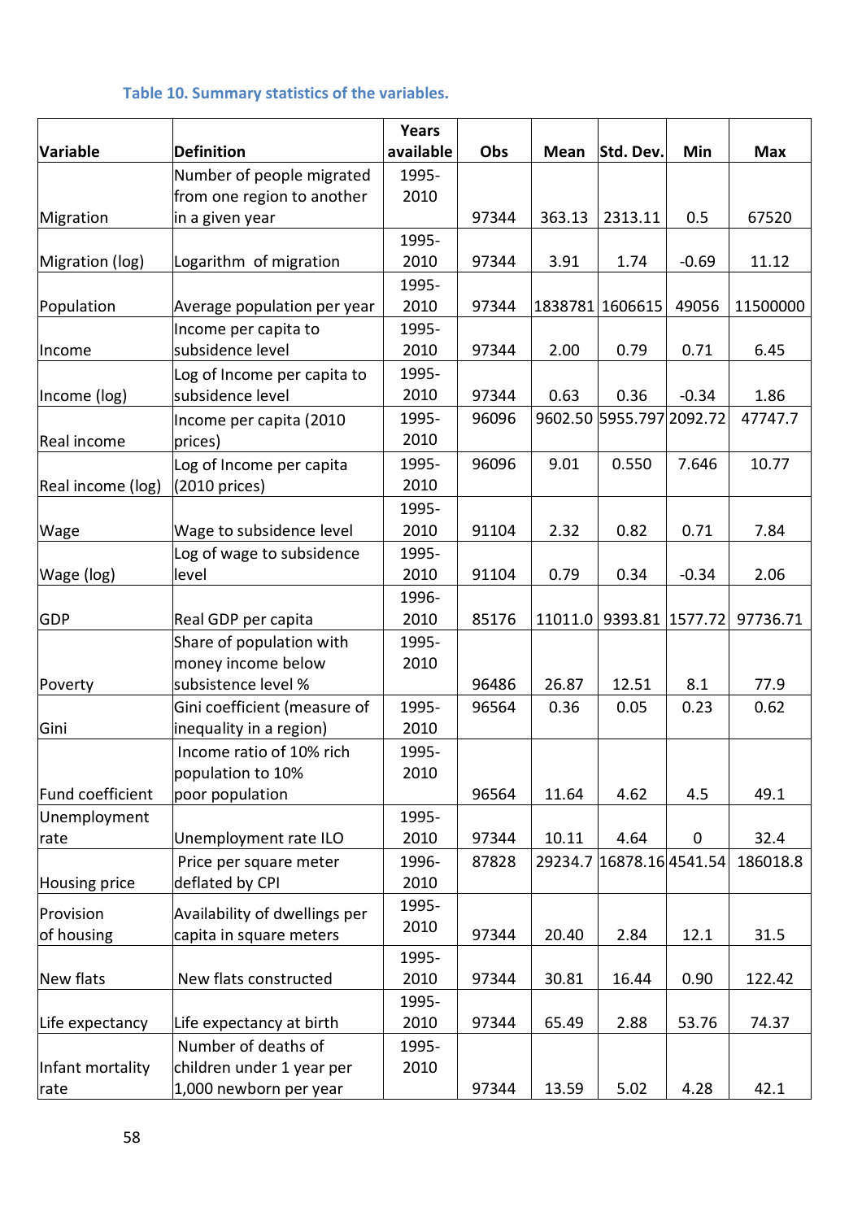**Table 10. Summary statistics of the variables.**

| Variable | Definition | Years available | Obs | Mean | Std. Dev. | Min | Max |
|---|---|---|---|---|---|---|---|
| Migration | Number of people migrated from one region to another in a given year | 1995-2010 | 97344 | 363.13 | 2313.11 | 0.5 | 67520 |
| Migration (log) | Logarithm of migration | 1995-2010 | 97344 | 3.91 | 1.74 | -0.69 | 11.12 |
| Population | Average population per year | 1995-2010 | 97344 | 1838781 | 1606615 | 49056 | 11500000 |
| Income | Income per capita to subsidence level | 1995-2010 | 97344 | 2.00 | 0.79 | 0.71 | 6.45 |
| Income (log) | Log of Income per capita to subsidence level | 1995-2010 | 97344 | 0.63 | 0.36 | -0.34 | 1.86 |
| Real income | Income per capita (2010 prices) | 1995-2010 | 96096 | 9602.50 | 5955.797 | 2092.72 | 47747.7 |
| Real income (log) | Log of Income per capita (2010 prices) | 1995-2010 | 96096 | 9.01 | 0.550 | 7.646 | 10.77 |
| Wage | Wage to subsidence level | 1995-2010 | 91104 | 2.32 | 0.82 | 0.71 | 7.84 |
| Wage (log) | Log of wage to subsidence level | 1995-2010 | 91104 | 0.79 | 0.34 | -0.34 | 2.06 |
| GDP | Real GDP per capita | 1996-2010 | 85176 | 11011.0 | 9393.81 | 1577.72 | 97736.71 |
| Poverty | Share of population with money income below subsistence level % | 1995-2010 | 96486 | 26.87 | 12.51 | 8.1 | 77.9 |
| Gini | Gini coefficient (measure of inequality in a region) | 1995-2010 | 96564 | 0.36 | 0.05 | 0.23 | 0.62 |
| Fund coefficient | Income ratio of 10% rich population to 10% poor population | 1995-2010 | 96564 | 11.64 | 4.62 | 4.5 | 49.1 |
| Unemployment rate | Unemployment rate ILO | 1995-2010 | 97344 | 10.11 | 4.64 | 0 | 32.4 |
| Housing price | Price per square meter deflated by CPI | 1996-2010 | 87828 | 29234.7 | 16878.16 | 4541.54 | 186018.8 |
| Provision of housing | Availability of dwellings per capita in square meters | 1995-2010 | 97344 | 20.40 | 2.84 | 12.1 | 31.5 |
| New flats | New flats constructed | 1995-2010 | 97344 | 30.81 | 16.44 | 0.90 | 122.42 |
| Life expectancy | Life expectancy at birth | 1995-2010 | 97344 | 65.49 | 2.88 | 53.76 | 74.37 |
| Infant mortality rate | Number of deaths of children under 1 year per 1,000 newborn per year | 1995-2010 | 97344 | 13.59 | 5.02 | 4.28 | 42.1 |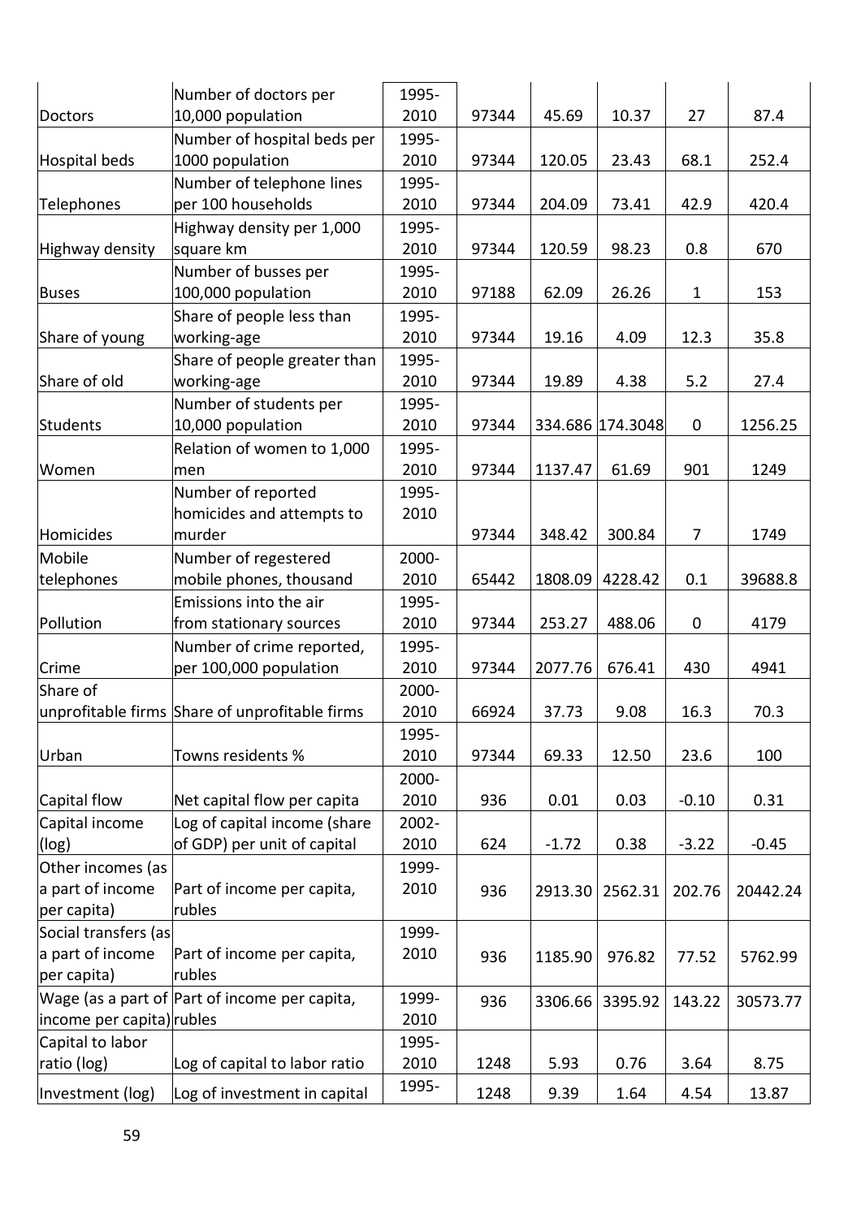| | | | | | | | |
|---|---|---|---|---|---|---|---|
| Doctors | Number of doctors per 10,000 population | 1995-2010 | 97344 | 45.69 | 10.37 | 27 | 87.4 |
| Hospital beds | Number of hospital beds per 1000 population | 1995-2010 | 97344 | 120.05 | 23.43 | 68.1 | 252.4 |
| Telephones | Number of telephone lines per 100 households | 1995-2010 | 97344 | 204.09 | 73.41 | 42.9 | 420.4 |
| Highway density | Highway density per 1,000 square km | 1995-2010 | 97344 | 120.59 | 98.23 | 0.8 | 670 |
| Buses | Number of busses per 100,000 population | 1995-2010 | 97188 | 62.09 | 26.26 | 1 | 153 |
| Share of young | Share of people less than working-age | 1995-2010 | 97344 | 19.16 | 4.09 | 12.3 | 35.8 |
| Share of old | Share of people greater than working-age | 1995-2010 | 97344 | 19.89 | 4.38 | 5.2 | 27.4 |
| Students | Number of students per 10,000 population | 1995-2010 | 97344 | 334.686 | 174.3048 | 0 | 1256.25 |
| Women | Relation of women to 1,000 men | 1995-2010 | 97344 | 1137.47 | 61.69 | 901 | 1249 |
| Homicides | Number of reported homicides and attempts to murder | 1995-2010 | 97344 | 348.42 | 300.84 | 7 | 1749 |
| Mobile telephones | Number of regestered mobile phones, thousand | 2000-2010 | 65442 | 1808.09 | 4228.42 | 0.1 | 39688.8 |
| Pollution | Emissions into the air from stationary sources | 1995-2010 | 97344 | 253.27 | 488.06 | 0 | 4179 |
| Crime | Number of crime reported, per 100,000 population | 1995-2010 | 97344 | 2077.76 | 676.41 | 430 | 4941 |
| Share of unprofitable firms | Share of unprofitable firms | 2000-2010 | 66924 | 37.73 | 9.08 | 16.3 | 70.3 |
| Urban | Towns residents % | 1995-2010 | 97344 | 69.33 | 12.50 | 23.6 | 100 |
| Capital flow | Net capital flow per capita | 2000-2010 | 936 | 0.01 | 0.03 | -0.10 | 0.31 |
| Capital income (log) | Log of capital income (share of GDP) per unit of capital | 2002-2010 | 624 | -1.72 | 0.38 | -3.22 | -0.45 |
| Other incomes (as a part of income per capita) | Part of income per capita, rubles | 1999-2010 | 936 | 2913.30 | 2562.31 | 202.76 | 20442.24 |
| Social transfers (as a part of income per capita) | Part of income per capita, rubles | 1999-2010 | 936 | 1185.90 | 976.82 | 77.52 | 5762.99 |
| Wage (as a part of income per capita) | Part of income per capita, rubles | 1999-2010 | 936 | 3306.66 | 3395.92 | 143.22 | 30573.77 |
| Capital to labor ratio (log) | Log of capital to labor ratio | 1995-2010 | 1248 | 5.93 | 0.76 | 3.64 | 8.75 |
| Investment (log) | Log of investment in capital | 1995- | 1248 | 9.39 | 1.64 | 4.54 | 13.87 |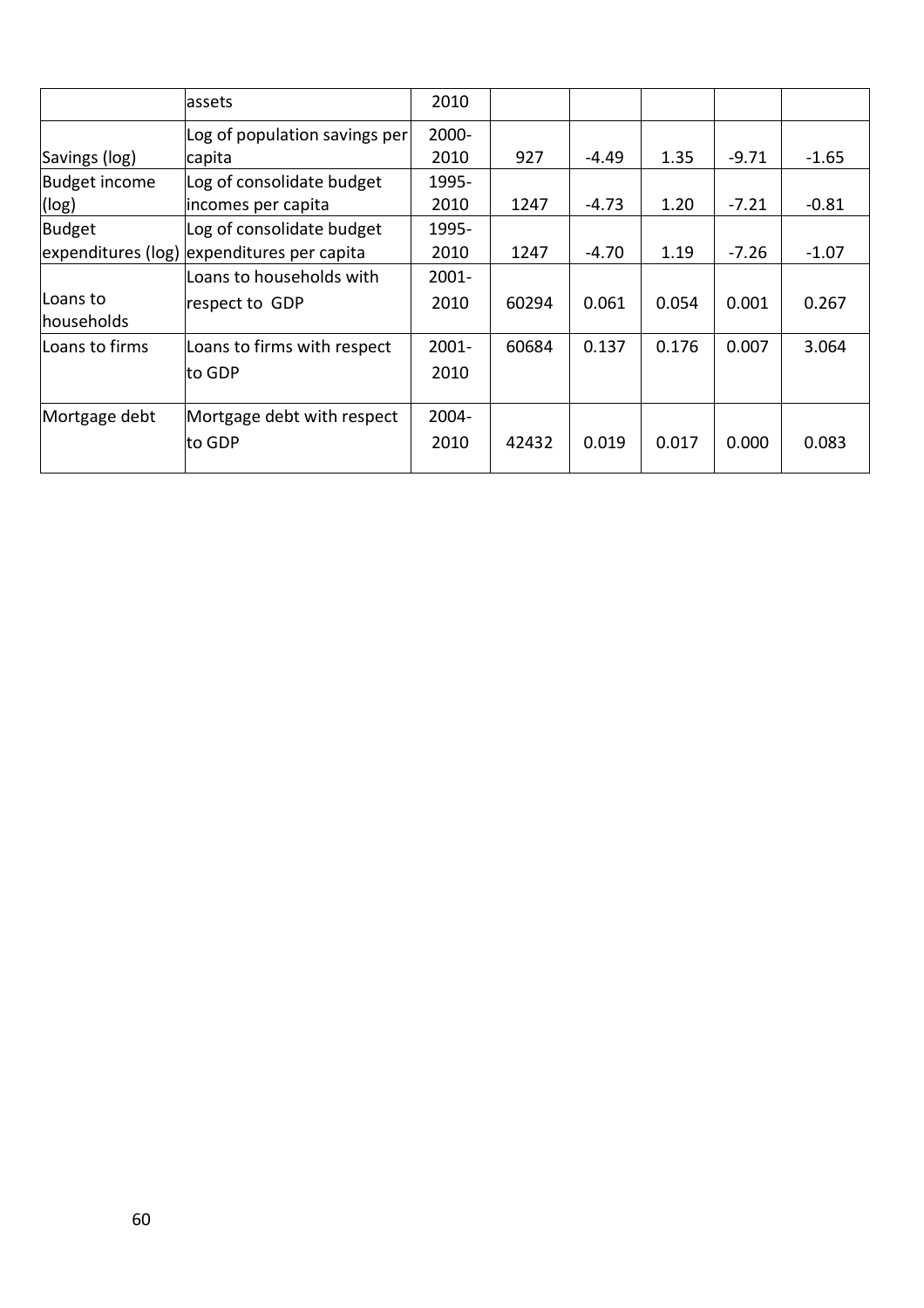| | assets | 2010 | | | | | |
|---|---|---|---|---|---|---|---|
| Savings (log) | Log of population savings per capita | 2000-2010 | 927 | -4.49 | 1.35 | -9.71 | -1.65 |
| Budget income (log) | Log of consolidate budget incomes per capita | 1995-2010 | 1247 | -4.73 | 1.20 | -7.21 | -0.81 |
| Budget expenditures (log) | Log of consolidate budget expenditures per capita | 1995-2010 | 1247 | -4.70 | 1.19 | -7.26 | -1.07 |
| Loans to households | Loans to households with respect to GDP | 2001-2010 | 60294 | 0.061 | 0.054 | 0.001 | 0.267 |
| Loans to firms | Loans to firms with respect to GDP | 2001-2010 | 60684 | 0.137 | 0.176 | 0.007 | 3.064 |
| Mortgage debt | Mortgage debt with respect to GDP | 2004-2010 | 42432 | 0.019 | 0.017 | 0.000 | 0.083 |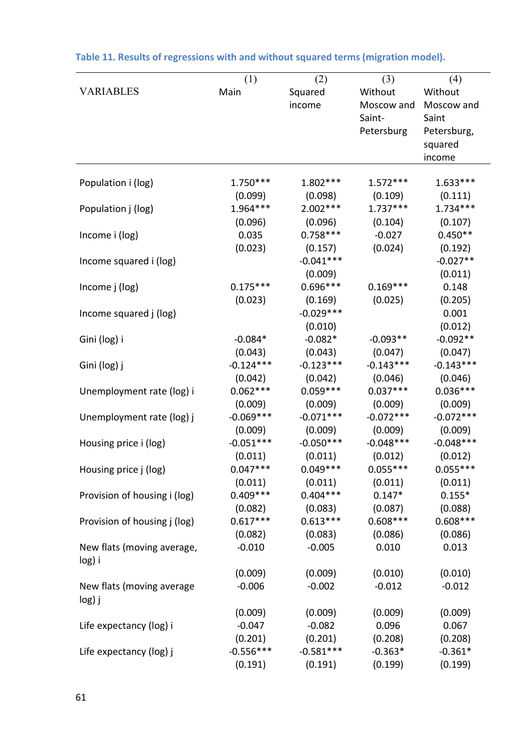**Table 11. Results of regressions with and without squared terms (migration model).**

| VARIABLES | (1) Main | (2) Squared income | (3) Without Moscow and Saint-Petersburg | (4) Without Moscow and Saint Petersburg, squared income |
|---|---|---|---|---|
| Population i (log) | 1.750*** | 1.802*** | 1.572*** | 1.633*** |
| | (0.099) | (0.098) | (0.109) | (0.111) |
| Population j (log) | 1.964*** | 2.002*** | 1.737*** | 1.734*** |
| | (0.096) | (0.096) | (0.104) | (0.107) |
| Income i (log) | 0.035 | 0.758*** | -0.027 | 0.450** |
| | (0.023) | (0.157) | (0.024) | (0.192) |
| Income squared i (log) | | -0.041*** | | -0.027** |
| | | (0.009) | | (0.011) |
| Income j (log) | 0.175*** | 0.696*** | 0.169*** | 0.148 |
| | (0.023) | (0.169) | (0.025) | (0.205) |
| Income squared j (log) | | -0.029*** | | 0.001 |
| | | (0.010) | | (0.012) |
| Gini (log) i | -0.084* | -0.082* | -0.093** | -0.092** |
| | (0.043) | (0.043) | (0.047) | (0.047) |
| Gini (log) j | -0.124*** | -0.123*** | -0.143*** | -0.143*** |
| | (0.042) | (0.042) | (0.046) | (0.046) |
| Unemployment rate (log) i | 0.062*** | 0.059*** | 0.037*** | 0.036*** |
| | (0.009) | (0.009) | (0.009) | (0.009) |
| Unemployment rate (log) j | -0.069*** | -0.071*** | -0.072*** | -0.072*** |
| | (0.009) | (0.009) | (0.009) | (0.009) |
| Housing price i (log) | -0.051*** | -0.050*** | -0.048*** | -0.048*** |
| | (0.011) | (0.011) | (0.012) | (0.012) |
| Housing price j (log) | 0.047*** | 0.049*** | 0.055*** | 0.055*** |
| | (0.011) | (0.011) | (0.011) | (0.011) |
| Provision of housing i (log) | 0.409*** | 0.404*** | 0.147* | 0.155* |
| | (0.082) | (0.083) | (0.087) | (0.088) |
| Provision of housing j (log) | 0.617*** | 0.613*** | 0.608*** | 0.608*** |
| | (0.082) | (0.083) | (0.086) | (0.086) |
| New flats (moving average, log) i | -0.010 | -0.005 | 0.010 | 0.013 |
| | (0.009) | (0.009) | (0.010) | (0.010) |
| New flats (moving average log) j | -0.006 | -0.002 | -0.012 | -0.012 |
| | (0.009) | (0.009) | (0.009) | (0.009) |
| Life expectancy (log) i | -0.047 | -0.082 | 0.096 | 0.067 |
| | (0.201) | (0.201) | (0.208) | (0.208) |
| Life expectancy (log) j | -0.556*** | -0.581*** | -0.363* | -0.361* |
| | (0.191) | (0.191) | (0.199) | (0.199) |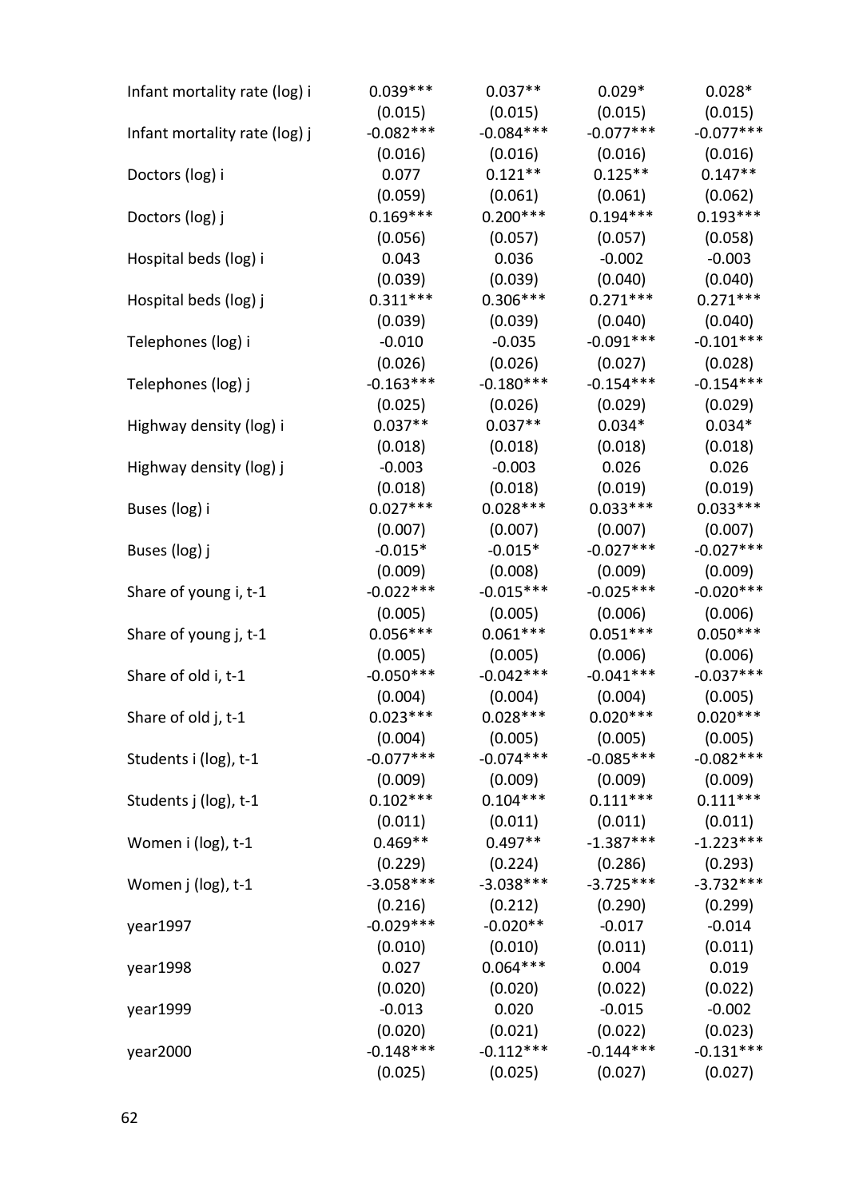| | | | | |
|---|---|---|---|---|
| Infant mortality rate (log) i | 0.039*** | 0.037** | 0.029* | 0.028* |
| | (0.015) | (0.015) | (0.015) | (0.015) |
| Infant mortality rate (log) j | -0.082*** | -0.084*** | -0.077*** | -0.077*** |
| | (0.016) | (0.016) | (0.016) | (0.016) |
| Doctors (log) i | 0.077 | 0.121** | 0.125** | 0.147** |
| | (0.059) | (0.061) | (0.061) | (0.062) |
| Doctors (log) j | 0.169*** | 0.200*** | 0.194*** | 0.193*** |
| | (0.056) | (0.057) | (0.057) | (0.058) |
| Hospital beds (log) i | 0.043 | 0.036 | -0.002 | -0.003 |
| | (0.039) | (0.039) | (0.040) | (0.040) |
| Hospital beds (log) j | 0.311*** | 0.306*** | 0.271*** | 0.271*** |
| | (0.039) | (0.039) | (0.040) | (0.040) |
| Telephones (log) i | -0.010 | -0.035 | -0.091*** | -0.101*** |
| | (0.026) | (0.026) | (0.027) | (0.028) |
| Telephones (log) j | -0.163*** | -0.180*** | -0.154*** | -0.154*** |
| | (0.025) | (0.026) | (0.029) | (0.029) |
| Highway density (log) i | 0.037** | 0.037** | 0.034* | 0.034* |
| | (0.018) | (0.018) | (0.018) | (0.018) |
| Highway density (log) j | -0.003 | -0.003 | 0.026 | 0.026 |
| | (0.018) | (0.018) | (0.019) | (0.019) |
| Buses (log) i | 0.027*** | 0.028*** | 0.033*** | 0.033*** |
| | (0.007) | (0.007) | (0.007) | (0.007) |
| Buses (log) j | -0.015* | -0.015* | -0.027*** | -0.027*** |
| | (0.009) | (0.008) | (0.009) | (0.009) |
| Share of young i, t-1 | -0.022*** | -0.015*** | -0.025*** | -0.020*** |
| | (0.005) | (0.005) | (0.006) | (0.006) |
| Share of young j, t-1 | 0.056*** | 0.061*** | 0.051*** | 0.050*** |
| | (0.005) | (0.005) | (0.006) | (0.006) |
| Share of old i, t-1 | -0.050*** | -0.042*** | -0.041*** | -0.037*** |
| | (0.004) | (0.004) | (0.004) | (0.005) |
| Share of old j, t-1 | 0.023*** | 0.028*** | 0.020*** | 0.020*** |
| | (0.004) | (0.005) | (0.005) | (0.005) |
| Students i (log), t-1 | -0.077*** | -0.074*** | -0.085*** | -0.082*** |
| | (0.009) | (0.009) | (0.009) | (0.009) |
| Students j (log), t-1 | 0.102*** | 0.104*** | 0.111*** | 0.111*** |
| | (0.011) | (0.011) | (0.011) | (0.011) |
| Women i (log), t-1 | 0.469** | 0.497** | -1.387*** | -1.223*** |
| | (0.229) | (0.224) | (0.286) | (0.293) |
| Women j (log), t-1 | -3.058*** | -3.038*** | -3.725*** | -3.732*** |
| | (0.216) | (0.212) | (0.290) | (0.299) |
| year1997 | -0.029*** | -0.020** | -0.017 | -0.014 |
| | (0.010) | (0.010) | (0.011) | (0.011) |
| year1998 | 0.027 | 0.064*** | 0.004 | 0.019 |
| | (0.020) | (0.020) | (0.022) | (0.022) |
| year1999 | -0.013 | 0.020 | -0.015 | -0.002 |
| | (0.020) | (0.021) | (0.022) | (0.023) |
| year2000 | -0.148*** | -0.112*** | -0.144*** | -0.131*** |
| | (0.025) | (0.025) | (0.027) | (0.027) |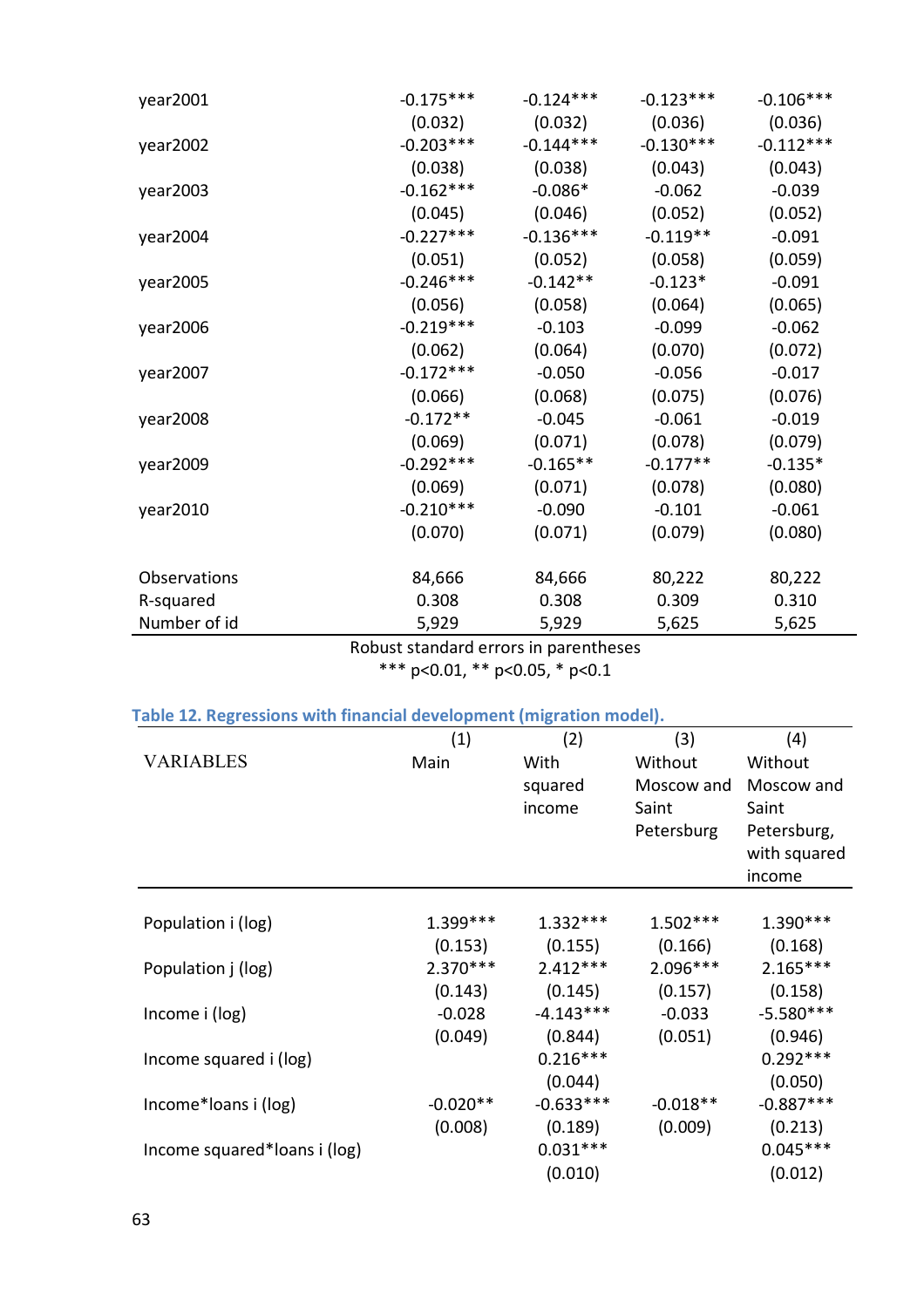| | | | | |
|---|---|---|---|---|
| year2001 | -0.175*** | -0.124*** | -0.123*** | -0.106*** |
| | (0.032) | (0.032) | (0.036) | (0.036) |
| year2002 | -0.203*** | -0.144*** | -0.130*** | -0.112*** |
| | (0.038) | (0.038) | (0.043) | (0.043) |
| year2003 | -0.162*** | -0.086* | -0.062 | -0.039 |
| | (0.045) | (0.046) | (0.052) | (0.052) |
| year2004 | -0.227*** | -0.136*** | -0.119** | -0.091 |
| | (0.051) | (0.052) | (0.058) | (0.059) |
| year2005 | -0.246*** | -0.142** | -0.123* | -0.091 |
| | (0.056) | (0.058) | (0.064) | (0.065) |
| year2006 | -0.219*** | -0.103 | -0.099 | -0.062 |
| | (0.062) | (0.064) | (0.070) | (0.072) |
| year2007 | -0.172*** | -0.050 | -0.056 | -0.017 |
| | (0.066) | (0.068) | (0.075) | (0.076) |
| year2008 | -0.172** | -0.045 | -0.061 | -0.019 |
| | (0.069) | (0.071) | (0.078) | (0.079) |
| year2009 | -0.292*** | -0.165** | -0.177** | -0.135* |
| | (0.069) | (0.071) | (0.078) | (0.080) |
| year2010 | -0.210*** | -0.090 | -0.101 | -0.061 |
| | (0.070) | (0.071) | (0.079) | (0.080) |
| | | | | |
| Observations | 84,666 | 84,666 | 80,222 | 80,222 |
| R-squared | 0.308 | 0.308 | 0.309 | 0.310 |
| Number of id | 5,929 | 5,929 | 5,625 | 5,625 |

Robust standard errors in parentheses
*** p<0.01, ** p<0.05, * p<0.1

### Table 12. Regressions with financial development (migration model).

| VARIABLES | (1) Main | (2) With squared income | (3) Without Moscow and Saint Petersburg | (4) Without Moscow and Saint Petersburg, with squared income |
|---|---|---|---|---|
| Population i (log) | 1.399*** | 1.332*** | 1.502*** | 1.390*** |
| | (0.153) | (0.155) | (0.166) | (0.168) |
| Population j (log) | 2.370*** | 2.412*** | 2.096*** | 2.165*** |
| | (0.143) | (0.145) | (0.157) | (0.158) |
| Income i (log) | -0.028 | -4.143*** | -0.033 | -5.580*** |
| | (0.049) | (0.844) | (0.051) | (0.946) |
| Income squared i (log) | | 0.216*** | | 0.292*** |
| | | (0.044) | | (0.050) |
| Income*loans i (log) | -0.020** | -0.633*** | -0.018** | -0.887*** |
| | (0.008) | (0.189) | (0.009) | (0.213) |
| Income squared*loans i (log) | | 0.031*** | | 0.045*** |
| | | (0.010) | | (0.012) |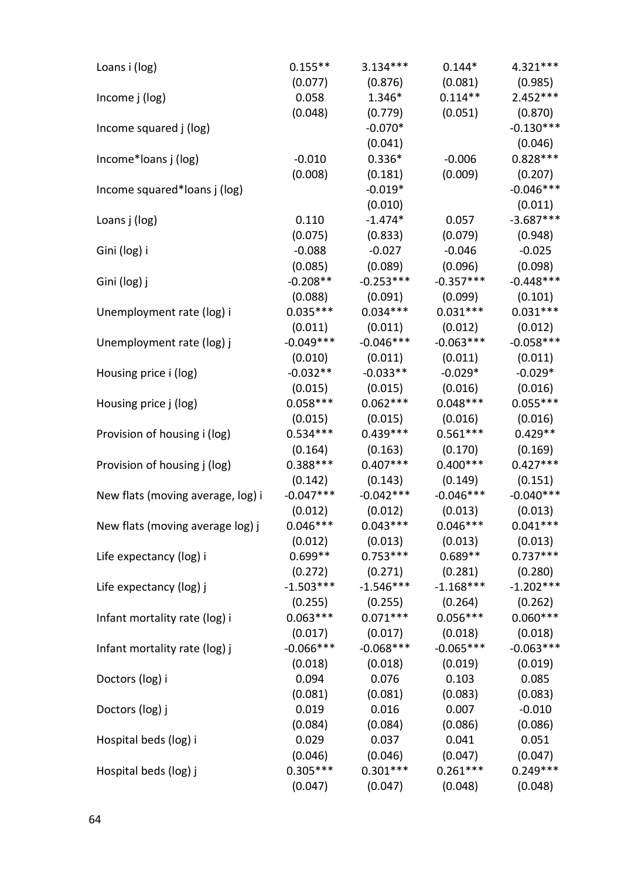| | | | | |
|---|---|---|---|---|
| Loans i (log) | 0.155** | 3.134*** | 0.144* | 4.321*** |
| | (0.077) | (0.876) | (0.081) | (0.985) |
| Income j (log) | 0.058 | 1.346* | 0.114** | 2.452*** |
| | (0.048) | (0.779) | (0.051) | (0.870) |
| Income squared j (log) | | -0.070* | | -0.130*** |
| | | (0.041) | | (0.046) |
| Income*loans j (log) | -0.010 | 0.336* | -0.006 | 0.828*** |
| | (0.008) | (0.181) | (0.009) | (0.207) |
| Income squared*loans j (log) | | -0.019* | | -0.046*** |
| | | (0.010) | | (0.011) |
| Loans j (log) | 0.110 | -1.474* | 0.057 | -3.687*** |
| | (0.075) | (0.833) | (0.079) | (0.948) |
| Gini (log) i | -0.088 | -0.027 | -0.046 | -0.025 |
| | (0.085) | (0.089) | (0.096) | (0.098) |
| Gini (log) j | -0.208** | -0.253*** | -0.357*** | -0.448*** |
| | (0.088) | (0.091) | (0.099) | (0.101) |
| Unemployment rate (log) i | 0.035*** | 0.034*** | 0.031*** | 0.031*** |
| | (0.011) | (0.011) | (0.012) | (0.012) |
| Unemployment rate (log) j | -0.049*** | -0.046*** | -0.063*** | -0.058*** |
| | (0.010) | (0.011) | (0.011) | (0.011) |
| Housing price i (log) | -0.032** | -0.033** | -0.029* | -0.029* |
| | (0.015) | (0.015) | (0.016) | (0.016) |
| Housing price j (log) | 0.058*** | 0.062*** | 0.048*** | 0.055*** |
| | (0.015) | (0.015) | (0.016) | (0.016) |
| Provision of housing i (log) | 0.534*** | 0.439*** | 0.561*** | 0.429** |
| | (0.164) | (0.163) | (0.170) | (0.169) |
| Provision of housing j (log) | 0.388*** | 0.407*** | 0.400*** | 0.427*** |
| | (0.142) | (0.143) | (0.149) | (0.151) |
| New flats (moving average, log) i | -0.047*** | -0.042*** | -0.046*** | -0.040*** |
| | (0.012) | (0.012) | (0.013) | (0.013) |
| New flats (moving average log) j | 0.046*** | 0.043*** | 0.046*** | 0.041*** |
| | (0.012) | (0.013) | (0.013) | (0.013) |
| Life expectancy (log) i | 0.699** | 0.753*** | 0.689** | 0.737*** |
| | (0.272) | (0.271) | (0.281) | (0.280) |
| Life expectancy (log) j | -1.503*** | -1.546*** | -1.168*** | -1.202*** |
| | (0.255) | (0.255) | (0.264) | (0.262) |
| Infant mortality rate (log) i | 0.063*** | 0.071*** | 0.056*** | 0.060*** |
| | (0.017) | (0.017) | (0.018) | (0.018) |
| Infant mortality rate (log) j | -0.066*** | -0.068*** | -0.065*** | -0.063*** |
| | (0.018) | (0.018) | (0.019) | (0.019) |
| Doctors (log) i | 0.094 | 0.076 | 0.103 | 0.085 |
| | (0.081) | (0.081) | (0.083) | (0.083) |
| Doctors (log) j | 0.019 | 0.016 | 0.007 | -0.010 |
| | (0.084) | (0.084) | (0.086) | (0.086) |
| Hospital beds (log) i | 0.029 | 0.037 | 0.041 | 0.051 |
| | (0.046) | (0.046) | (0.047) | (0.047) |
| Hospital beds (log) j | 0.305*** | 0.301*** | 0.261*** | 0.249*** |
| | (0.047) | (0.047) | (0.048) | (0.048) |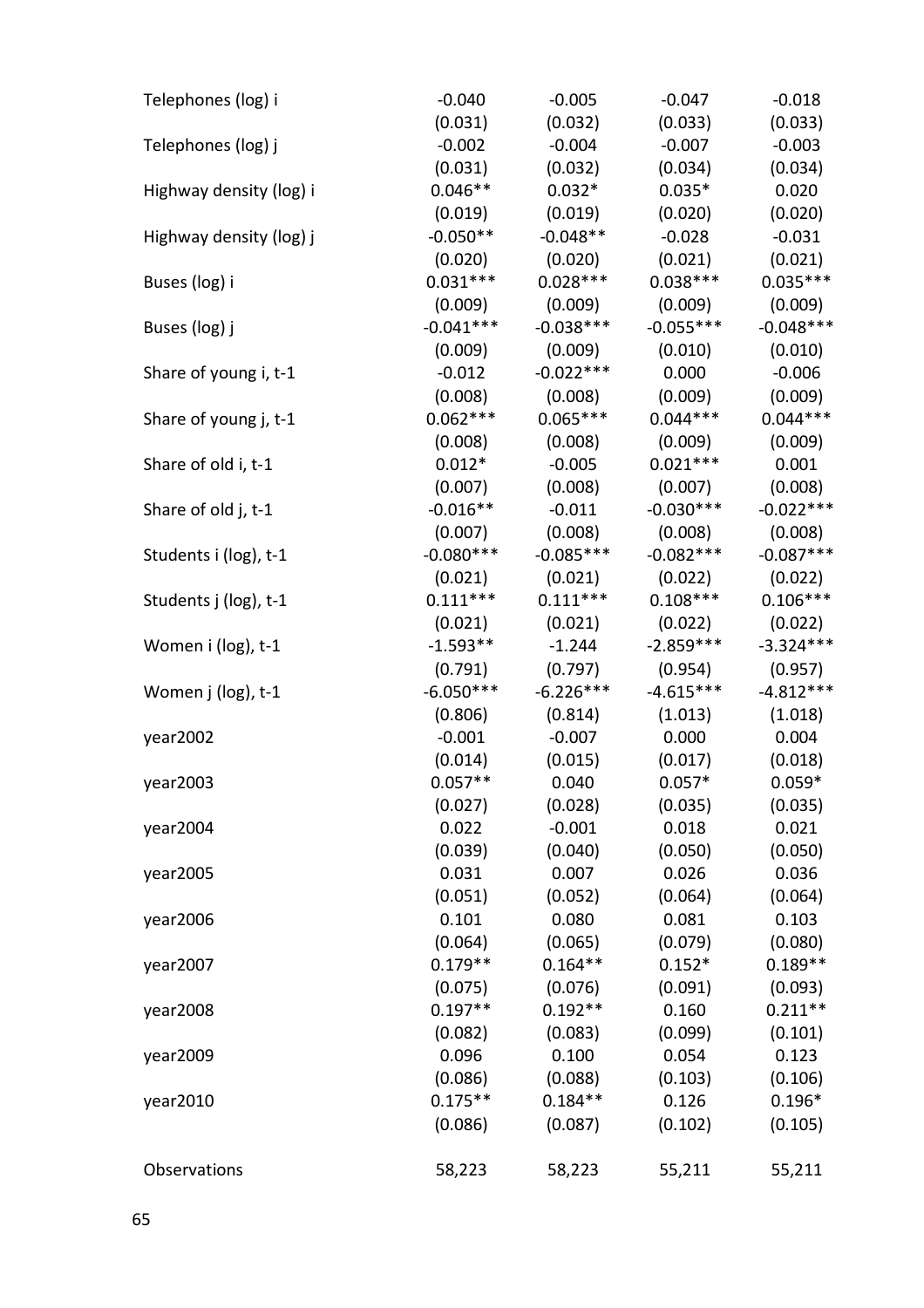| | | | | |
|---|---|---|---|---|
| Telephones (log) i | -0.040 | -0.005 | -0.047 | -0.018 |
| | (0.031) | (0.032) | (0.033) | (0.033) |
| Telephones (log) j | -0.002 | -0.004 | -0.007 | -0.003 |
| | (0.031) | (0.032) | (0.034) | (0.034) |
| Highway density (log) i | 0.046** | 0.032* | 0.035* | 0.020 |
| | (0.019) | (0.019) | (0.020) | (0.020) |
| Highway density (log) j | -0.050** | -0.048** | -0.028 | -0.031 |
| | (0.020) | (0.020) | (0.021) | (0.021) |
| Buses (log) i | 0.031*** | 0.028*** | 0.038*** | 0.035*** |
| | (0.009) | (0.009) | (0.009) | (0.009) |
| Buses (log) j | -0.041*** | -0.038*** | -0.055*** | -0.048*** |
| | (0.009) | (0.009) | (0.010) | (0.010) |
| Share of young i, t-1 | -0.012 | -0.022*** | 0.000 | -0.006 |
| | (0.008) | (0.008) | (0.009) | (0.009) |
| Share of young j, t-1 | 0.062*** | 0.065*** | 0.044*** | 0.044*** |
| | (0.008) | (0.008) | (0.009) | (0.009) |
| Share of old i, t-1 | 0.012* | -0.005 | 0.021*** | 0.001 |
| | (0.007) | (0.008) | (0.007) | (0.008) |
| Share of old j, t-1 | -0.016** | -0.011 | -0.030*** | -0.022*** |
| | (0.007) | (0.008) | (0.008) | (0.008) |
| Students i (log), t-1 | -0.080*** | -0.085*** | -0.082*** | -0.087*** |
| | (0.021) | (0.021) | (0.022) | (0.022) |
| Students j (log), t-1 | 0.111*** | 0.111*** | 0.108*** | 0.106*** |
| | (0.021) | (0.021) | (0.022) | (0.022) |
| Women i (log), t-1 | -1.593** | -1.244 | -2.859*** | -3.324*** |
| | (0.791) | (0.797) | (0.954) | (0.957) |
| Women j (log), t-1 | -6.050*** | -6.226*** | -4.615*** | -4.812*** |
| | (0.806) | (0.814) | (1.013) | (1.018) |
| year2002 | -0.001 | -0.007 | 0.000 | 0.004 |
| | (0.014) | (0.015) | (0.017) | (0.018) |
| year2003 | 0.057** | 0.040 | 0.057* | 0.059* |
| | (0.027) | (0.028) | (0.035) | (0.035) |
| year2004 | 0.022 | -0.001 | 0.018 | 0.021 |
| | (0.039) | (0.040) | (0.050) | (0.050) |
| year2005 | 0.031 | 0.007 | 0.026 | 0.036 |
| | (0.051) | (0.052) | (0.064) | (0.064) |
| year2006 | 0.101 | 0.080 | 0.081 | 0.103 |
| | (0.064) | (0.065) | (0.079) | (0.080) |
| year2007 | 0.179** | 0.164** | 0.152* | 0.189** |
| | (0.075) | (0.076) | (0.091) | (0.093) |
| year2008 | 0.197** | 0.192** | 0.160 | 0.211** |
| | (0.082) | (0.083) | (0.099) | (0.101) |
| year2009 | 0.096 | 0.100 | 0.054 | 0.123 |
| | (0.086) | (0.088) | (0.103) | (0.106) |
| year2010 | 0.175** | 0.184** | 0.126 | 0.196* |
| | (0.086) | (0.087) | (0.102) | (0.105) |
| Observations | 58,223 | 58,223 | 55,211 | 55,211 |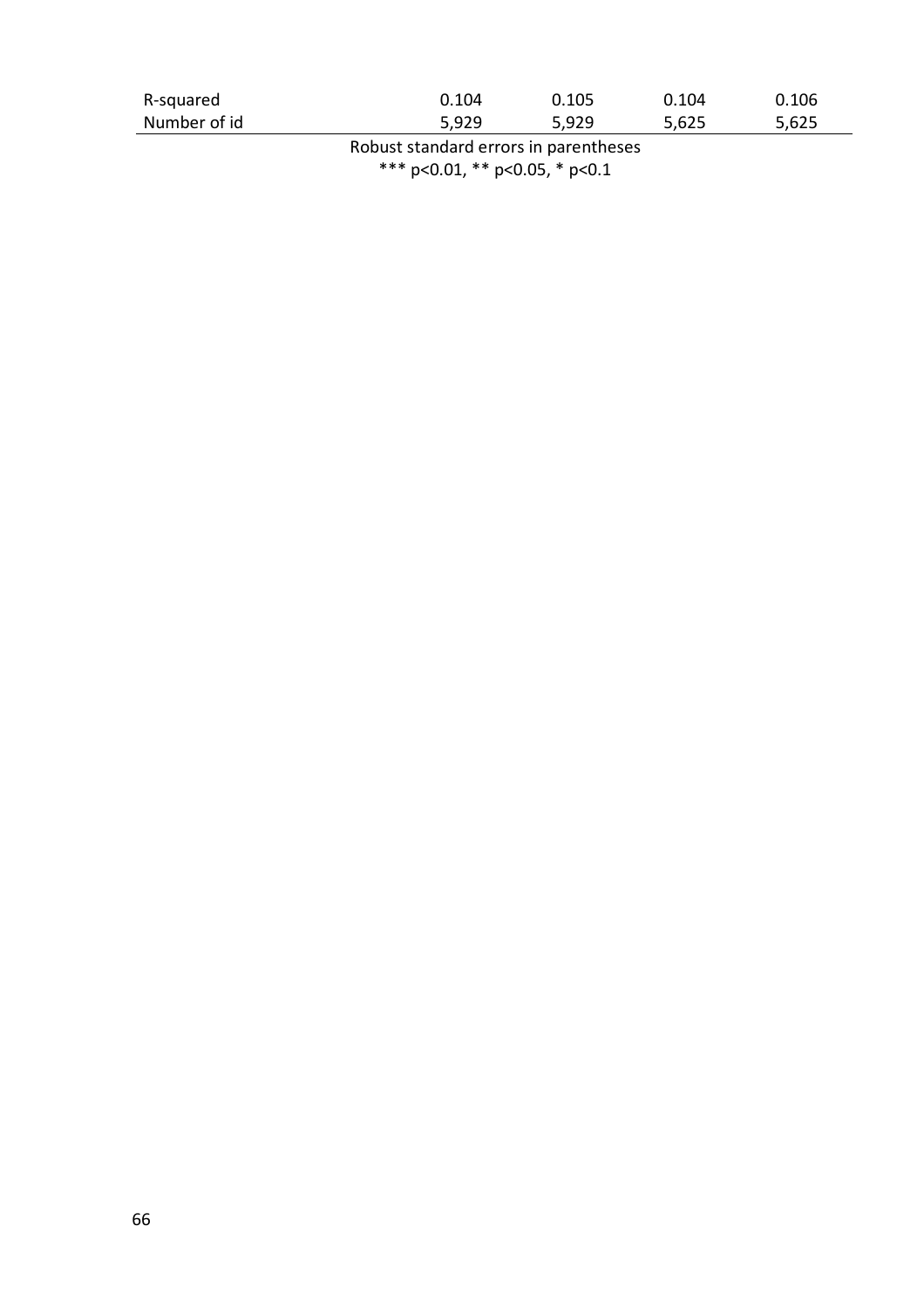| | | | | |
|---|---|---|---|---|
| R-squared | 0.104 | 0.105 | 0.104 | 0.106 |
| Number of id | 5,929 | 5,929 | 5,625 | 5,625 |

Robust standard errors in parentheses

*** p<0.01, ** p<0.05, * p<0.1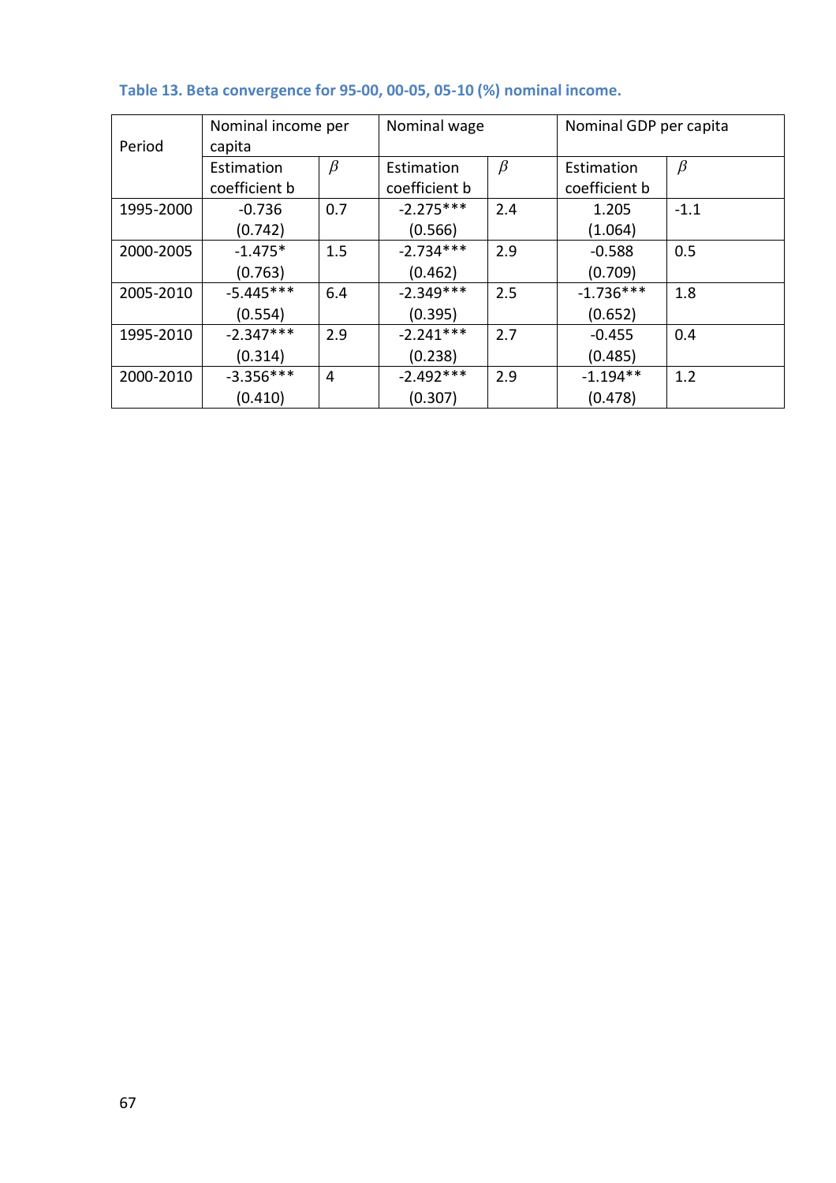**Table 13. Beta convergence for 95-00, 00-05, 05-10 (%) nominal income.**

| Period | Nominal income per capita | | Nominal wage | | Nominal GDP per capita | |
|---|---|---|---|---|---|---|
| | Estimation coefficient b | $\beta$ | Estimation coefficient b | $\beta$ | Estimation coefficient b | $\beta$ |
| 1995-2000 | -0.736 (0.742) | 0.7 | -2.275*** (0.566) | 2.4 | 1.205 (1.064) | -1.1 |
| 2000-2005 | -1.475* (0.763) | 1.5 | -2.734*** (0.462) | 2.9 | -0.588 (0.709) | 0.5 |
| 2005-2010 | -5.445*** (0.554) | 6.4 | -2.349*** (0.395) | 2.5 | -1.736*** (0.652) | 1.8 |
| 1995-2010 | -2.347*** (0.314) | 2.9 | -2.241*** (0.238) | 2.7 | -0.455 (0.485) | 0.4 |
| 2000-2010 | -3.356*** (0.410) | 4 | -2.492*** (0.307) | 2.9 | -1.194** (0.478) | 1.2 |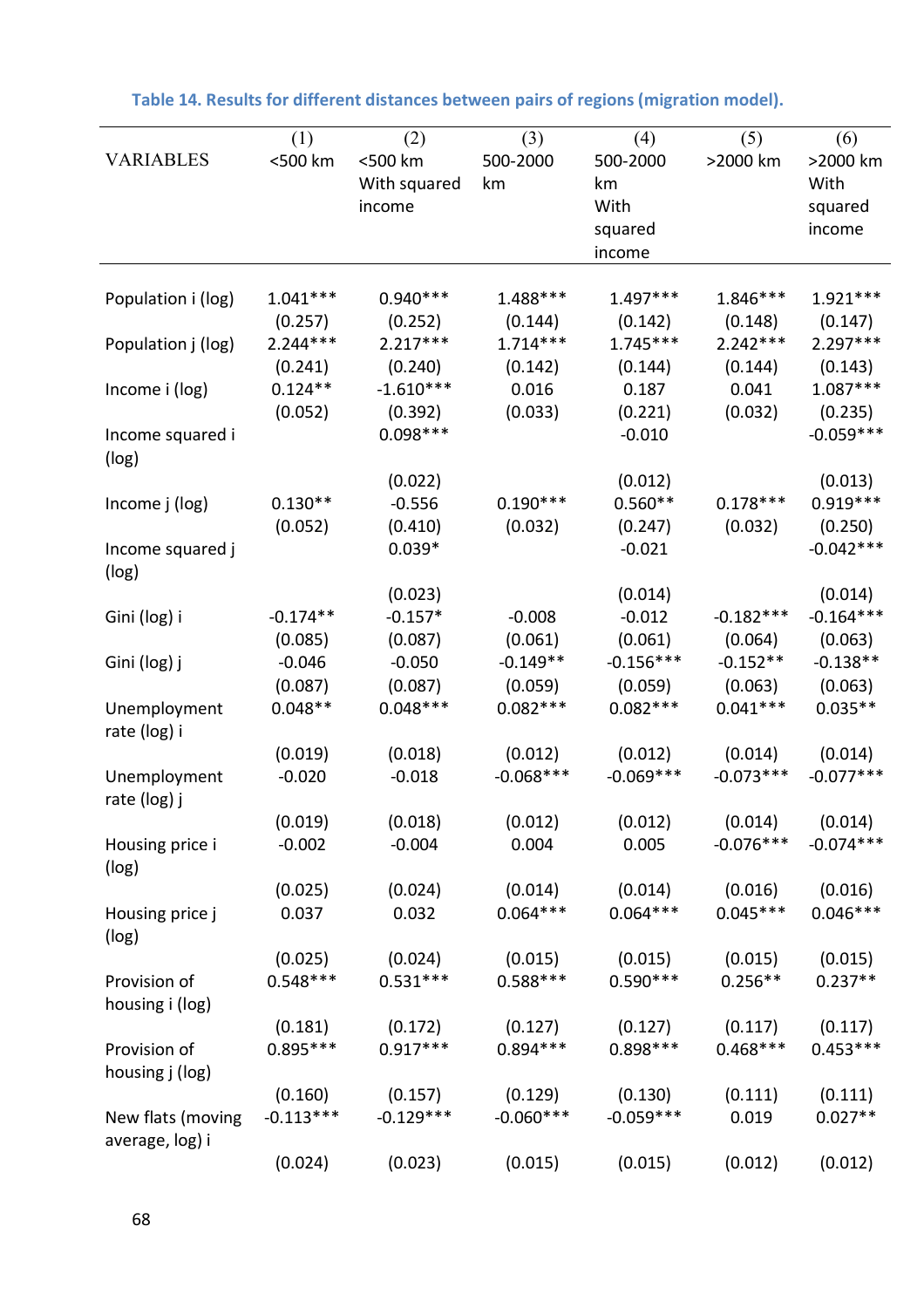**Table 14. Results for different distances between pairs of regions (migration model).**

| VARIABLES | (1) <500 km | (2) <500 km With squared income | (3) 500-2000 km | (4) 500-2000 km With squared income | (5) >2000 km | (6) >2000 km With squared income |
|---|---|---|---|---|---|---|
| Population i (log) | 1.041*** | 0.940*** | 1.488*** | 1.497*** | 1.846*** | 1.921*** |
| | (0.257) | (0.252) | (0.144) | (0.142) | (0.148) | (0.147) |
| Population j (log) | 2.244*** | 2.217*** | 1.714*** | 1.745*** | 2.242*** | 2.297*** |
| | (0.241) | (0.240) | (0.142) | (0.144) | (0.144) | (0.143) |
| Income i (log) | 0.124** | -1.610*** | 0.016 | 0.187 | 0.041 | 1.087*** |
| | (0.052) | (0.392) | (0.033) | (0.221) | (0.032) | (0.235) |
| Income squared i (log) | | 0.098*** | | -0.010 | | -0.059*** |
| | | (0.022) | | (0.012) | | (0.013) |
| Income j (log) | 0.130** | -0.556 | 0.190*** | 0.560** | 0.178*** | 0.919*** |
| | (0.052) | (0.410) | (0.032) | (0.247) | (0.032) | (0.250) |
| Income squared j (log) | | 0.039* | | -0.021 | | -0.042*** |
| | | (0.023) | | (0.014) | | (0.014) |
| Gini (log) i | -0.174** | -0.157* | -0.008 | -0.012 | -0.182*** | -0.164*** |
| | (0.085) | (0.087) | (0.061) | (0.061) | (0.064) | (0.063) |
| Gini (log) j | -0.046 | -0.050 | -0.149** | -0.156*** | -0.152** | -0.138** |
| | (0.087) | (0.087) | (0.059) | (0.059) | (0.063) | (0.063) |
| Unemployment rate (log) i | 0.048** | 0.048*** | 0.082*** | 0.082*** | 0.041*** | 0.035** |
| | (0.019) | (0.018) | (0.012) | (0.012) | (0.014) | (0.014) |
| Unemployment rate (log) j | -0.020 | -0.018 | -0.068*** | -0.069*** | -0.073*** | -0.077*** |
| | (0.019) | (0.018) | (0.012) | (0.012) | (0.014) | (0.014) |
| Housing price i (log) | -0.002 | -0.004 | 0.004 | 0.005 | -0.076*** | -0.074*** |
| | (0.025) | (0.024) | (0.014) | (0.014) | (0.016) | (0.016) |
| Housing price j (log) | 0.037 | 0.032 | 0.064*** | 0.064*** | 0.045*** | 0.046*** |
| | (0.025) | (0.024) | (0.015) | (0.015) | (0.015) | (0.015) |
| Provision of housing i (log) | 0.548*** | 0.531*** | 0.588*** | 0.590*** | 0.256** | 0.237** |
| | (0.181) | (0.172) | (0.127) | (0.127) | (0.117) | (0.117) |
| Provision of housing j (log) | 0.895*** | 0.917*** | 0.894*** | 0.898*** | 0.468*** | 0.453*** |
| | (0.160) | (0.157) | (0.129) | (0.130) | (0.111) | (0.111) |
| New flats (moving average, log) i | -0.113*** | -0.129*** | -0.060*** | -0.059*** | 0.019 | 0.027** |
| | (0.024) | (0.023) | (0.015) | (0.015) | (0.012) | (0.012) |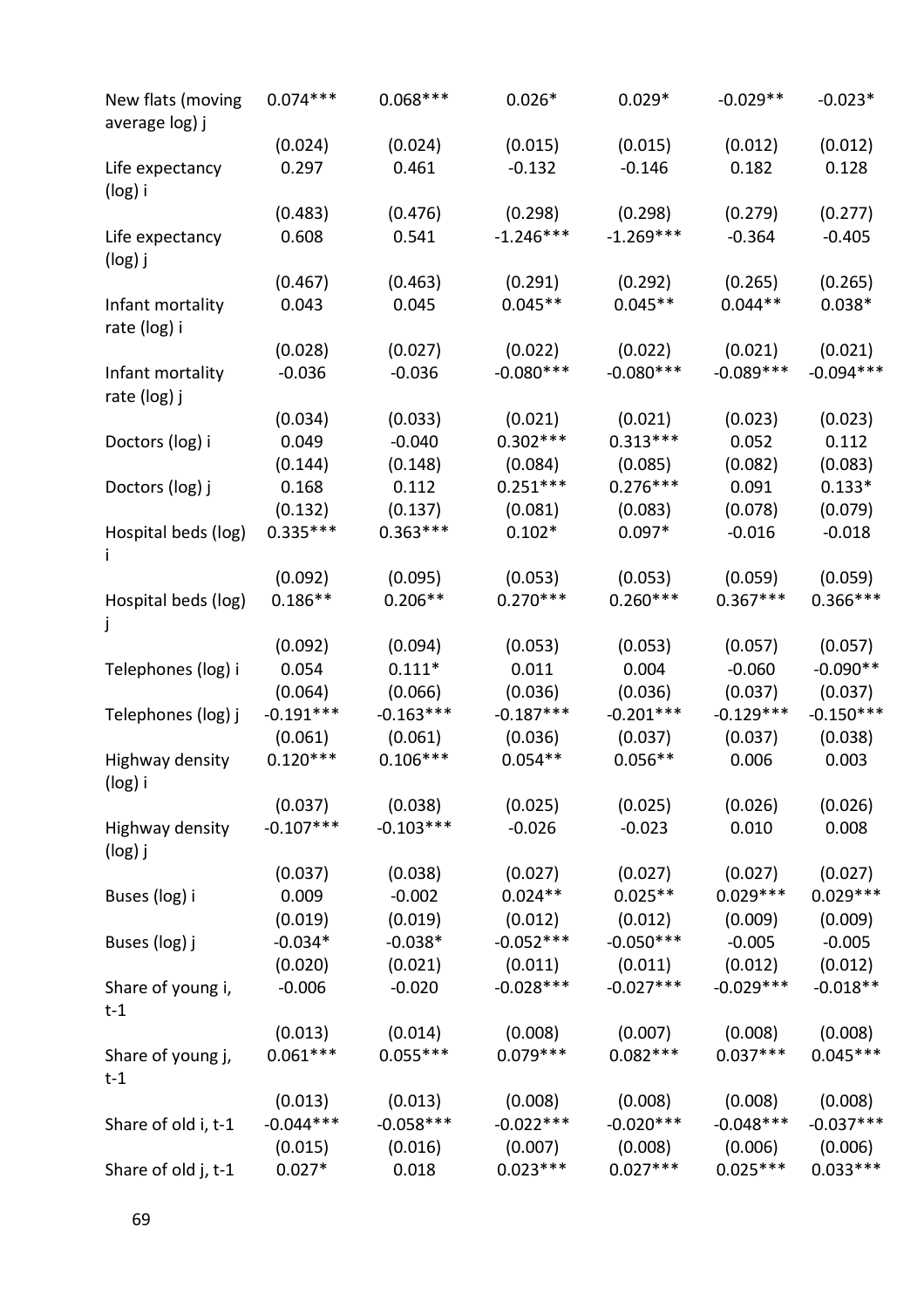| | | | | | | |
|---|---|---|---|---|---|---|
| New flats (moving average log) j | 0.074*** | 0.068*** | 0.026* | 0.029* | -0.029** | -0.023* |
| | (0.024) | (0.024) | (0.015) | (0.015) | (0.012) | (0.012) |
| Life expectancy (log) i | 0.297 | 0.461 | -0.132 | -0.146 | 0.182 | 0.128 |
| | (0.483) | (0.476) | (0.298) | (0.298) | (0.279) | (0.277) |
| Life expectancy (log) j | 0.608 | 0.541 | -1.246*** | -1.269*** | -0.364 | -0.405 |
| | (0.467) | (0.463) | (0.291) | (0.292) | (0.265) | (0.265) |
| Infant mortality rate (log) i | 0.043 | 0.045 | 0.045** | 0.045** | 0.044** | 0.038* |
| | (0.028) | (0.027) | (0.022) | (0.022) | (0.021) | (0.021) |
| Infant mortality rate (log) j | -0.036 | -0.036 | -0.080*** | -0.080*** | -0.089*** | -0.094*** |
| | (0.034) | (0.033) | (0.021) | (0.021) | (0.023) | (0.023) |
| Doctors (log) i | 0.049 | -0.040 | 0.302*** | 0.313*** | 0.052 | 0.112 |
| | (0.144) | (0.148) | (0.084) | (0.085) | (0.082) | (0.083) |
| Doctors (log) j | 0.168 | 0.112 | 0.251*** | 0.276*** | 0.091 | 0.133* |
| | (0.132) | (0.137) | (0.081) | (0.083) | (0.078) | (0.079) |
| Hospital beds (log) i | 0.335*** | 0.363*** | 0.102* | 0.097* | -0.016 | -0.018 |
| | (0.092) | (0.095) | (0.053) | (0.053) | (0.059) | (0.059) |
| Hospital beds (log) j | 0.186** | 0.206** | 0.270*** | 0.260*** | 0.367*** | 0.366*** |
| | (0.092) | (0.094) | (0.053) | (0.053) | (0.057) | (0.057) |
| Telephones (log) i | 0.054 | 0.111* | 0.011 | 0.004 | -0.060 | -0.090** |
| | (0.064) | (0.066) | (0.036) | (0.036) | (0.037) | (0.037) |
| Telephones (log) j | -0.191*** | -0.163*** | -0.187*** | -0.201*** | -0.129*** | -0.150*** |
| | (0.061) | (0.061) | (0.036) | (0.037) | (0.037) | (0.038) |
| Highway density (log) i | 0.120*** | 0.106*** | 0.054** | 0.056** | 0.006 | 0.003 |
| | (0.037) | (0.038) | (0.025) | (0.025) | (0.026) | (0.026) |
| Highway density (log) j | -0.107*** | -0.103*** | -0.026 | -0.023 | 0.010 | 0.008 |
| | (0.037) | (0.038) | (0.027) | (0.027) | (0.027) | (0.027) |
| Buses (log) i | 0.009 | -0.002 | 0.024** | 0.025** | 0.029*** | 0.029*** |
| | (0.019) | (0.019) | (0.012) | (0.012) | (0.009) | (0.009) |
| Buses (log) j | -0.034* | -0.038* | -0.052*** | -0.050*** | -0.005 | -0.005 |
| | (0.020) | (0.021) | (0.011) | (0.011) | (0.012) | (0.012) |
| Share of young i, t-1 | -0.006 | -0.020 | -0.028*** | -0.027*** | -0.029*** | -0.018** |
| | (0.013) | (0.014) | (0.008) | (0.007) | (0.008) | (0.008) |
| Share of young j, t-1 | 0.061*** | 0.055*** | 0.079*** | 0.082*** | 0.037*** | 0.045*** |
| | (0.013) | (0.013) | (0.008) | (0.008) | (0.008) | (0.008) |
| Share of old i, t-1 | -0.044*** | -0.058*** | -0.022*** | -0.020*** | -0.048*** | -0.037*** |
| | (0.015) | (0.016) | (0.007) | (0.008) | (0.006) | (0.006) |
| Share of old j, t-1 | 0.027* | 0.018 | 0.023*** | 0.027*** | 0.025*** | 0.033*** |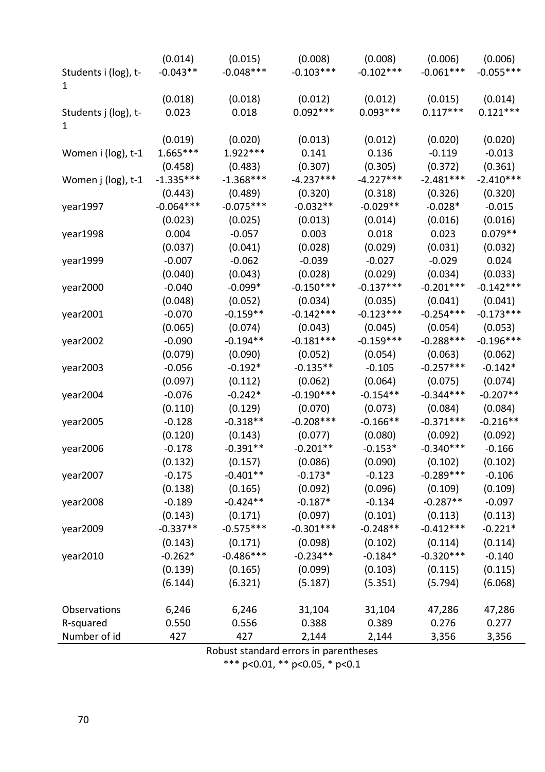| | | | | | | |
|---|---|---|---|---|---|---|
| | (0.014) | (0.015) | (0.008) | (0.008) | (0.006) | (0.006) |
| Students i (log), t-1 | -0.043** | -0.048*** | -0.103*** | -0.102*** | -0.061*** | -0.055*** |
| | (0.018) | (0.018) | (0.012) | (0.012) | (0.015) | (0.014) |
| Students j (log), t-1 | 0.023 | 0.018 | 0.092*** | 0.093*** | 0.117*** | 0.121*** |
| | (0.019) | (0.020) | (0.013) | (0.012) | (0.020) | (0.020) |
| Women i (log), t-1 | 1.665*** | 1.922*** | 0.141 | 0.136 | -0.119 | -0.013 |
| | (0.458) | (0.483) | (0.307) | (0.305) | (0.372) | (0.361) |
| Women j (log), t-1 | -1.335*** | -1.368*** | -4.237*** | -4.227*** | -2.481*** | -2.410*** |
| | (0.443) | (0.489) | (0.320) | (0.318) | (0.326) | (0.320) |
| year1997 | -0.064*** | -0.075*** | -0.032** | -0.029** | -0.028* | -0.015 |
| | (0.023) | (0.025) | (0.013) | (0.014) | (0.016) | (0.016) |
| year1998 | 0.004 | -0.057 | 0.003 | 0.018 | 0.023 | 0.079** |
| | (0.037) | (0.041) | (0.028) | (0.029) | (0.031) | (0.032) |
| year1999 | -0.007 | -0.062 | -0.039 | -0.027 | -0.029 | 0.024 |
| | (0.040) | (0.043) | (0.028) | (0.029) | (0.034) | (0.033) |
| year2000 | -0.040 | -0.099* | -0.150*** | -0.137*** | -0.201*** | -0.142*** |
| | (0.048) | (0.052) | (0.034) | (0.035) | (0.041) | (0.041) |
| year2001 | -0.070 | -0.159** | -0.142*** | -0.123*** | -0.254*** | -0.173*** |
| | (0.065) | (0.074) | (0.043) | (0.045) | (0.054) | (0.053) |
| year2002 | -0.090 | -0.194** | -0.181*** | -0.159*** | -0.288*** | -0.196*** |
| | (0.079) | (0.090) | (0.052) | (0.054) | (0.063) | (0.062) |
| year2003 | -0.056 | -0.192* | -0.135** | -0.105 | -0.257*** | -0.142* |
| | (0.097) | (0.112) | (0.062) | (0.064) | (0.075) | (0.074) |
| year2004 | -0.076 | -0.242* | -0.190*** | -0.154** | -0.344*** | -0.207** |
| | (0.110) | (0.129) | (0.070) | (0.073) | (0.084) | (0.084) |
| year2005 | -0.128 | -0.318** | -0.208*** | -0.166** | -0.371*** | -0.216** |
| | (0.120) | (0.143) | (0.077) | (0.080) | (0.092) | (0.092) |
| year2006 | -0.178 | -0.391** | -0.201** | -0.153* | -0.340*** | -0.166 |
| | (0.132) | (0.157) | (0.086) | (0.090) | (0.102) | (0.102) |
| year2007 | -0.175 | -0.401** | -0.173* | -0.123 | -0.289*** | -0.106 |
| | (0.138) | (0.165) | (0.092) | (0.096) | (0.109) | (0.109) |
| year2008 | -0.189 | -0.424** | -0.187* | -0.134 | -0.287** | -0.097 |
| | (0.143) | (0.171) | (0.097) | (0.101) | (0.113) | (0.113) |
| year2009 | -0.337** | -0.575*** | -0.301*** | -0.248** | -0.412*** | -0.221* |
| | (0.143) | (0.171) | (0.098) | (0.102) | (0.114) | (0.114) |
| year2010 | -0.262* | -0.486*** | -0.234** | -0.184* | -0.320*** | -0.140 |
| | (0.139) | (0.165) | (0.099) | (0.103) | (0.115) | (0.115) |
| | (6.144) | (6.321) | (5.187) | (5.351) | (5.794) | (6.068) |
| | | | | | | |
| Observations | 6,246 | 6,246 | 31,104 | 31,104 | 47,286 | 47,286 |
| R-squared | 0.550 | 0.556 | 0.388 | 0.389 | 0.276 | 0.277 |
| Number of id | 427 | 427 | 2,144 | 2,144 | 3,356 | 3,356 |

Robust standard errors in parentheses

*** p<0.01, ** p<0.05, * p<0.1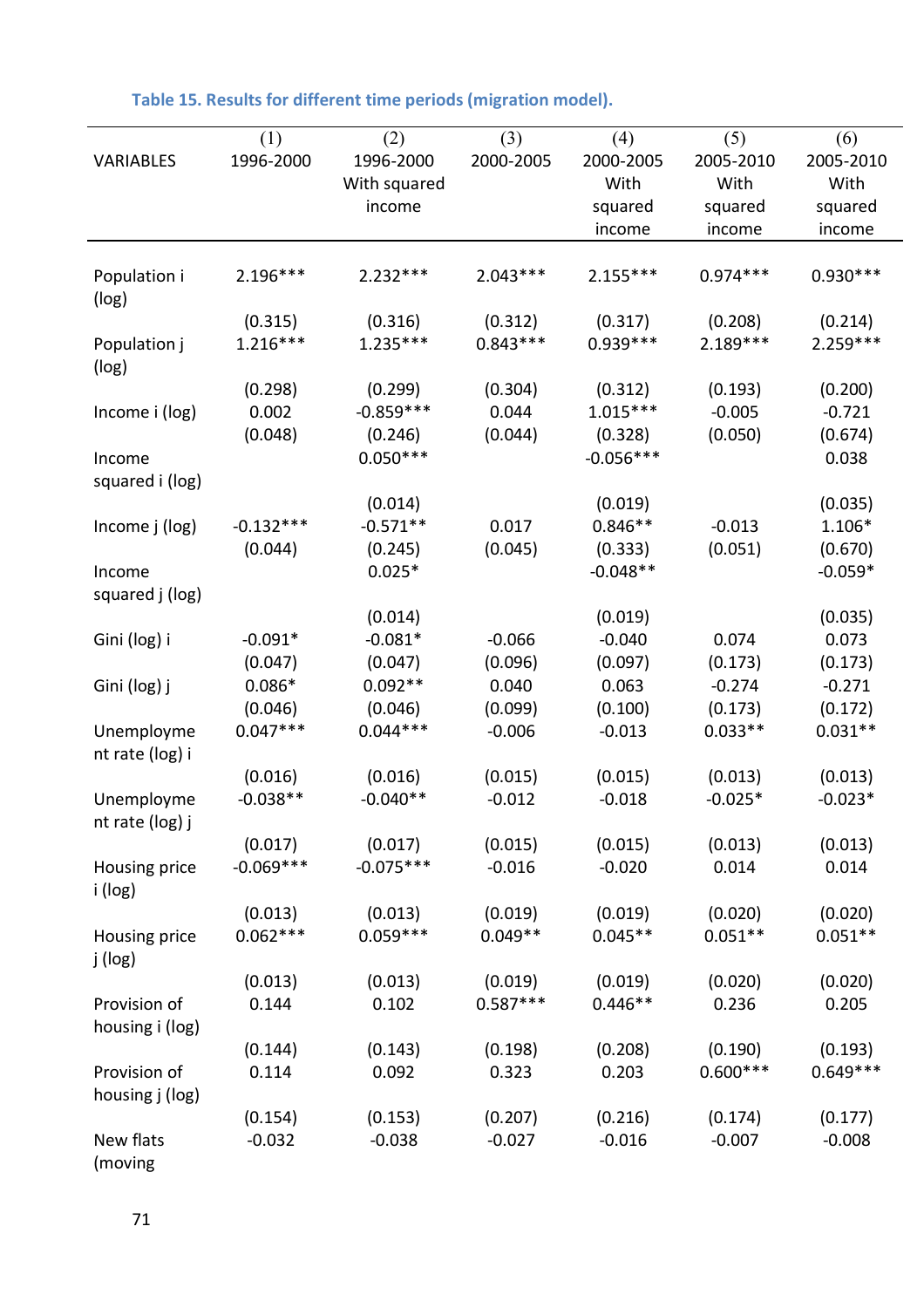**Table 15. Results for different time periods (migration model).**

| VARIABLES | (1) 1996-2000 | (2) 1996-2000 With squared income | (3) 2000-2005 | (4) 2000-2005 With squared income | (5) 2005-2010 With squared income | (6) 2005-2010 With squared income |
|---|---|---|---|---|---|---|
| Population i (log) | 2.196*** | 2.232*** | 2.043*** | 2.155*** | 0.974*** | 0.930*** |
| | (0.315) | (0.316) | (0.312) | (0.317) | (0.208) | (0.214) |
| Population j (log) | 1.216*** | 1.235*** | 0.843*** | 0.939*** | 2.189*** | 2.259*** |
| | (0.298) | (0.299) | (0.304) | (0.312) | (0.193) | (0.200) |
| Income i (log) | 0.002 | -0.859*** | 0.044 | 1.015*** | -0.005 | -0.721 |
| | (0.048) | (0.246) | (0.044) | (0.328) | (0.050) | (0.674) |
| Income squared i (log) | | 0.050*** | | -0.056*** | | 0.038 |
| | | (0.014) | | (0.019) | | (0.035) |
| Income j (log) | -0.132*** | -0.571** | 0.017 | 0.846** | -0.013 | 1.106* |
| | (0.044) | (0.245) | (0.045) | (0.333) | (0.051) | (0.670) |
| Income squared j (log) | | 0.025* | | -0.048** | | -0.059* |
| | | (0.014) | | (0.019) | | (0.035) |
| Gini (log) i | -0.091* | -0.081* | -0.066 | -0.040 | 0.074 | 0.073 |
| | (0.047) | (0.047) | (0.096) | (0.097) | (0.173) | (0.173) |
| Gini (log) j | 0.086* | 0.092** | 0.040 | 0.063 | -0.274 | -0.271 |
| | (0.046) | (0.046) | (0.099) | (0.100) | (0.173) | (0.172) |
| Unemployment rate (log) i | 0.047*** | 0.044*** | -0.006 | -0.013 | 0.033** | 0.031** |
| | (0.016) | (0.016) | (0.015) | (0.015) | (0.013) | (0.013) |
| Unemployment rate (log) j | -0.038** | -0.040** | -0.012 | -0.018 | -0.025* | -0.023* |
| | (0.017) | (0.017) | (0.015) | (0.015) | (0.013) | (0.013) |
| Housing price i (log) | -0.069*** | -0.075*** | -0.016 | -0.020 | 0.014 | 0.014 |
| | (0.013) | (0.013) | (0.019) | (0.019) | (0.020) | (0.020) |
| Housing price j (log) | 0.062*** | 0.059*** | 0.049** | 0.045** | 0.051** | 0.051** |
| | (0.013) | (0.013) | (0.019) | (0.019) | (0.020) | (0.020) |
| Provision of housing i (log) | 0.144 | 0.102 | 0.587*** | 0.446** | 0.236 | 0.205 |
| | (0.144) | (0.143) | (0.198) | (0.208) | (0.190) | (0.193) |
| Provision of housing j (log) | 0.114 | 0.092 | 0.323 | 0.203 | 0.600*** | 0.649*** |
| | (0.154) | (0.153) | (0.207) | (0.216) | (0.174) | (0.177) |
| New flats (moving | -0.032 | -0.038 | -0.027 | -0.016 | -0.007 | -0.008 |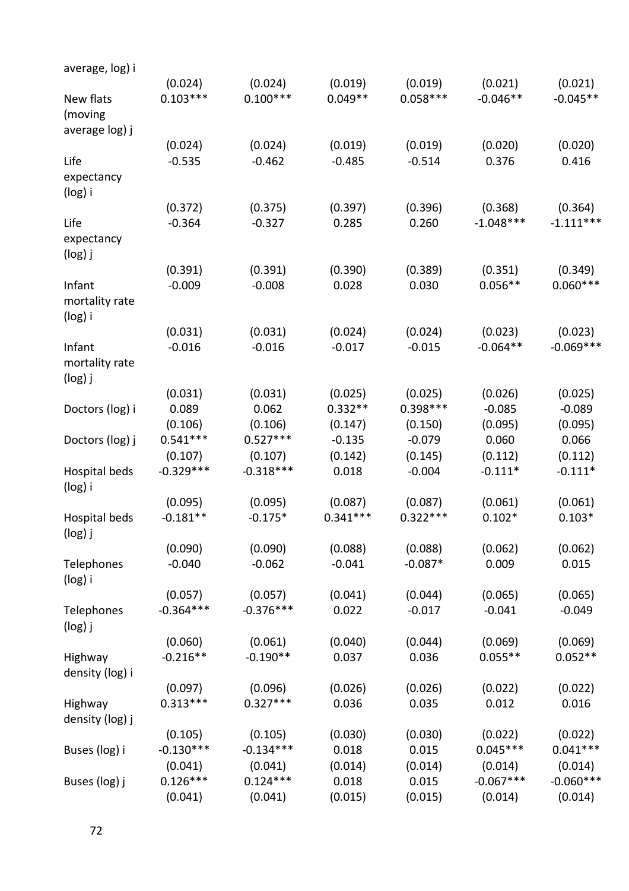| | | | | | | |
|---|---|---|---|---|---|---|
| average, log) i | | | | | | |
| | (0.024) | (0.024) | (0.019) | (0.019) | (0.021) | (0.021) |
| New flats (moving average log) j | 0.103*** | 0.100*** | 0.049** | 0.058*** | -0.046** | -0.045** |
| | (0.024) | (0.024) | (0.019) | (0.019) | (0.020) | (0.020) |
| Life expectancy (log) i | -0.535 | -0.462 | -0.485 | -0.514 | 0.376 | 0.416 |
| | (0.372) | (0.375) | (0.397) | (0.396) | (0.368) | (0.364) |
| Life expectancy (log) j | -0.364 | -0.327 | 0.285 | 0.260 | -1.048*** | -1.111*** |
| | (0.391) | (0.391) | (0.390) | (0.389) | (0.351) | (0.349) |
| Infant mortality rate (log) i | -0.009 | -0.008 | 0.028 | 0.030 | 0.056** | 0.060*** |
| | (0.031) | (0.031) | (0.024) | (0.024) | (0.023) | (0.023) |
| Infant mortality rate (log) j | -0.016 | -0.016 | -0.017 | -0.015 | -0.064** | -0.069*** |
| | (0.031) | (0.031) | (0.025) | (0.025) | (0.026) | (0.025) |
| Doctors (log) i | 0.089 | 0.062 | 0.332** | 0.398*** | -0.085 | -0.089 |
| | (0.106) | (0.106) | (0.147) | (0.150) | (0.095) | (0.095) |
| Doctors (log) j | 0.541*** | 0.527*** | -0.135 | -0.079 | 0.060 | 0.066 |
| | (0.107) | (0.107) | (0.142) | (0.145) | (0.112) | (0.112) |
| Hospital beds (log) i | -0.329*** | -0.318*** | 0.018 | -0.004 | -0.111* | -0.111* |
| | (0.095) | (0.095) | (0.087) | (0.087) | (0.061) | (0.061) |
| Hospital beds (log) j | -0.181** | -0.175* | 0.341*** | 0.322*** | 0.102* | 0.103* |
| | (0.090) | (0.090) | (0.088) | (0.088) | (0.062) | (0.062) |
| Telephones (log) i | -0.040 | -0.062 | -0.041 | -0.087* | 0.009 | 0.015 |
| | (0.057) | (0.057) | (0.041) | (0.044) | (0.065) | (0.065) |
| Telephones (log) j | -0.364*** | -0.376*** | 0.022 | -0.017 | -0.041 | -0.049 |
| | (0.060) | (0.061) | (0.040) | (0.044) | (0.069) | (0.069) |
| Highway density (log) i | -0.216** | -0.190** | 0.037 | 0.036 | 0.055** | 0.052** |
| | (0.097) | (0.096) | (0.026) | (0.026) | (0.022) | (0.022) |
| Highway density (log) j | 0.313*** | 0.327*** | 0.036 | 0.035 | 0.012 | 0.016 |
| | (0.105) | (0.105) | (0.030) | (0.030) | (0.022) | (0.022) |
| Buses (log) i | -0.130*** | -0.134*** | 0.018 | 0.015 | 0.045*** | 0.041*** |
| | (0.041) | (0.041) | (0.014) | (0.014) | (0.014) | (0.014) |
| Buses (log) j | 0.126*** | 0.124*** | 0.018 | 0.015 | -0.067*** | -0.060*** |
| | (0.041) | (0.041) | (0.015) | (0.015) | (0.014) | (0.014) |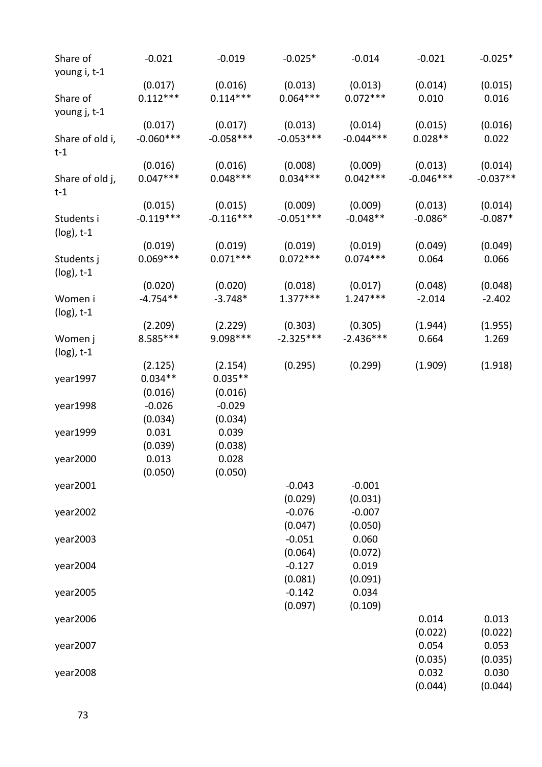| | | | | | | |
|---|---|---|---|---|---|---|
| Share of young i, t-1 | -0.021 | -0.019 | -0.025* | -0.014 | -0.021 | -0.025* |
| | (0.017) | (0.016) | (0.013) | (0.013) | (0.014) | (0.015) |
| Share of young j, t-1 | 0.112*** | 0.114*** | 0.064*** | 0.072*** | 0.010 | 0.016 |
| | (0.017) | (0.017) | (0.013) | (0.014) | (0.015) | (0.016) |
| Share of old i, t-1 | -0.060*** | -0.058*** | -0.053*** | -0.044*** | 0.028** | 0.022 |
| | (0.016) | (0.016) | (0.008) | (0.009) | (0.013) | (0.014) |
| Share of old j, t-1 | 0.047*** | 0.048*** | 0.034*** | 0.042*** | -0.046*** | -0.037** |
| | (0.015) | (0.015) | (0.009) | (0.009) | (0.013) | (0.014) |
| Students i (log), t-1 | -0.119*** | -0.116*** | -0.051*** | -0.048** | -0.086* | -0.087* |
| | (0.019) | (0.019) | (0.019) | (0.019) | (0.049) | (0.049) |
| Students j (log), t-1 | 0.069*** | 0.071*** | 0.072*** | 0.074*** | 0.064 | 0.066 |
| | (0.020) | (0.020) | (0.018) | (0.017) | (0.048) | (0.048) |
| Women i (log), t-1 | -4.754** | -3.748* | 1.377*** | 1.247*** | -2.014 | -2.402 |
| | (2.209) | (2.229) | (0.303) | (0.305) | (1.944) | (1.955) |
| Women j (log), t-1 | 8.585*** | 9.098*** | -2.325*** | -2.436*** | 0.664 | 1.269 |
| | (2.125) | (2.154) | (0.295) | (0.299) | (1.909) | (1.918) |
| year1997 | 0.034** | 0.035** | | | | |
| | (0.016) | (0.016) | | | | |
| year1998 | -0.026 | -0.029 | | | | |
| | (0.034) | (0.034) | | | | |
| year1999 | 0.031 | 0.039 | | | | |
| | (0.039) | (0.038) | | | | |
| year2000 | 0.013 | 0.028 | | | | |
| | (0.050) | (0.050) | | | | |
| year2001 | | | -0.043 | -0.001 | | |
| | | | (0.029) | (0.031) | | |
| year2002 | | | -0.076 | -0.007 | | |
| | | | (0.047) | (0.050) | | |
| year2003 | | | -0.051 | 0.060 | | |
| | | | (0.064) | (0.072) | | |
| year2004 | | | -0.127 | 0.019 | | |
| | | | (0.081) | (0.091) | | |
| year2005 | | | -0.142 | 0.034 | | |
| | | | (0.097) | (0.109) | | |
| year2006 | | | | | 0.014 | 0.013 |
| | | | | | (0.022) | (0.022) |
| year2007 | | | | | 0.054 | 0.053 |
| | | | | | (0.035) | (0.035) |
| year2008 | | | | | 0.032 | 0.030 |
| | | | | | (0.044) | (0.044) |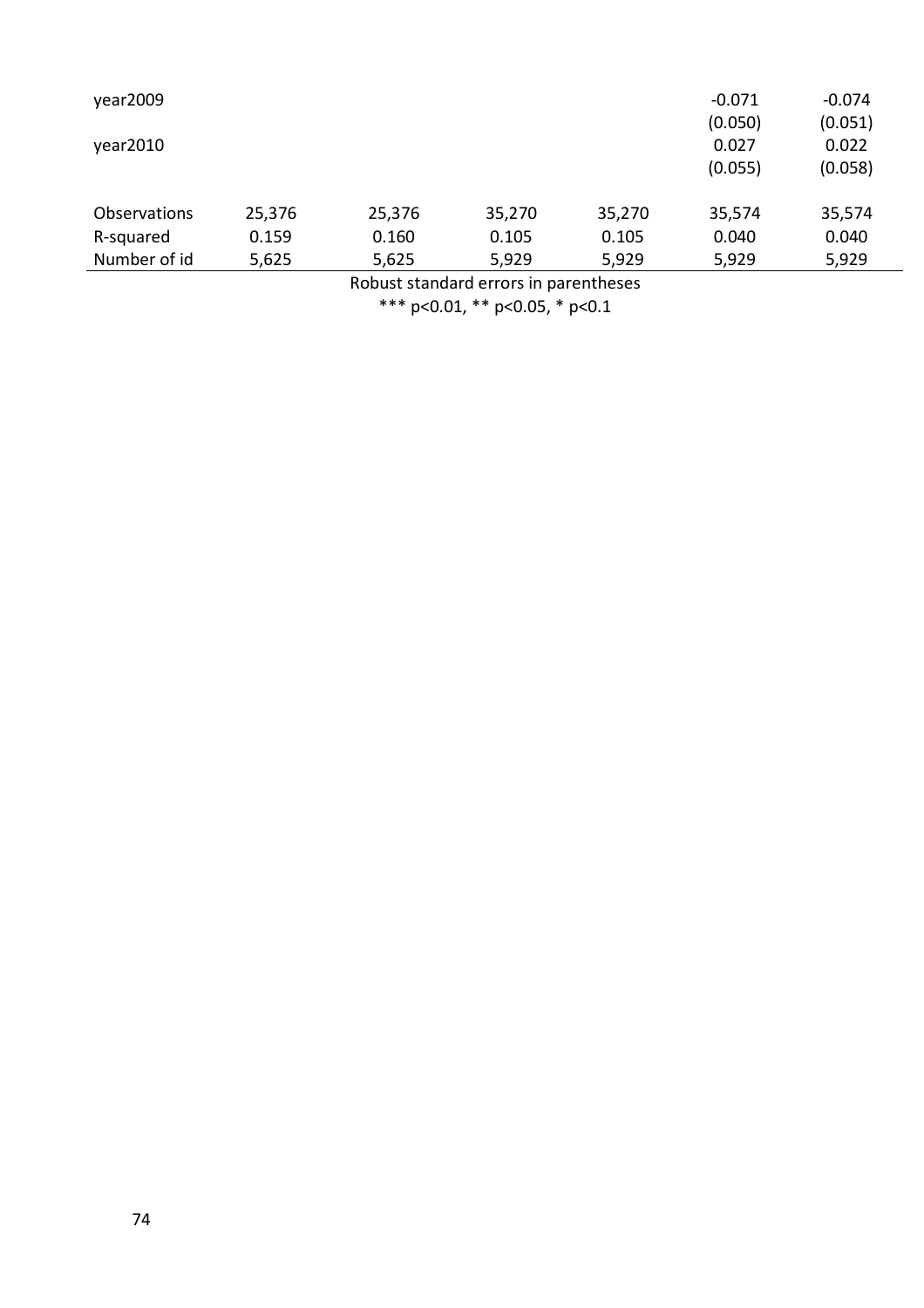| | | | | | | |
|---|---|---|---|---|---|---|
| year2009 | | | | | -0.071 | -0.074 |
| | | | | | (0.050) | (0.051) |
| year2010 | | | | | 0.027 | 0.022 |
| | | | | | (0.055) | (0.058) |
| Observations | 25,376 | 25,376 | 35,270 | 35,270 | 35,574 | 35,574 |
| R-squared | 0.159 | 0.160 | 0.105 | 0.105 | 0.040 | 0.040 |
| Number of id | 5,625 | 5,625 | 5,929 | 5,929 | 5,929 | 5,929 |

Robust standard errors in parentheses

*** p<0.01, ** p<0.05, * p<0.1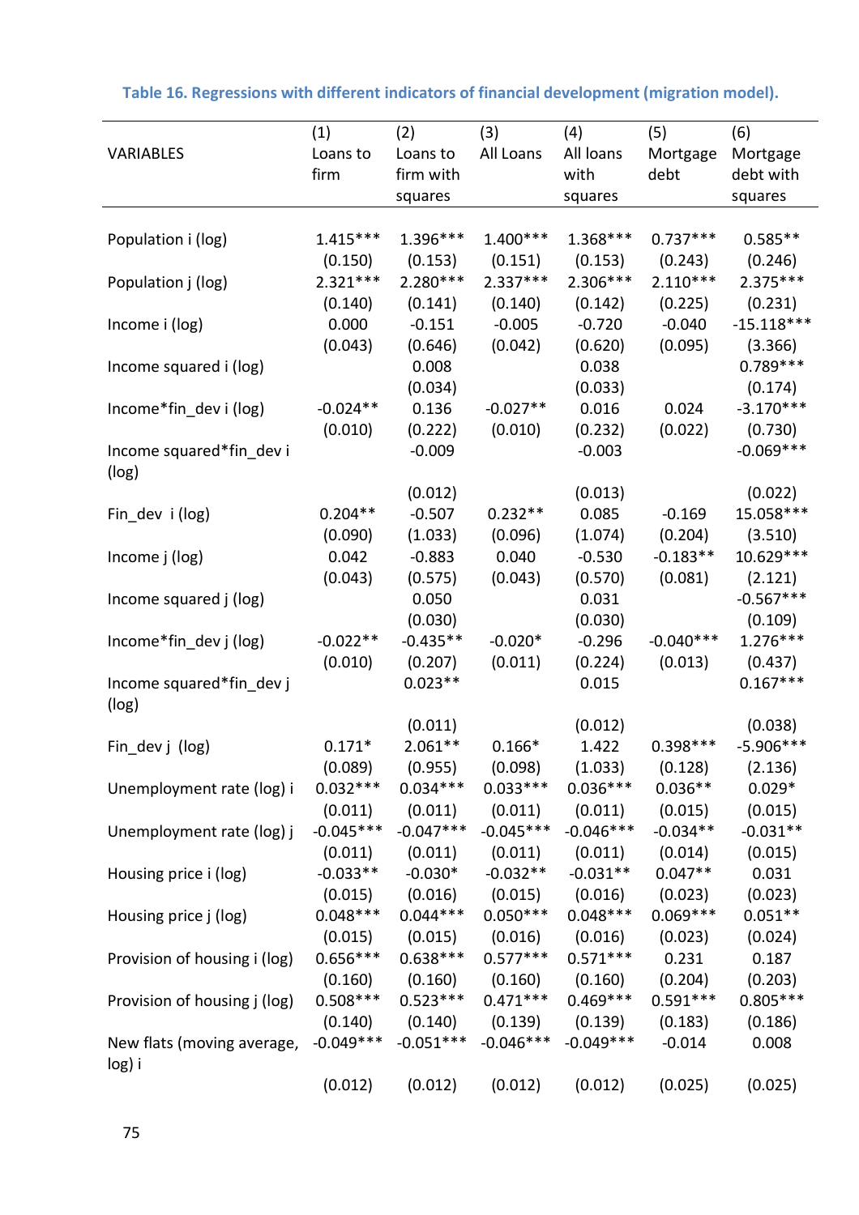**Table 16. Regressions with different indicators of financial development (migration model).**

| VARIABLES | (1) Loans to firm | (2) Loans to firm with squares | (3) All Loans | (4) All loans with squares | (5) Mortgage debt | (6) Mortgage debt with squares |
|---|---|---|---|---|---|---|
| Population i (log) | 1.415*** | 1.396*** | 1.400*** | 1.368*** | 0.737*** | 0.585** |
| | (0.150) | (0.153) | (0.151) | (0.153) | (0.243) | (0.246) |
| Population j (log) | 2.321*** | 2.280*** | 2.337*** | 2.306*** | 2.110*** | 2.375*** |
| | (0.140) | (0.141) | (0.140) | (0.142) | (0.225) | (0.231) |
| Income i (log) | 0.000 | -0.151 | -0.005 | -0.720 | -0.040 | -15.118*** |
| | (0.043) | (0.646) | (0.042) | (0.620) | (0.095) | (3.366) |
| Income squared i (log) | | 0.008 | | 0.038 | | 0.789*** |
| | | (0.034) | | (0.033) | | (0.174) |
| Income*fin_dev i (log) | -0.024** | 0.136 | -0.027** | 0.016 | 0.024 | -3.170*** |
| | (0.010) | (0.222) | (0.010) | (0.232) | (0.022) | (0.730) |
| Income squared*fin_dev i (log) | | -0.009 | | -0.003 | | -0.069*** |
| | | (0.012) | | (0.013) | | (0.022) |
| Fin_dev i (log) | 0.204** | -0.507 | 0.232** | 0.085 | -0.169 | 15.058*** |
| | (0.090) | (1.033) | (0.096) | (1.074) | (0.204) | (3.510) |
| Income j (log) | 0.042 | -0.883 | 0.040 | -0.530 | -0.183** | 10.629*** |
| | (0.043) | (0.575) | (0.043) | (0.570) | (0.081) | (2.121) |
| Income squared j (log) | | 0.050 | | 0.031 | | -0.567*** |
| | | (0.030) | | (0.030) | | (0.109) |
| Income*fin_dev j (log) | -0.022** | -0.435** | -0.020* | -0.296 | -0.040*** | 1.276*** |
| | (0.010) | (0.207) | (0.011) | (0.224) | (0.013) | (0.437) |
| Income squared*fin_dev j (log) | | 0.023** | | 0.015 | | 0.167*** |
| | | (0.011) | | (0.012) | | (0.038) |
| Fin_dev j (log) | 0.171* | 2.061** | 0.166* | 1.422 | 0.398*** | -5.906*** |
| | (0.089) | (0.955) | (0.098) | (1.033) | (0.128) | (2.136) |
| Unemployment rate (log) i | 0.032*** | 0.034*** | 0.033*** | 0.036*** | 0.036** | 0.029* |
| | (0.011) | (0.011) | (0.011) | (0.011) | (0.015) | (0.015) |
| Unemployment rate (log) j | -0.045*** | -0.047*** | -0.045*** | -0.046*** | -0.034** | -0.031** |
| | (0.011) | (0.011) | (0.011) | (0.011) | (0.014) | (0.015) |
| Housing price i (log) | -0.033** | -0.030* | -0.032** | -0.031** | 0.047** | 0.031 |
| | (0.015) | (0.016) | (0.015) | (0.016) | (0.023) | (0.023) |
| Housing price j (log) | 0.048*** | 0.044*** | 0.050*** | 0.048*** | 0.069*** | 0.051** |
| | (0.015) | (0.015) | (0.016) | (0.016) | (0.023) | (0.024) |
| Provision of housing i (log) | 0.656*** | 0.638*** | 0.577*** | 0.571*** | 0.231 | 0.187 |
| | (0.160) | (0.160) | (0.160) | (0.160) | (0.204) | (0.203) |
| Provision of housing j (log) | 0.508*** | 0.523*** | 0.471*** | 0.469*** | 0.591*** | 0.805*** |
| | (0.140) | (0.140) | (0.139) | (0.139) | (0.183) | (0.186) |
| New flats (moving average, log) i | -0.049*** | -0.051*** | -0.046*** | -0.049*** | -0.014 | 0.008 |
| | (0.012) | (0.012) | (0.012) | (0.012) | (0.025) | (0.025) |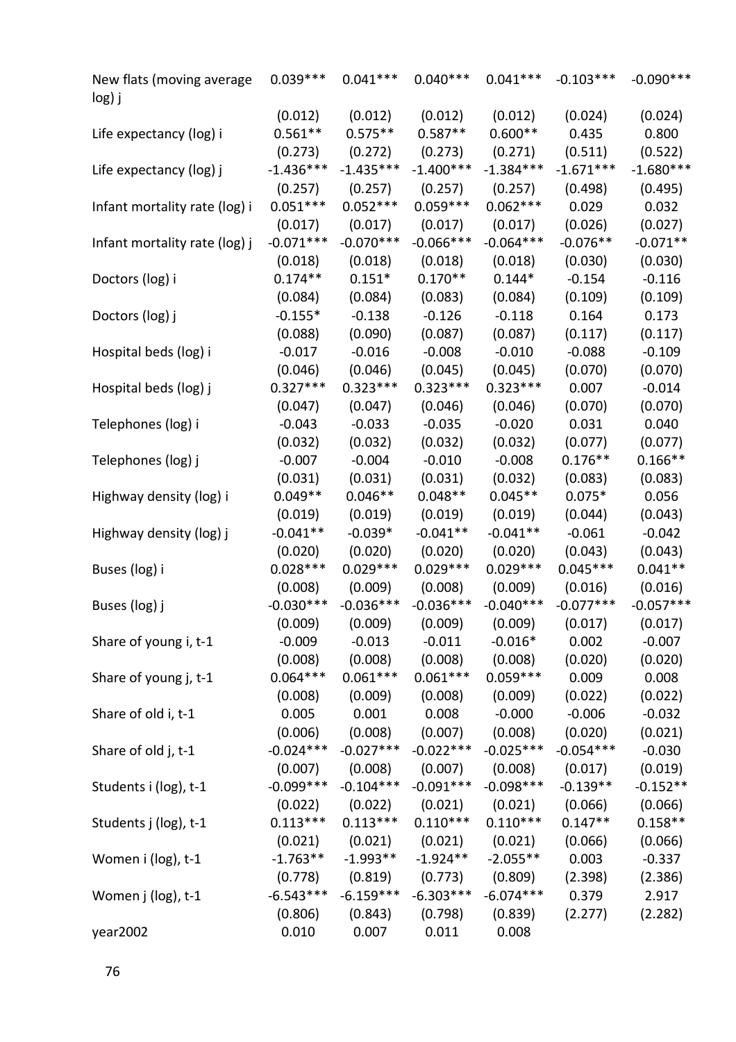| | | | | | | |
|---|---|---|---|---|---|---|
| New flats (moving average log) j | 0.039*** | 0.041*** | 0.040*** | 0.041*** | -0.103*** | -0.090*** |
| | (0.012) | (0.012) | (0.012) | (0.012) | (0.024) | (0.024) |
| Life expectancy (log) i | 0.561** | 0.575** | 0.587** | 0.600** | 0.435 | 0.800 |
| | (0.273) | (0.272) | (0.273) | (0.271) | (0.511) | (0.522) |
| Life expectancy (log) j | -1.436*** | -1.435*** | -1.400*** | -1.384*** | -1.671*** | -1.680*** |
| | (0.257) | (0.257) | (0.257) | (0.257) | (0.498) | (0.495) |
| Infant mortality rate (log) i | 0.051*** | 0.052*** | 0.059*** | 0.062*** | 0.029 | 0.032 |
| | (0.017) | (0.017) | (0.017) | (0.017) | (0.026) | (0.027) |
| Infant mortality rate (log) j | -0.071*** | -0.070*** | -0.066*** | -0.064*** | -0.076** | -0.071** |
| | (0.018) | (0.018) | (0.018) | (0.018) | (0.030) | (0.030) |
| Doctors (log) i | 0.174** | 0.151* | 0.170** | 0.144* | -0.154 | -0.116 |
| | (0.084) | (0.084) | (0.083) | (0.084) | (0.109) | (0.109) |
| Doctors (log) j | -0.155* | -0.138 | -0.126 | -0.118 | 0.164 | 0.173 |
| | (0.088) | (0.090) | (0.087) | (0.087) | (0.117) | (0.117) |
| Hospital beds (log) i | -0.017 | -0.016 | -0.008 | -0.010 | -0.088 | -0.109 |
| | (0.046) | (0.046) | (0.045) | (0.045) | (0.070) | (0.070) |
| Hospital beds (log) j | 0.327*** | 0.323*** | 0.323*** | 0.323*** | 0.007 | -0.014 |
| | (0.047) | (0.047) | (0.046) | (0.046) | (0.070) | (0.070) |
| Telephones (log) i | -0.043 | -0.033 | -0.035 | -0.020 | 0.031 | 0.040 |
| | (0.032) | (0.032) | (0.032) | (0.032) | (0.077) | (0.077) |
| Telephones (log) j | -0.007 | -0.004 | -0.010 | -0.008 | 0.176** | 0.166** |
| | (0.031) | (0.031) | (0.031) | (0.032) | (0.083) | (0.083) |
| Highway density (log) i | 0.049** | 0.046** | 0.048** | 0.045** | 0.075* | 0.056 |
| | (0.019) | (0.019) | (0.019) | (0.019) | (0.044) | (0.043) |
| Highway density (log) j | -0.041** | -0.039* | -0.041** | -0.041** | -0.061 | -0.042 |
| | (0.020) | (0.020) | (0.020) | (0.020) | (0.043) | (0.043) |
| Buses (log) i | 0.028*** | 0.029*** | 0.029*** | 0.029*** | 0.045*** | 0.041** |
| | (0.008) | (0.009) | (0.008) | (0.009) | (0.016) | (0.016) |
| Buses (log) j | -0.030*** | -0.036*** | -0.036*** | -0.040*** | -0.077*** | -0.057*** |
| | (0.009) | (0.009) | (0.009) | (0.009) | (0.017) | (0.017) |
| Share of young i, t-1 | -0.009 | -0.013 | -0.011 | -0.016* | 0.002 | -0.007 |
| | (0.008) | (0.008) | (0.008) | (0.008) | (0.020) | (0.020) |
| Share of young j, t-1 | 0.064*** | 0.061*** | 0.061*** | 0.059*** | 0.009 | 0.008 |
| | (0.008) | (0.009) | (0.008) | (0.009) | (0.022) | (0.022) |
| Share of old i, t-1 | 0.005 | 0.001 | 0.008 | -0.000 | -0.006 | -0.032 |
| | (0.006) | (0.008) | (0.007) | (0.008) | (0.020) | (0.021) |
| Share of old j, t-1 | -0.024*** | -0.027*** | -0.022*** | -0.025*** | -0.054*** | -0.030 |
| | (0.007) | (0.008) | (0.007) | (0.008) | (0.017) | (0.019) |
| Students i (log), t-1 | -0.099*** | -0.104*** | -0.091*** | -0.098*** | -0.139** | -0.152** |
| | (0.022) | (0.022) | (0.021) | (0.021) | (0.066) | (0.066) |
| Students j (log), t-1 | 0.113*** | 0.113*** | 0.110*** | 0.110*** | 0.147** | 0.158** |
| | (0.021) | (0.021) | (0.021) | (0.021) | (0.066) | (0.066) |
| Women i (log), t-1 | -1.763** | -1.993** | -1.924** | -2.055** | 0.003 | -0.337 |
| | (0.778) | (0.819) | (0.773) | (0.809) | (2.398) | (2.386) |
| Women j (log), t-1 | -6.543*** | -6.159*** | -6.303*** | -6.074*** | 0.379 | 2.917 |
| | (0.806) | (0.843) | (0.798) | (0.839) | (2.277) | (2.282) |
| year2002 | 0.010 | 0.007 | 0.011 | 0.008 | | |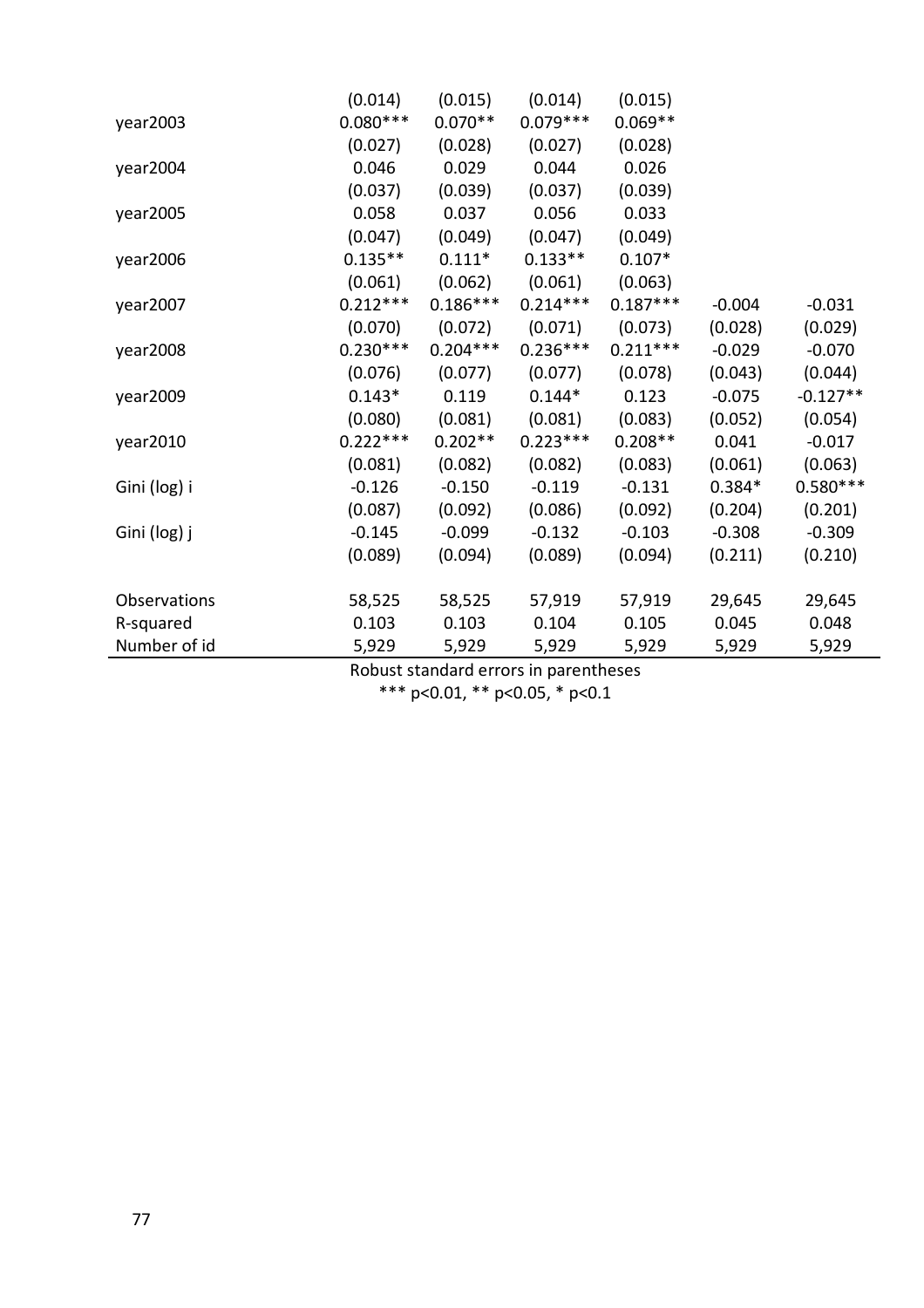| | | | | | | |
|---|---|---|---|---|---|---|
| | (0.014) | (0.015) | (0.014) | (0.015) | | |
| year2003 | 0.080*** | 0.070** | 0.079*** | 0.069** | | |
| | (0.027) | (0.028) | (0.027) | (0.028) | | |
| year2004 | 0.046 | 0.029 | 0.044 | 0.026 | | |
| | (0.037) | (0.039) | (0.037) | (0.039) | | |
| year2005 | 0.058 | 0.037 | 0.056 | 0.033 | | |
| | (0.047) | (0.049) | (0.047) | (0.049) | | |
| year2006 | 0.135** | 0.111* | 0.133** | 0.107* | | |
| | (0.061) | (0.062) | (0.061) | (0.063) | | |
| year2007 | 0.212*** | 0.186*** | 0.214*** | 0.187*** | -0.004 | -0.031 |
| | (0.070) | (0.072) | (0.071) | (0.073) | (0.028) | (0.029) |
| year2008 | 0.230*** | 0.204*** | 0.236*** | 0.211*** | -0.029 | -0.070 |
| | (0.076) | (0.077) | (0.077) | (0.078) | (0.043) | (0.044) |
| year2009 | 0.143* | 0.119 | 0.144* | 0.123 | -0.075 | -0.127** |
| | (0.080) | (0.081) | (0.081) | (0.083) | (0.052) | (0.054) |
| year2010 | 0.222*** | 0.202** | 0.223*** | 0.208** | 0.041 | -0.017 |
| | (0.081) | (0.082) | (0.082) | (0.083) | (0.061) | (0.063) |
| Gini (log) i | -0.126 | -0.150 | -0.119 | -0.131 | 0.384* | 0.580*** |
| | (0.087) | (0.092) | (0.086) | (0.092) | (0.204) | (0.201) |
| Gini (log) j | -0.145 | -0.099 | -0.132 | -0.103 | -0.308 | -0.309 |
| | (0.089) | (0.094) | (0.089) | (0.094) | (0.211) | (0.210) |
| | | | | | | |
| Observations | 58,525 | 58,525 | 57,919 | 57,919 | 29,645 | 29,645 |
| R-squared | 0.103 | 0.103 | 0.104 | 0.105 | 0.045 | 0.048 |
| Number of id | 5,929 | 5,929 | 5,929 | 5,929 | 5,929 | 5,929 |

Robust standard errors in parentheses

*** p<0.01, ** p<0.05, * p<0.1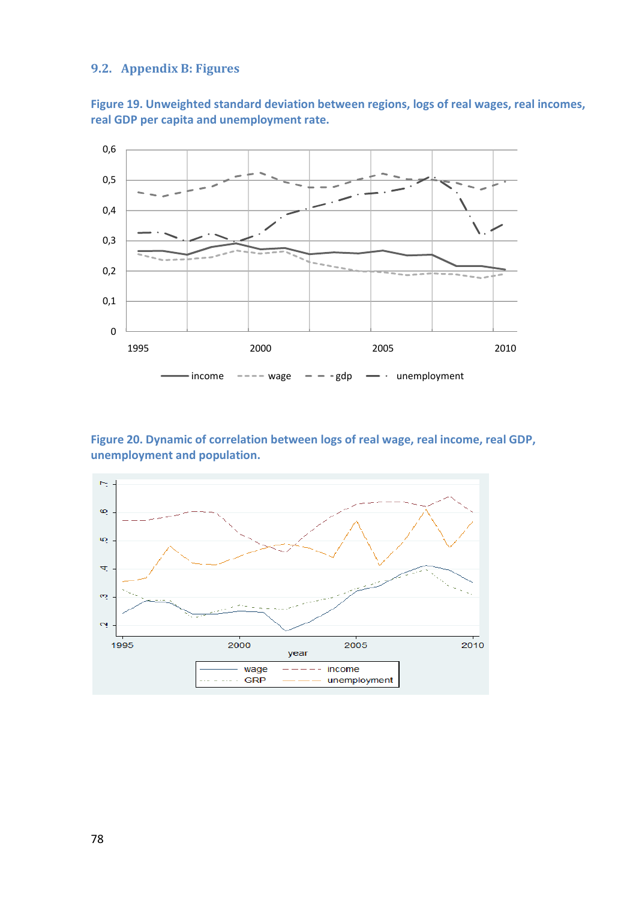## 9.2. Appendix B: Figures

**Figure 19. Unweighted standard deviation between regions, logs of real wages, real incomes, real GDP per capita and unemployment rate.**

**Figure 20. Dynamic of correlation between logs of real wage, real income, real GDP, unemployment and population.**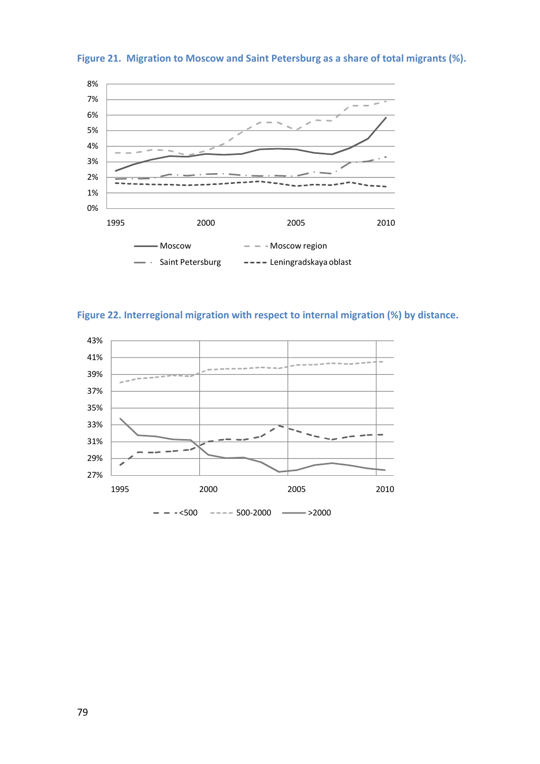**Figure 21. Migration to Moscow and Saint Petersburg as a share of total migrants (%).**

**Figure 22. Interregional migration with respect to internal migration (%) by distance.**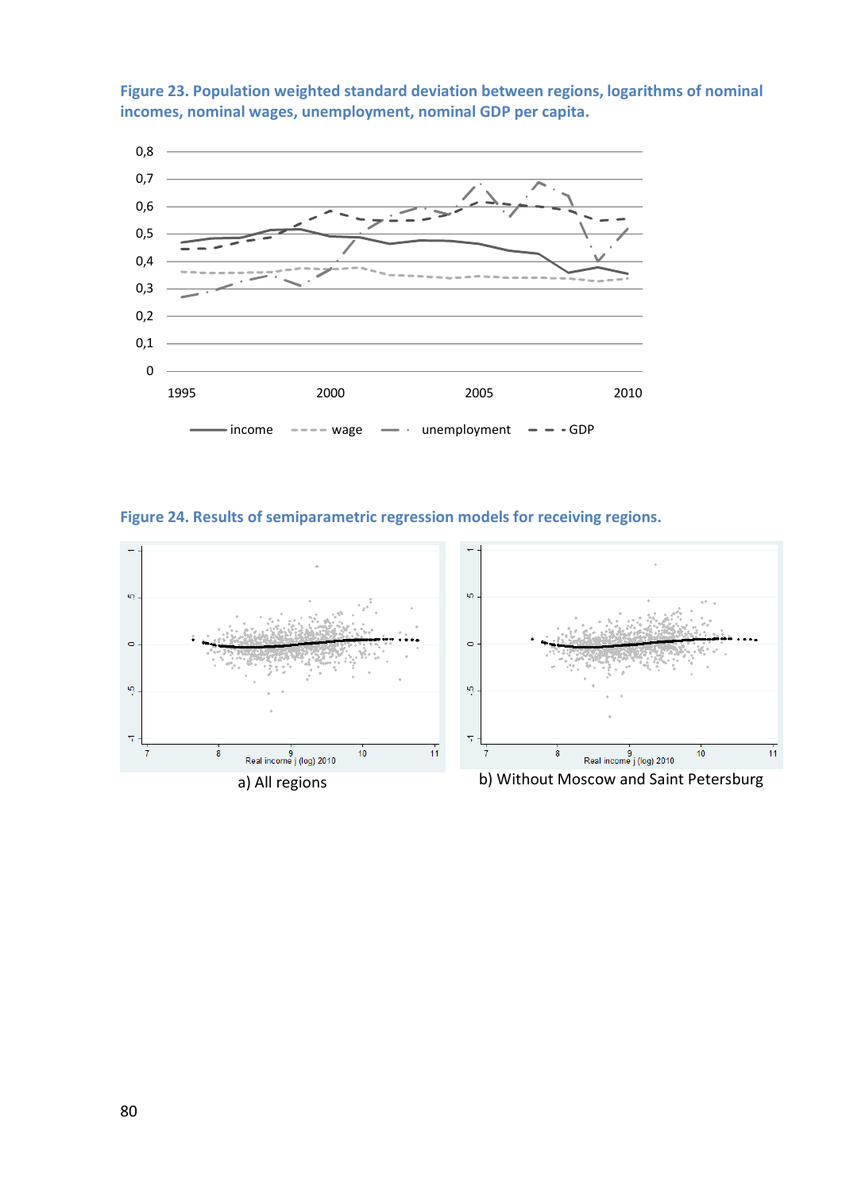**Figure 23. Population weighted standard deviation between regions, logarithms of nominal incomes, nominal wages, unemployment, nominal GDP per capita.**

**Figure 24. Results of semiparametric regression models for receiving regions.**

a) All regions

b) Without Moscow and Saint Petersburg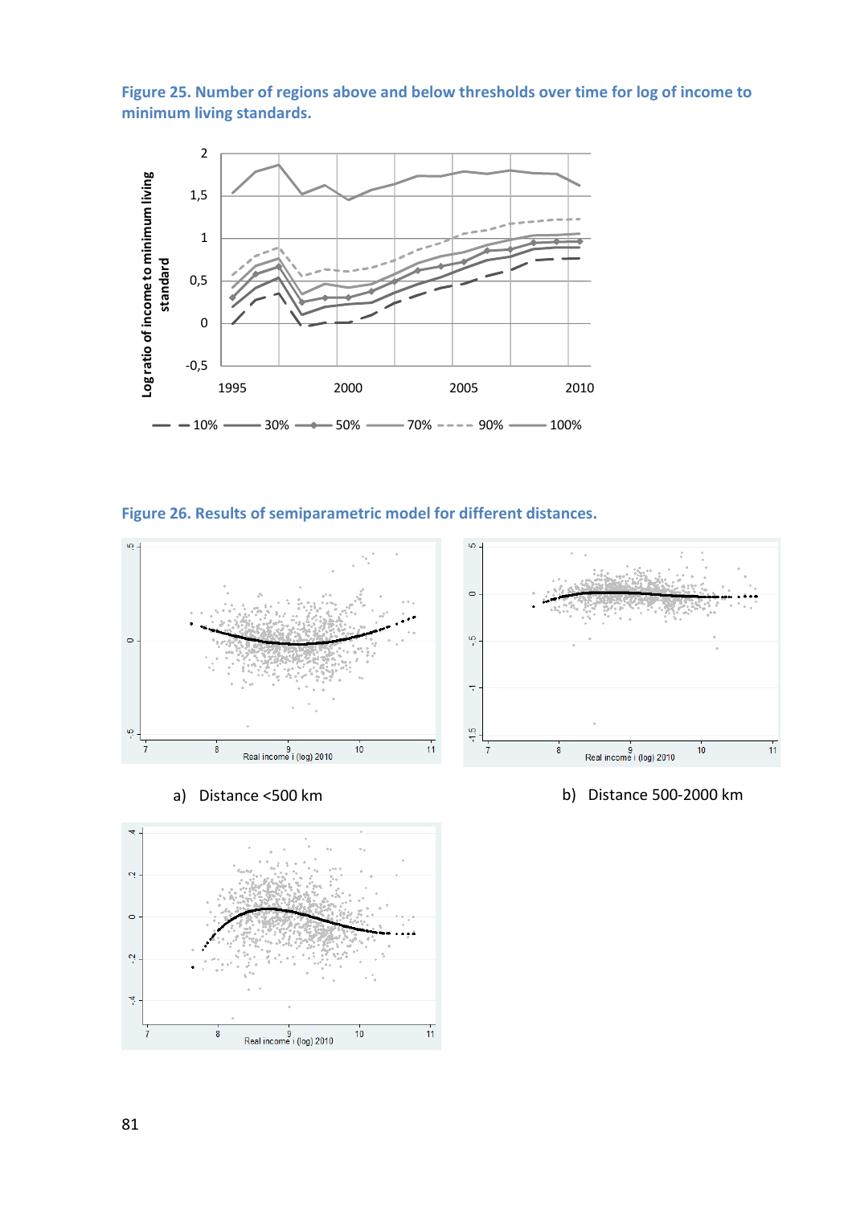**Figure 25. Number of regions above and below thresholds over time for log of income to minimum living standards.**

**Figure 26. Results of semiparametric model for different distances.**

a) Distance <500 km

b) Distance 500-2000 km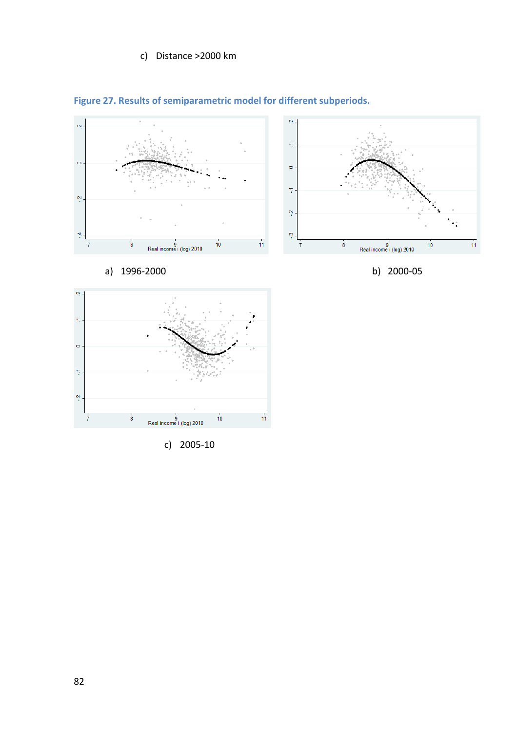c) Distance >2000 km

**Figure 27. Results of semiparametric model for different subperiods.**

.2
0
-.2
-.4
7
8
9
10
11
Real income i (log) 2010

a) 1996-2000

.2
.1
0
-.1
-.2
-.3
7
8
9
10
11
Real income i (log) 2010

b) 2000-05

.2
.1
0
-.1
-.2
7
8
9
10
11
Real income i (log) 2010

c) 2005-10